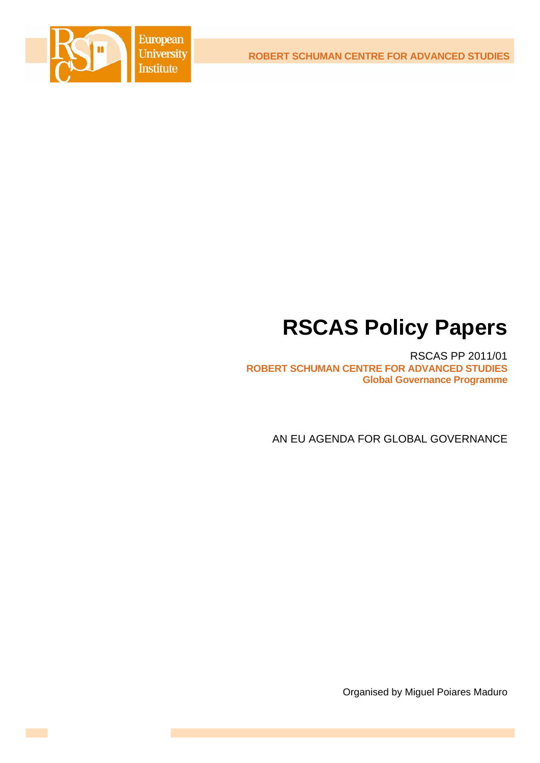ROBERT SCHUMAN CENTRE FOR ADVANCED STUDIES

# RSCAS Policy Papers

RSCAS PP 2011/01

**ROBERT SCHUMAN CENTRE FOR ADVANCED STUDIES**
**Global Governance Programme**

AN EU AGENDA FOR GLOBAL GOVERNANCE

Organised by Miguel Poiares Maduro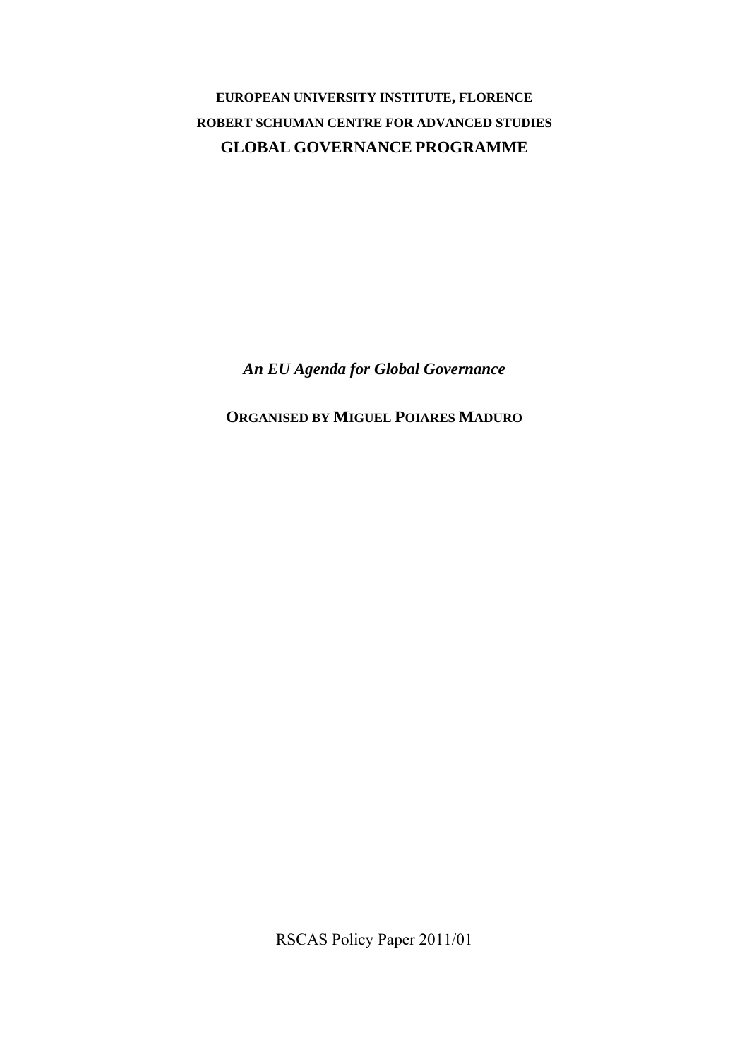**EUROPEAN UNIVERSITY INSTITUTE, FLORENCE**

**ROBERT SCHUMAN CENTRE FOR ADVANCED STUDIES**

**GLOBAL GOVERNANCE PROGRAMME**

***An EU Agenda for Global Governance***

**ORGANISED BY MIGUEL POIARES MADURO**

RSCAS Policy Paper 2011/01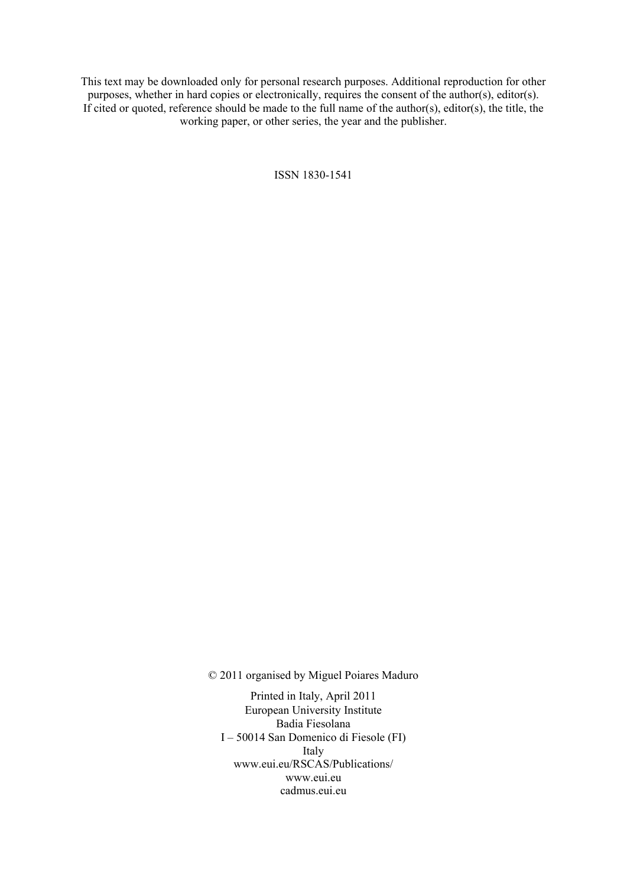This text may be downloaded only for personal research purposes. Additional reproduction for other purposes, whether in hard copies or electronically, requires the consent of the author(s), editor(s). If cited or quoted, reference should be made to the full name of the author(s), editor(s), the title, the working paper, or other series, the year and the publisher.

ISSN 1830-1541

© 2011 organised by Miguel Poiares Maduro

Printed in Italy, April 2011
European University Institute
Badia Fiesolana
I – 50014 San Domenico di Fiesole (FI)
Italy
www.eui.eu/RSCAS/Publications/
www.eui.eu
cadmus.eui.eu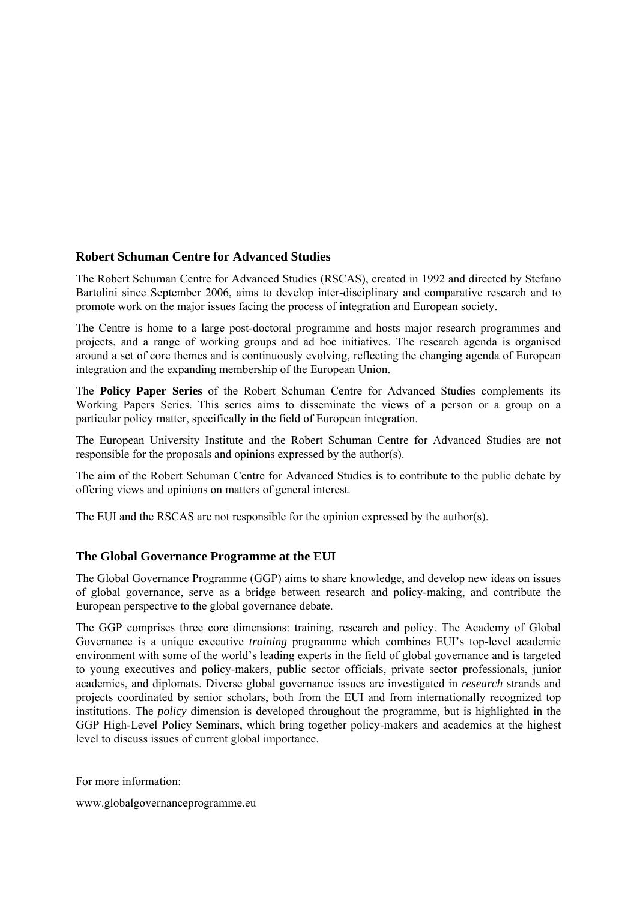## Robert Schuman Centre for Advanced Studies

The Robert Schuman Centre for Advanced Studies (RSCAS), created in 1992 and directed by Stefano Bartolini since September 2006, aims to develop inter-disciplinary and comparative research and to promote work on the major issues facing the process of integration and European society.

The Centre is home to a large post-doctoral programme and hosts major research programmes and projects, and a range of working groups and ad hoc initiatives. The research agenda is organised around a set of core themes and is continuously evolving, reflecting the changing agenda of European integration and the expanding membership of the European Union.

The **Policy Paper Series** of the Robert Schuman Centre for Advanced Studies complements its Working Papers Series. This series aims to disseminate the views of a person or a group on a particular policy matter, specifically in the field of European integration.

The European University Institute and the Robert Schuman Centre for Advanced Studies are not responsible for the proposals and opinions expressed by the author(s).

The aim of the Robert Schuman Centre for Advanced Studies is to contribute to the public debate by offering views and opinions on matters of general interest.

The EUI and the RSCAS are not responsible for the opinion expressed by the author(s).

## The Global Governance Programme at the EUI

The Global Governance Programme (GGP) aims to share knowledge, and develop new ideas on issues of global governance, serve as a bridge between research and policy-making, and contribute the European perspective to the global governance debate.

The GGP comprises three core dimensions: training, research and policy. The Academy of Global Governance is a unique executive *training* programme which combines EUI's top-level academic environment with some of the world's leading experts in the field of global governance and is targeted to young executives and policy-makers, public sector officials, private sector professionals, junior academics, and diplomats. Diverse global governance issues are investigated in *research* strands and projects coordinated by senior scholars, both from the EUI and from internationally recognized top institutions. The *policy* dimension is developed throughout the programme, but is highlighted in the GGP High-Level Policy Seminars, which bring together policy-makers and academics at the highest level to discuss issues of current global importance.

For more information:

www.globalgovernanceprogramme.eu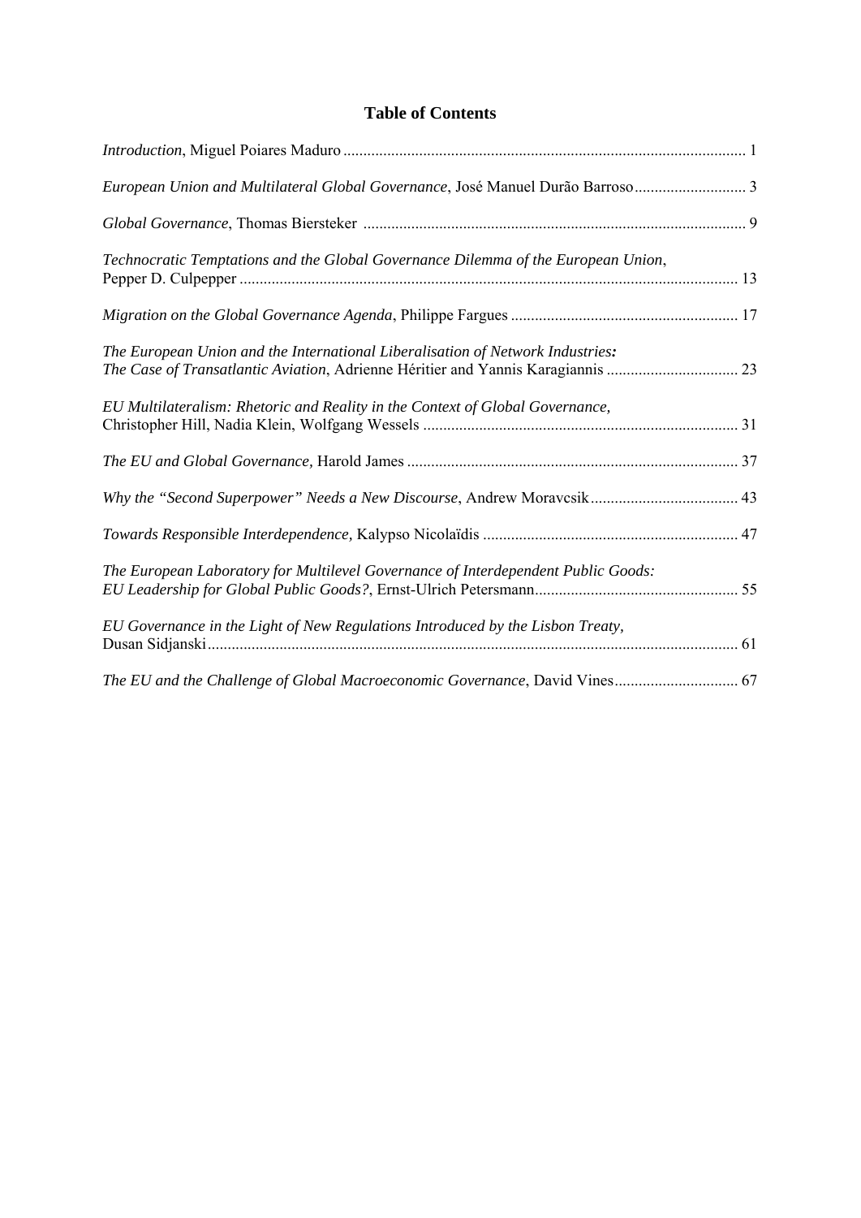## Table of Contents

*Introduction*, Miguel Poiares Maduro .................................................................................................... 1

*European Union and Multilateral Global Governance*, José Manuel Durão Barroso ............................ 3

*Global Governance*, Thomas Biersteker ................................................................................................ 9

*Technocratic Temptations and the Global Governance Dilemma of the European Union*, Pepper D. Culpepper ............................................................................................................................ 13

*Migration on the Global Governance Agenda*, Philippe Fargues ......................................................... 17

*The European Union and the International Liberalisation of Network Industries: The Case of Transatlantic Aviation*, Adrienne Héritier and Yannis Karagiannis ................................. 23

*EU Multilateralism: Rhetoric and Reality in the Context of Global Governance,* Christopher Hill, Nadia Klein, Wolfgang Wessels ............................................................................... 31

*The EU and Global Governance,* Harold James ................................................................................... 37

*Why the "Second Superpower" Needs a New Discourse*, Andrew Moravcsik ..................................... 43

*Towards Responsible Interdependence,* Kalypso Nicolaïdis ................................................................ 47

*The European Laboratory for Multilevel Governance of Interdependent Public Goods: EU Leadership for Global Public Goods?*, Ernst-Ulrich Petersmann ................................................... 55

*EU Governance in the Light of New Regulations Introduced by the Lisbon Treaty,* Dusan Sidjanski ..................................................................................................................................... 61

*The EU and the Challenge of Global Macroeconomic Governance*, David Vines ............................... 67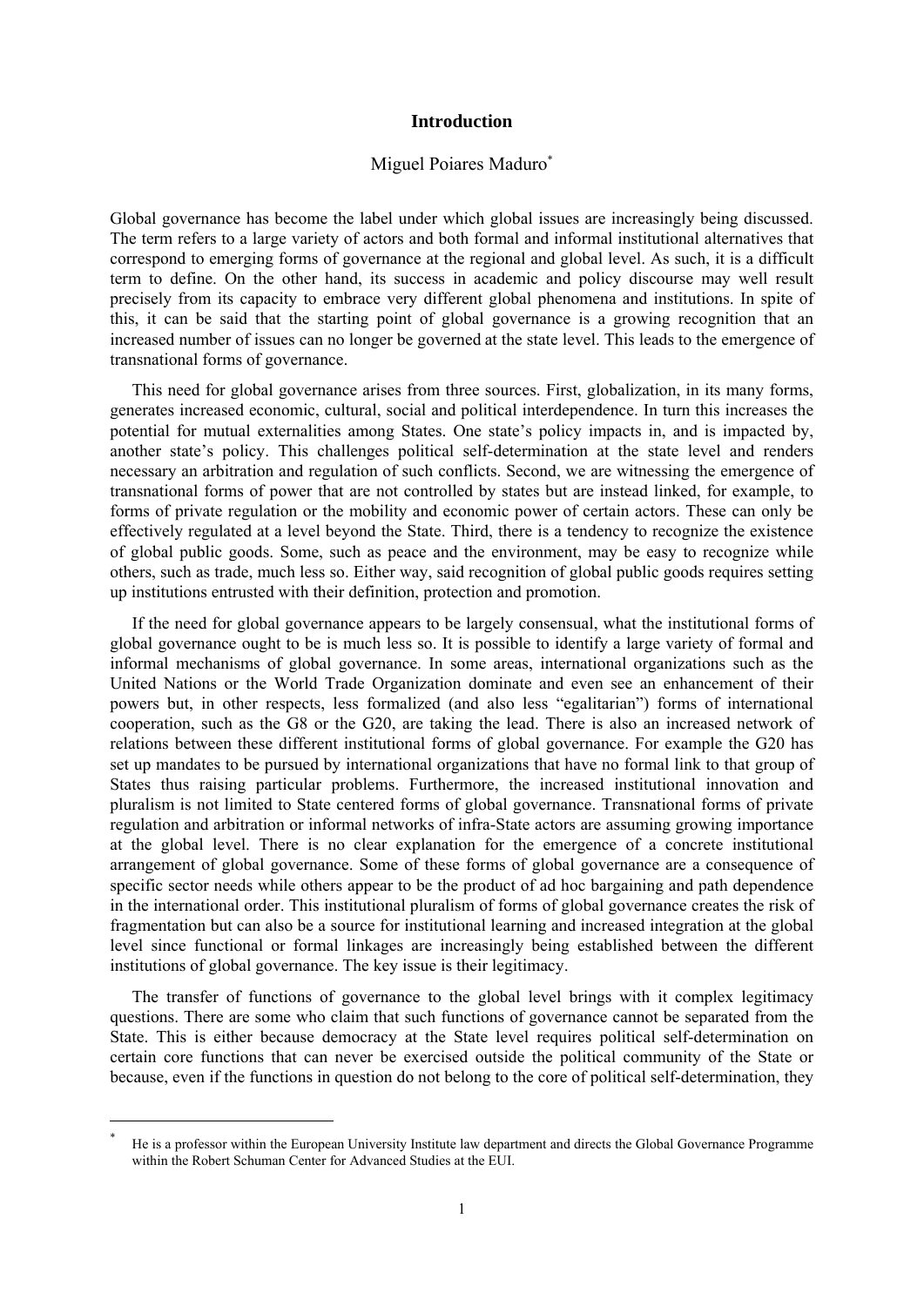# Introduction

Miguel Poiares Maduro[*]

Global governance has become the label under which global issues are increasingly being discussed. The term refers to a large variety of actors and both formal and informal institutional alternatives that correspond to emerging forms of governance at the regional and global level. As such, it is a difficult term to define. On the other hand, its success in academic and policy discourse may well result precisely from its capacity to embrace very different global phenomena and institutions. In spite of this, it can be said that the starting point of global governance is a growing recognition that an increased number of issues can no longer be governed at the state level. This leads to the emergence of transnational forms of governance.

This need for global governance arises from three sources. First, globalization, in its many forms, generates increased economic, cultural, social and political interdependence. In turn this increases the potential for mutual externalities among States. One state's policy impacts in, and is impacted by, another state's policy. This challenges political self-determination at the state level and renders necessary an arbitration and regulation of such conflicts. Second, we are witnessing the emergence of transnational forms of power that are not controlled by states but are instead linked, for example, to forms of private regulation or the mobility and economic power of certain actors. These can only be effectively regulated at a level beyond the State. Third, there is a tendency to recognize the existence of global public goods. Some, such as peace and the environment, may be easy to recognize while others, such as trade, much less so. Either way, said recognition of global public goods requires setting up institutions entrusted with their definition, protection and promotion.

If the need for global governance appears to be largely consensual, what the institutional forms of global governance ought to be is much less so. It is possible to identify a large variety of formal and informal mechanisms of global governance. In some areas, international organizations such as the United Nations or the World Trade Organization dominate and even see an enhancement of their powers but, in other respects, less formalized (and also less "egalitarian") forms of international cooperation, such as the G8 or the G20, are taking the lead. There is also an increased network of relations between these different institutional forms of global governance. For example the G20 has set up mandates to be pursued by international organizations that have no formal link to that group of States thus raising particular problems. Furthermore, the increased institutional innovation and pluralism is not limited to State centered forms of global governance. Transnational forms of private regulation and arbitration or informal networks of infra-State actors are assuming growing importance at the global level. There is no clear explanation for the emergence of a concrete institutional arrangement of global governance. Some of these forms of global governance are a consequence of specific sector needs while others appear to be the product of ad hoc bargaining and path dependence in the international order. This institutional pluralism of forms of global governance creates the risk of fragmentation but can also be a source for institutional learning and increased integration at the global level since functional or formal linkages are increasingly being established between the different institutions of global governance. The key issue is their legitimacy.

The transfer of functions of governance to the global level brings with it complex legitimacy questions. There are some who claim that such functions of governance cannot be separated from the State. This is either because democracy at the State level requires political self-determination on certain core functions that can never be exercised outside the political community of the State or because, even if the functions in question do not belong to the core of political self-determination, they

[*] He is a professor within the European University Institute law department and directs the Global Governance Programme within the Robert Schuman Center for Advanced Studies at the EUI.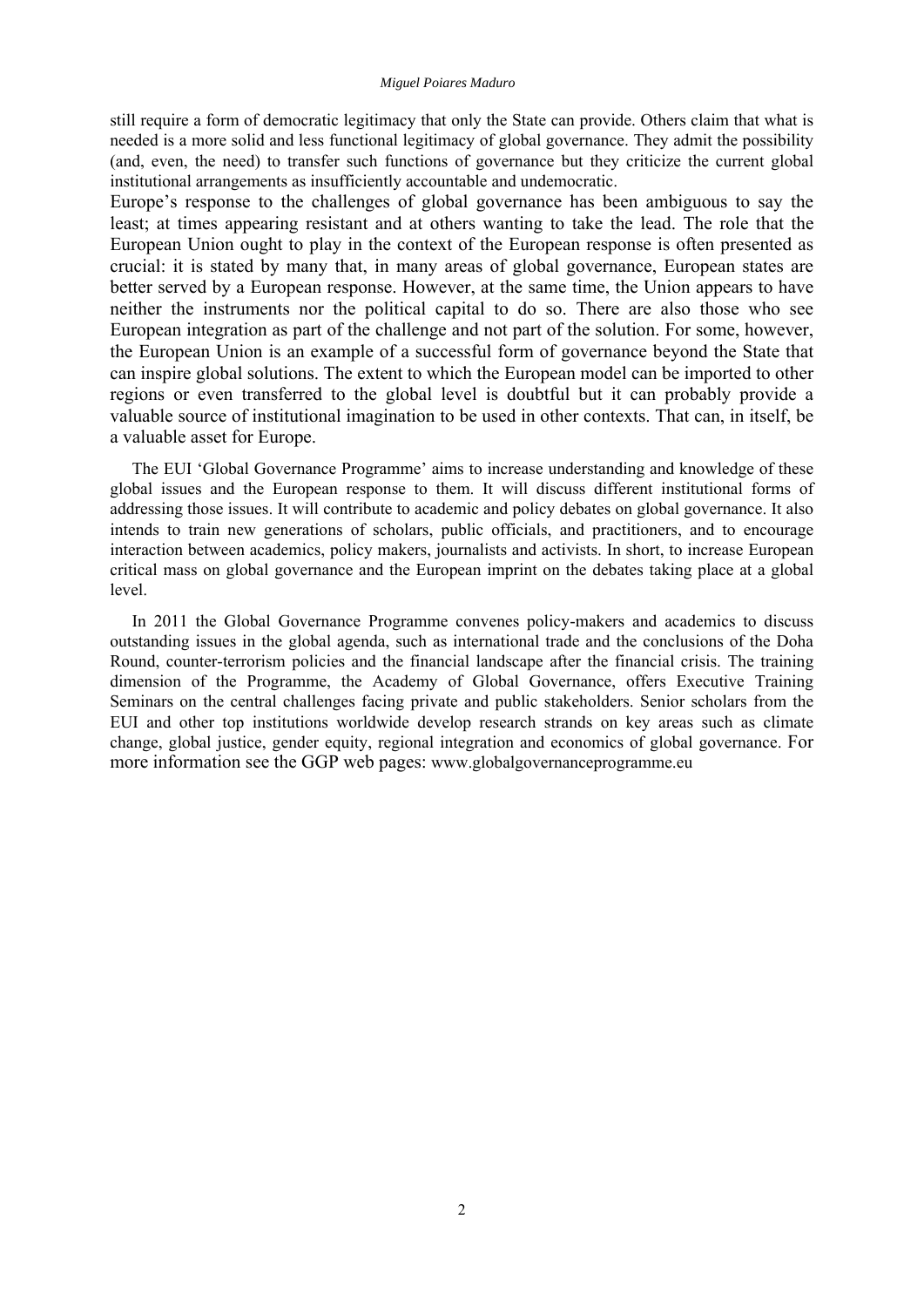still require a form of democratic legitimacy that only the State can provide. Others claim that what is needed is a more solid and less functional legitimacy of global governance. They admit the possibility (and, even, the need) to transfer such functions of governance but they criticize the current global institutional arrangements as insufficiently accountable and undemocratic.

Europe's response to the challenges of global governance has been ambiguous to say the least; at times appearing resistant and at others wanting to take the lead. The role that the European Union ought to play in the context of the European response is often presented as crucial: it is stated by many that, in many areas of global governance, European states are better served by a European response. However, at the same time, the Union appears to have neither the instruments nor the political capital to do so. There are also those who see European integration as part of the challenge and not part of the solution. For some, however, the European Union is an example of a successful form of governance beyond the State that can inspire global solutions. The extent to which the European model can be imported to other regions or even transferred to the global level is doubtful but it can probably provide a valuable source of institutional imagination to be used in other contexts. That can, in itself, be a valuable asset for Europe.

The EUI 'Global Governance Programme' aims to increase understanding and knowledge of these global issues and the European response to them. It will discuss different institutional forms of addressing those issues. It will contribute to academic and policy debates on global governance. It also intends to train new generations of scholars, public officials, and practitioners, and to encourage interaction between academics, policy makers, journalists and activists. In short, to increase European critical mass on global governance and the European imprint on the debates taking place at a global level.

In 2011 the Global Governance Programme convenes policy-makers and academics to discuss outstanding issues in the global agenda, such as international trade and the conclusions of the Doha Round, counter-terrorism policies and the financial landscape after the financial crisis. The training dimension of the Programme, the Academy of Global Governance, offers Executive Training Seminars on the central challenges facing private and public stakeholders. Senior scholars from the EUI and other top institutions worldwide develop research strands on key areas such as climate change, global justice, gender equity, regional integration and economics of global governance. For more information see the GGP web pages: www.globalgovernanceprogramme.eu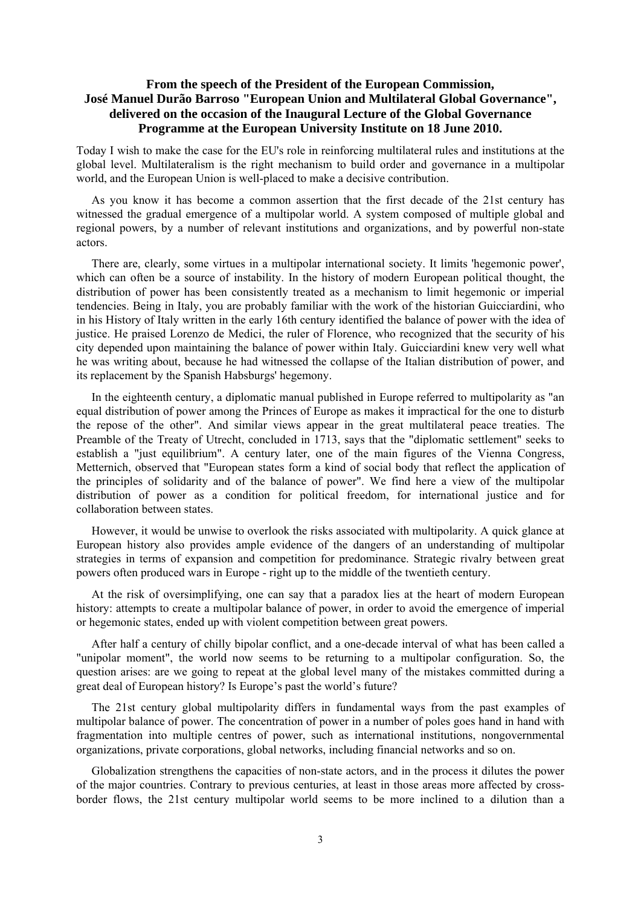### From the speech of the President of the European Commission, José Manuel Durão Barroso "European Union and Multilateral Global Governance", delivered on the occasion of the Inaugural Lecture of the Global Governance Programme at the European University Institute on 18 June 2010.

Today I wish to make the case for the EU's role in reinforcing multilateral rules and institutions at the global level. Multilateralism is the right mechanism to build order and governance in a multipolar world, and the European Union is well-placed to make a decisive contribution.

As you know it has become a common assertion that the first decade of the 21st century has witnessed the gradual emergence of a multipolar world. A system composed of multiple global and regional powers, by a number of relevant institutions and organizations, and by powerful non-state actors.

There are, clearly, some virtues in a multipolar international society. It limits 'hegemonic power', which can often be a source of instability. In the history of modern European political thought, the distribution of power has been consistently treated as a mechanism to limit hegemonic or imperial tendencies. Being in Italy, you are probably familiar with the work of the historian Guicciardini, who in his History of Italy written in the early 16th century identified the balance of power with the idea of justice. He praised Lorenzo de Medici, the ruler of Florence, who recognized that the security of his city depended upon maintaining the balance of power within Italy. Guicciardini knew very well what he was writing about, because he had witnessed the collapse of the Italian distribution of power, and its replacement by the Spanish Habsburgs' hegemony.

In the eighteenth century, a diplomatic manual published in Europe referred to multipolarity as "an equal distribution of power among the Princes of Europe as makes it impractical for the one to disturb the repose of the other". And similar views appear in the great multilateral peace treaties. The Preamble of the Treaty of Utrecht, concluded in 1713, says that the "diplomatic settlement" seeks to establish a "just equilibrium". A century later, one of the main figures of the Vienna Congress, Metternich, observed that "European states form a kind of social body that reflect the application of the principles of solidarity and of the balance of power". We find here a view of the multipolar distribution of power as a condition for political freedom, for international justice and for collaboration between states.

However, it would be unwise to overlook the risks associated with multipolarity. A quick glance at European history also provides ample evidence of the dangers of an understanding of multipolar strategies in terms of expansion and competition for predominance. Strategic rivalry between great powers often produced wars in Europe - right up to the middle of the twentieth century.

At the risk of oversimplifying, one can say that a paradox lies at the heart of modern European history: attempts to create a multipolar balance of power, in order to avoid the emergence of imperial or hegemonic states, ended up with violent competition between great powers.

After half a century of chilly bipolar conflict, and a one-decade interval of what has been called a "unipolar moment", the world now seems to be returning to a multipolar configuration. So, the question arises: are we going to repeat at the global level many of the mistakes committed during a great deal of European history? Is Europe's past the world's future?

The 21st century global multipolarity differs in fundamental ways from the past examples of multipolar balance of power. The concentration of power in a number of poles goes hand in hand with fragmentation into multiple centres of power, such as international institutions, nongovernmental organizations, private corporations, global networks, including financial networks and so on.

Globalization strengthens the capacities of non-state actors, and in the process it dilutes the power of the major countries. Contrary to previous centuries, at least in those areas more affected by cross-border flows, the 21st century multipolar world seems to be more inclined to a dilution than a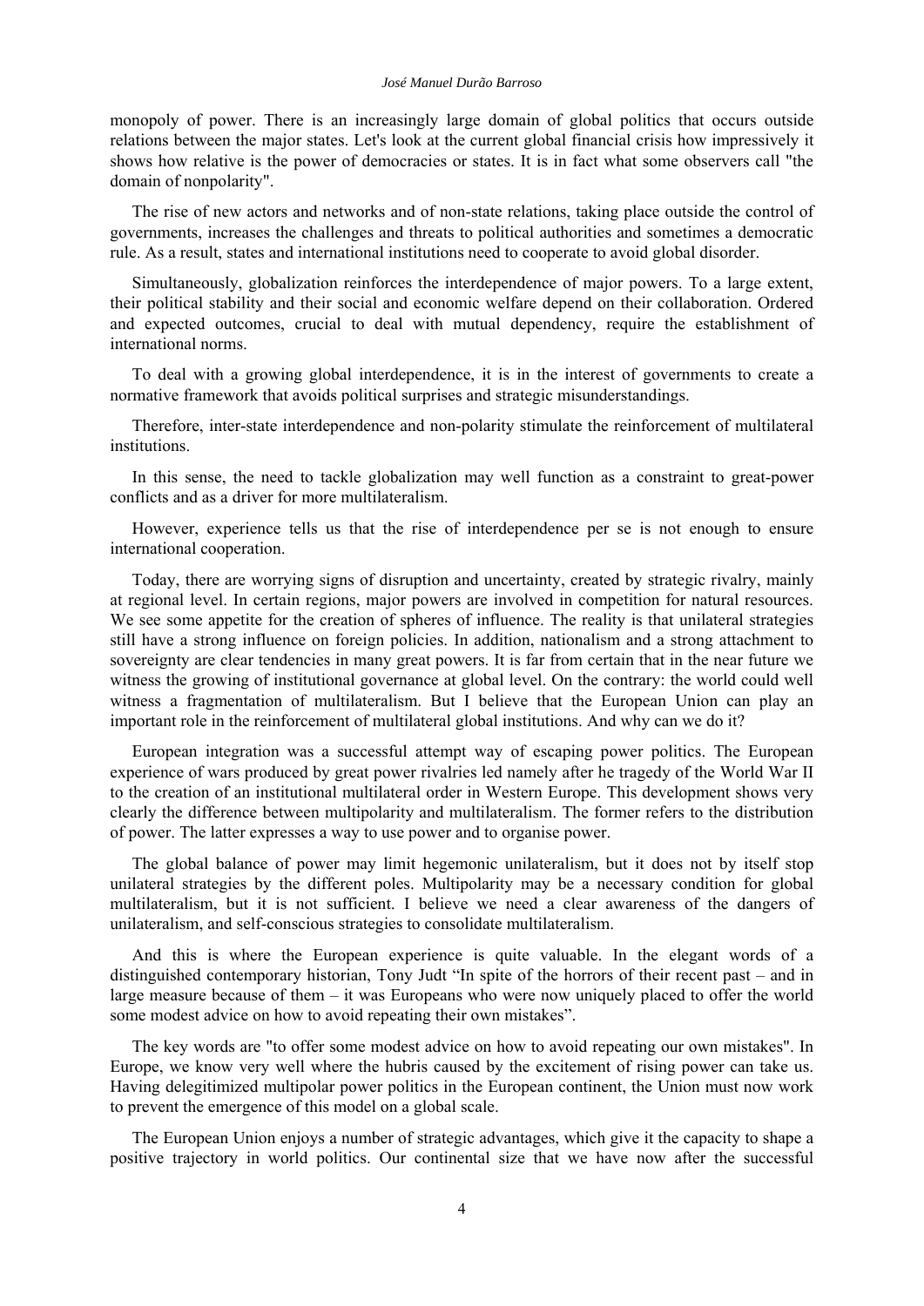monopoly of power. There is an increasingly large domain of global politics that occurs outside relations between the major states. Let's look at the current global financial crisis how impressively it shows how relative is the power of democracies or states. It is in fact what some observers call "the domain of nonpolarity".

The rise of new actors and networks and of non-state relations, taking place outside the control of governments, increases the challenges and threats to political authorities and sometimes a democratic rule. As a result, states and international institutions need to cooperate to avoid global disorder.

Simultaneously, globalization reinforces the interdependence of major powers. To a large extent, their political stability and their social and economic welfare depend on their collaboration. Ordered and expected outcomes, crucial to deal with mutual dependency, require the establishment of international norms.

To deal with a growing global interdependence, it is in the interest of governments to create a normative framework that avoids political surprises and strategic misunderstandings.

Therefore, inter-state interdependence and non-polarity stimulate the reinforcement of multilateral institutions.

In this sense, the need to tackle globalization may well function as a constraint to great-power conflicts and as a driver for more multilateralism.

However, experience tells us that the rise of interdependence per se is not enough to ensure international cooperation.

Today, there are worrying signs of disruption and uncertainty, created by strategic rivalry, mainly at regional level. In certain regions, major powers are involved in competition for natural resources. We see some appetite for the creation of spheres of influence. The reality is that unilateral strategies still have a strong influence on foreign policies. In addition, nationalism and a strong attachment to sovereignty are clear tendencies in many great powers. It is far from certain that in the near future we witness the growing of institutional governance at global level. On the contrary: the world could well witness a fragmentation of multilateralism. But I believe that the European Union can play an important role in the reinforcement of multilateral global institutions. And why can we do it?

European integration was a successful attempt way of escaping power politics. The European experience of wars produced by great power rivalries led namely after he tragedy of the World War II to the creation of an institutional multilateral order in Western Europe. This development shows very clearly the difference between multipolarity and multilateralism. The former refers to the distribution of power. The latter expresses a way to use power and to organise power.

The global balance of power may limit hegemonic unilateralism, but it does not by itself stop unilateral strategies by the different poles. Multipolarity may be a necessary condition for global multilateralism, but it is not sufficient. I believe we need a clear awareness of the dangers of unilateralism, and self-conscious strategies to consolidate multilateralism.

And this is where the European experience is quite valuable. In the elegant words of a distinguished contemporary historian, Tony Judt "In spite of the horrors of their recent past – and in large measure because of them – it was Europeans who were now uniquely placed to offer the world some modest advice on how to avoid repeating their own mistakes".

The key words are "to offer some modest advice on how to avoid repeating our own mistakes". In Europe, we know very well where the hubris caused by the excitement of rising power can take us. Having delegitimized multipolar power politics in the European continent, the Union must now work to prevent the emergence of this model on a global scale.

The European Union enjoys a number of strategic advantages, which give it the capacity to shape a positive trajectory in world politics. Our continental size that we have now after the successful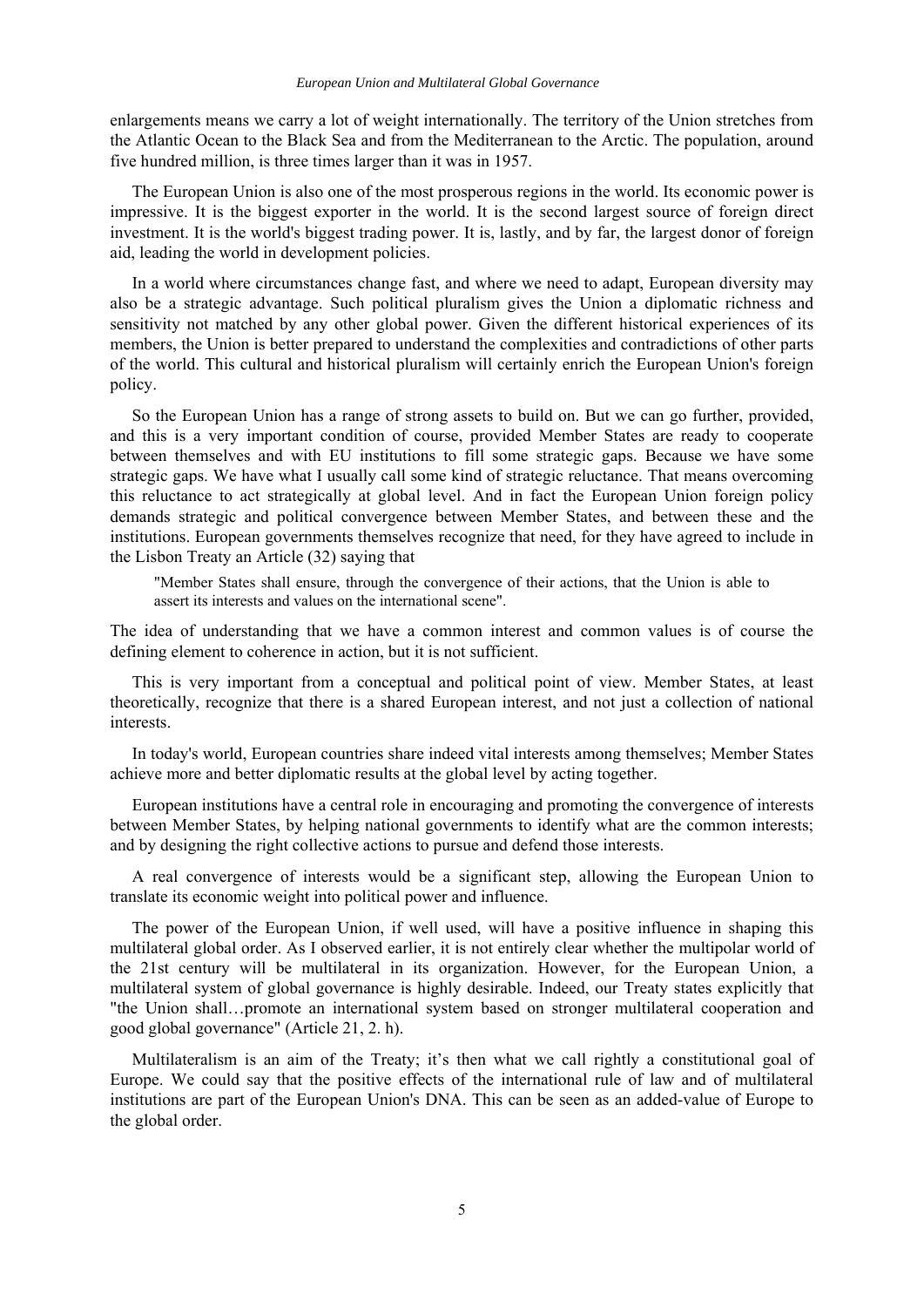enlargements means we carry a lot of weight internationally. The territory of the Union stretches from the Atlantic Ocean to the Black Sea and from the Mediterranean to the Arctic. The population, around five hundred million, is three times larger than it was in 1957.

The European Union is also one of the most prosperous regions in the world. Its economic power is impressive. It is the biggest exporter in the world. It is the second largest source of foreign direct investment. It is the world's biggest trading power. It is, lastly, and by far, the largest donor of foreign aid, leading the world in development policies.

In a world where circumstances change fast, and where we need to adapt, European diversity may also be a strategic advantage. Such political pluralism gives the Union a diplomatic richness and sensitivity not matched by any other global power. Given the different historical experiences of its members, the Union is better prepared to understand the complexities and contradictions of other parts of the world. This cultural and historical pluralism will certainly enrich the European Union's foreign policy.

So the European Union has a range of strong assets to build on. But we can go further, provided, and this is a very important condition of course, provided Member States are ready to cooperate between themselves and with EU institutions to fill some strategic gaps. Because we have some strategic gaps. We have what I usually call some kind of strategic reluctance. That means overcoming this reluctance to act strategically at global level. And in fact the European Union foreign policy demands strategic and political convergence between Member States, and between these and the institutions. European governments themselves recognize that need, for they have agreed to include in the Lisbon Treaty an Article (32) saying that

> "Member States shall ensure, through the convergence of their actions, that the Union is able to assert its interests and values on the international scene".

The idea of understanding that we have a common interest and common values is of course the defining element to coherence in action, but it is not sufficient.

This is very important from a conceptual and political point of view. Member States, at least theoretically, recognize that there is a shared European interest, and not just a collection of national interests.

In today's world, European countries share indeed vital interests among themselves; Member States achieve more and better diplomatic results at the global level by acting together.

European institutions have a central role in encouraging and promoting the convergence of interests between Member States, by helping national governments to identify what are the common interests; and by designing the right collective actions to pursue and defend those interests.

A real convergence of interests would be a significant step, allowing the European Union to translate its economic weight into political power and influence.

The power of the European Union, if well used, will have a positive influence in shaping this multilateral global order. As I observed earlier, it is not entirely clear whether the multipolar world of the 21st century will be multilateral in its organization. However, for the European Union, a multilateral system of global governance is highly desirable. Indeed, our Treaty states explicitly that "the Union shall…promote an international system based on stronger multilateral cooperation and good global governance" (Article 21, 2. h).

Multilateralism is an aim of the Treaty; it's then what we call rightly a constitutional goal of Europe. We could say that the positive effects of the international rule of law and of multilateral institutions are part of the European Union's DNA. This can be seen as an added-value of Europe to the global order.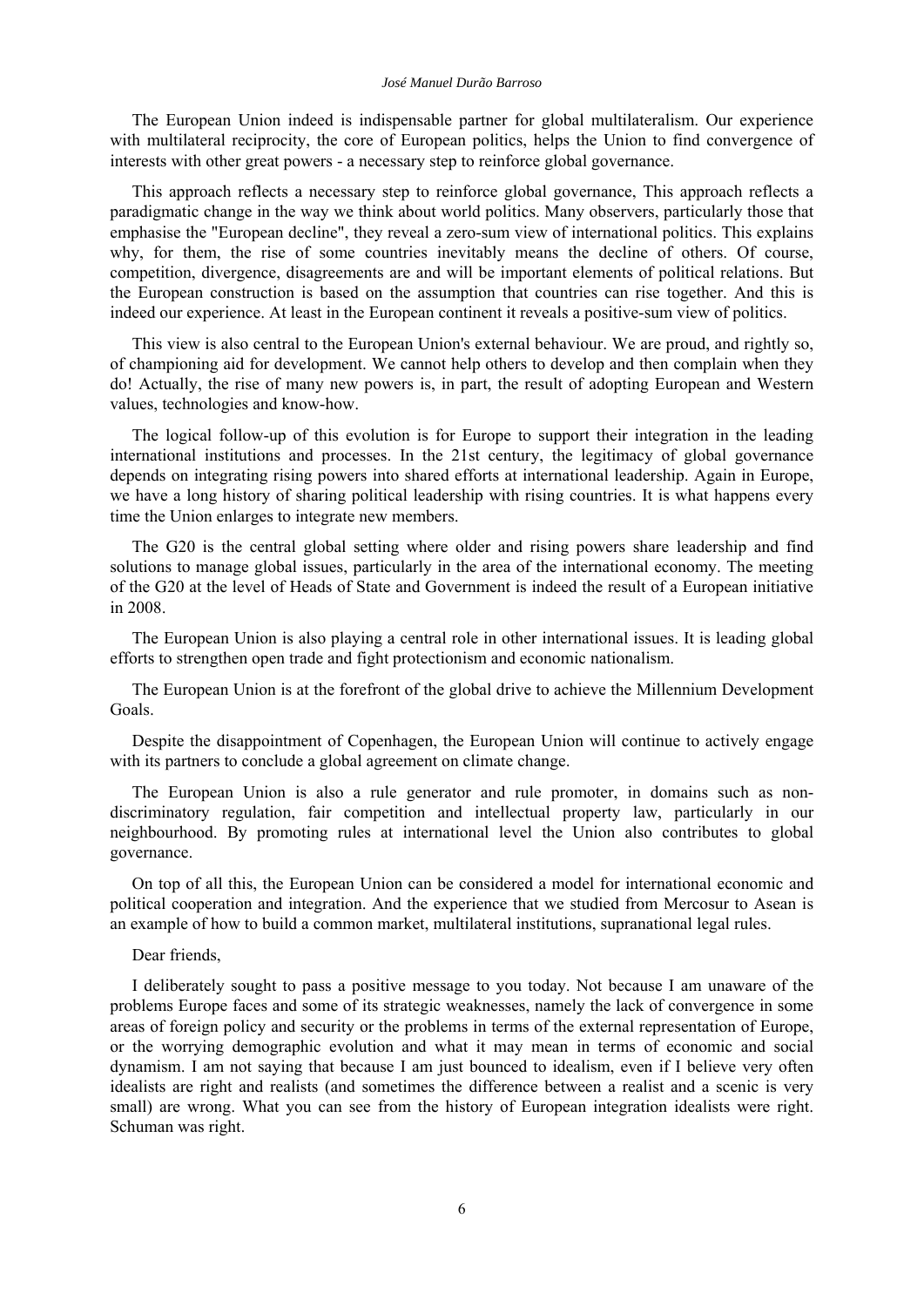The European Union indeed is indispensable partner for global multilateralism. Our experience with multilateral reciprocity, the core of European politics, helps the Union to find convergence of interests with other great powers - a necessary step to reinforce global governance.

This approach reflects a necessary step to reinforce global governance, This approach reflects a paradigmatic change in the way we think about world politics. Many observers, particularly those that emphasise the "European decline", they reveal a zero-sum view of international politics. This explains why, for them, the rise of some countries inevitably means the decline of others. Of course, competition, divergence, disagreements are and will be important elements of political relations. But the European construction is based on the assumption that countries can rise together. And this is indeed our experience. At least in the European continent it reveals a positive-sum view of politics.

This view is also central to the European Union's external behaviour. We are proud, and rightly so, of championing aid for development. We cannot help others to develop and then complain when they do! Actually, the rise of many new powers is, in part, the result of adopting European and Western values, technologies and know-how.

The logical follow-up of this evolution is for Europe to support their integration in the leading international institutions and processes. In the 21st century, the legitimacy of global governance depends on integrating rising powers into shared efforts at international leadership. Again in Europe, we have a long history of sharing political leadership with rising countries. It is what happens every time the Union enlarges to integrate new members.

The G20 is the central global setting where older and rising powers share leadership and find solutions to manage global issues, particularly in the area of the international economy. The meeting of the G20 at the level of Heads of State and Government is indeed the result of a European initiative in 2008.

The European Union is also playing a central role in other international issues. It is leading global efforts to strengthen open trade and fight protectionism and economic nationalism.

The European Union is at the forefront of the global drive to achieve the Millennium Development Goals.

Despite the disappointment of Copenhagen, the European Union will continue to actively engage with its partners to conclude a global agreement on climate change.

The European Union is also a rule generator and rule promoter, in domains such as non-discriminatory regulation, fair competition and intellectual property law, particularly in our neighbourhood. By promoting rules at international level the Union also contributes to global governance.

On top of all this, the European Union can be considered a model for international economic and political cooperation and integration. And the experience that we studied from Mercosur to Asean is an example of how to build a common market, multilateral institutions, supranational legal rules.

Dear friends,

I deliberately sought to pass a positive message to you today. Not because I am unaware of the problems Europe faces and some of its strategic weaknesses, namely the lack of convergence in some areas of foreign policy and security or the problems in terms of the external representation of Europe, or the worrying demographic evolution and what it may mean in terms of economic and social dynamism. I am not saying that because I am just bounced to idealism, even if I believe very often idealists are right and realists (and sometimes the difference between a realist and a scenic is very small) are wrong. What you can see from the history of European integration idealists were right. Schuman was right.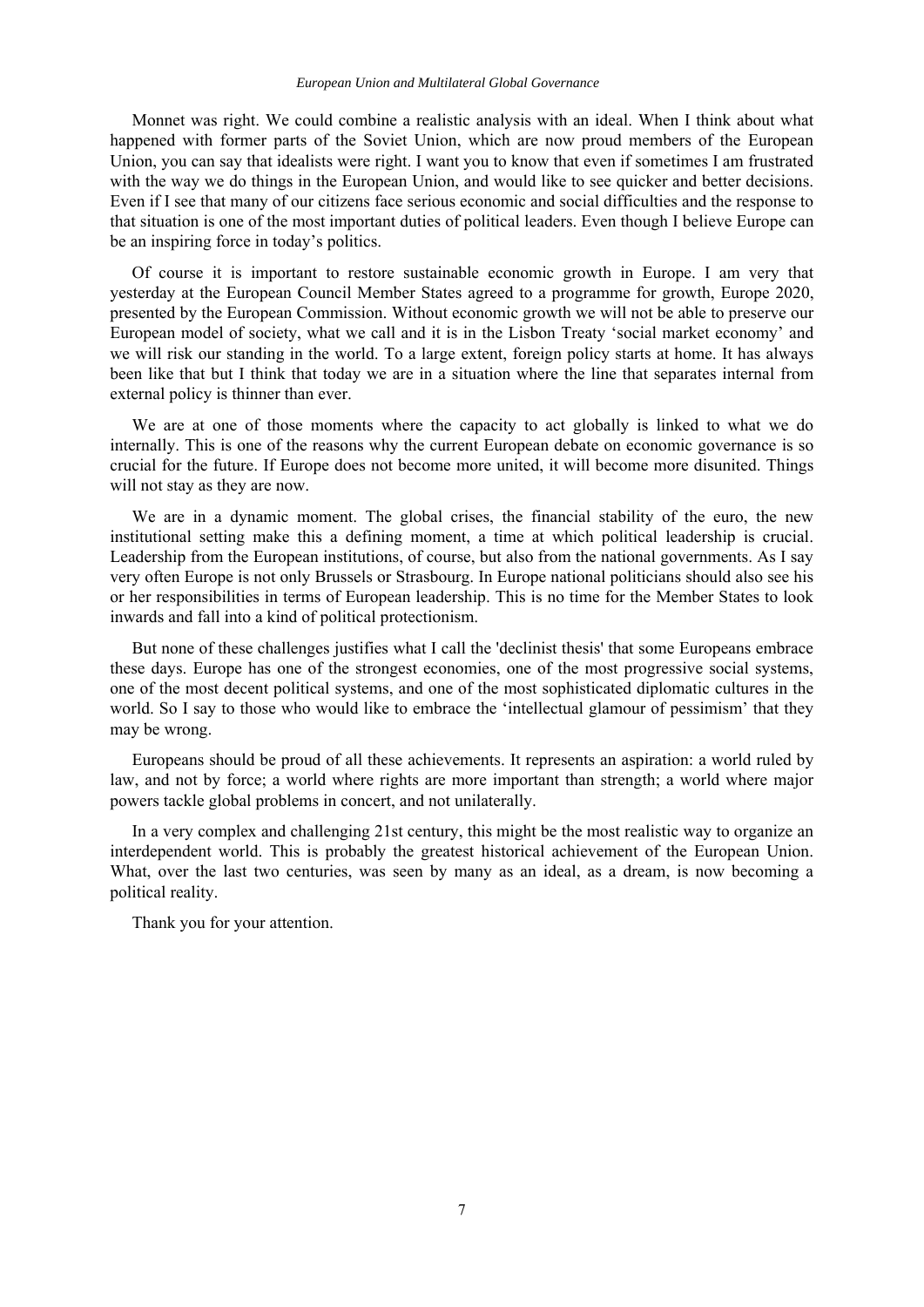Monnet was right. We could combine a realistic analysis with an ideal. When I think about what happened with former parts of the Soviet Union, which are now proud members of the European Union, you can say that idealists were right. I want you to know that even if sometimes I am frustrated with the way we do things in the European Union, and would like to see quicker and better decisions. Even if I see that many of our citizens face serious economic and social difficulties and the response to that situation is one of the most important duties of political leaders. Even though I believe Europe can be an inspiring force in today's politics.

Of course it is important to restore sustainable economic growth in Europe. I am very that yesterday at the European Council Member States agreed to a programme for growth, Europe 2020, presented by the European Commission. Without economic growth we will not be able to preserve our European model of society, what we call and it is in the Lisbon Treaty 'social market economy' and we will risk our standing in the world. To a large extent, foreign policy starts at home. It has always been like that but I think that today we are in a situation where the line that separates internal from external policy is thinner than ever.

We are at one of those moments where the capacity to act globally is linked to what we do internally. This is one of the reasons why the current European debate on economic governance is so crucial for the future. If Europe does not become more united, it will become more disunited. Things will not stay as they are now.

We are in a dynamic moment. The global crises, the financial stability of the euro, the new institutional setting make this a defining moment, a time at which political leadership is crucial. Leadership from the European institutions, of course, but also from the national governments. As I say very often Europe is not only Brussels or Strasbourg. In Europe national politicians should also see his or her responsibilities in terms of European leadership. This is no time for the Member States to look inwards and fall into a kind of political protectionism.

But none of these challenges justifies what I call the 'declinist thesis' that some Europeans embrace these days. Europe has one of the strongest economies, one of the most progressive social systems, one of the most decent political systems, and one of the most sophisticated diplomatic cultures in the world. So I say to those who would like to embrace the 'intellectual glamour of pessimism' that they may be wrong.

Europeans should be proud of all these achievements. It represents an aspiration: a world ruled by law, and not by force; a world where rights are more important than strength; a world where major powers tackle global problems in concert, and not unilaterally.

In a very complex and challenging 21st century, this might be the most realistic way to organize an interdependent world. This is probably the greatest historical achievement of the European Union. What, over the last two centuries, was seen by many as an ideal, as a dream, is now becoming a political reality.

Thank you for your attention.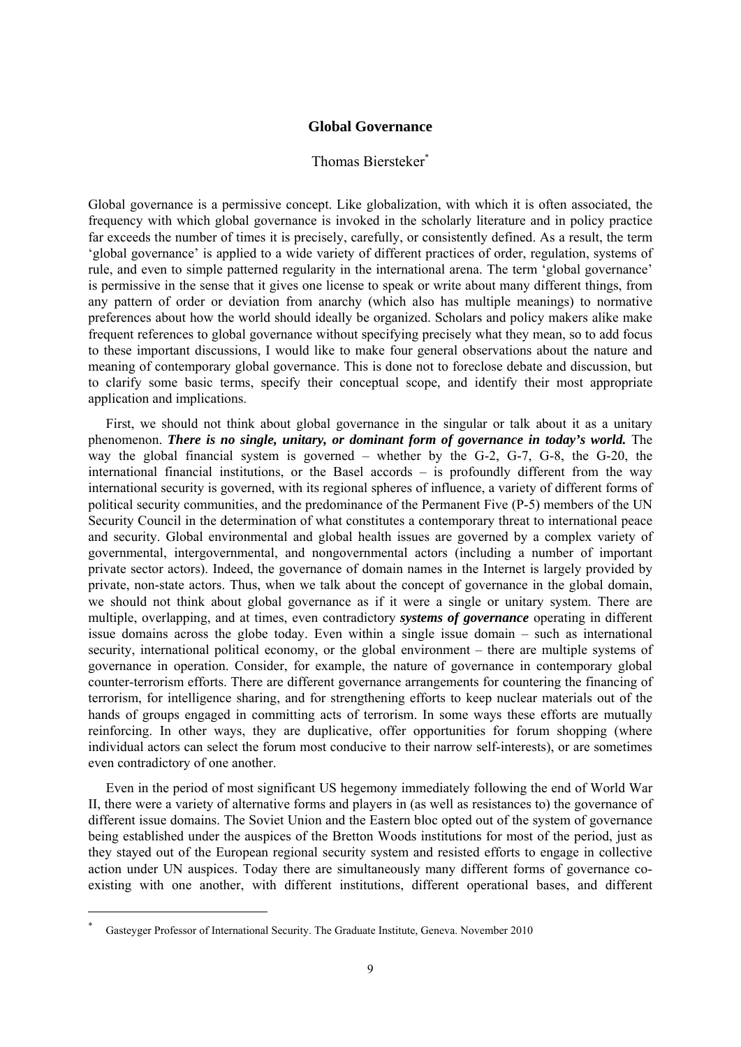## Global Governance

Thomas Biersteker*

Global governance is a permissive concept. Like globalization, with which it is often associated, the frequency with which global governance is invoked in the scholarly literature and in policy practice far exceeds the number of times it is precisely, carefully, or consistently defined. As a result, the term 'global governance' is applied to a wide variety of different practices of order, regulation, systems of rule, and even to simple patterned regularity in the international arena. The term 'global governance' is permissive in the sense that it gives one license to speak or write about many different things, from any pattern of order or deviation from anarchy (which also has multiple meanings) to normative preferences about how the world should ideally be organized. Scholars and policy makers alike make frequent references to global governance without specifying precisely what they mean, so to add focus to these important discussions, I would like to make four general observations about the nature and meaning of contemporary global governance. This is done not to foreclose debate and discussion, but to clarify some basic terms, specify their conceptual scope, and identify their most appropriate application and implications.

First, we should not think about global governance in the singular or talk about it as a unitary phenomenon. ***There is no single, unitary, or dominant form of governance in today's world.*** The way the global financial system is governed – whether by the G-2, G-7, G-8, the G-20, the international financial institutions, or the Basel accords – is profoundly different from the way international security is governed, with its regional spheres of influence, a variety of different forms of political security communities, and the predominance of the Permanent Five (P-5) members of the UN Security Council in the determination of what constitutes a contemporary threat to international peace and security. Global environmental and global health issues are governed by a complex variety of governmental, intergovernmental, and nongovernmental actors (including a number of important private sector actors). Indeed, the governance of domain names in the Internet is largely provided by private, non-state actors. Thus, when we talk about the concept of governance in the global domain, we should not think about global governance as if it were a single or unitary system. There are multiple, overlapping, and at times, even contradictory ***systems of governance*** operating in different issue domains across the globe today. Even within a single issue domain – such as international security, international political economy, or the global environment – there are multiple systems of governance in operation. Consider, for example, the nature of governance in contemporary global counter-terrorism efforts. There are different governance arrangements for countering the financing of terrorism, for intelligence sharing, and for strengthening efforts to keep nuclear materials out of the hands of groups engaged in committing acts of terrorism. In some ways these efforts are mutually reinforcing. In other ways, they are duplicative, offer opportunities for forum shopping (where individual actors can select the forum most conducive to their narrow self-interests), or are sometimes even contradictory of one another.

Even in the period of most significant US hegemony immediately following the end of World War II, there were a variety of alternative forms and players in (as well as resistances to) the governance of different issue domains. The Soviet Union and the Eastern bloc opted out of the system of governance being established under the auspices of the Bretton Woods institutions for most of the period, just as they stayed out of the European regional security system and resisted efforts to engage in collective action under UN auspices. Today there are simultaneously many different forms of governance co-existing with one another, with different institutions, different operational bases, and different

* Gasteyger Professor of International Security. The Graduate Institute, Geneva. November 2010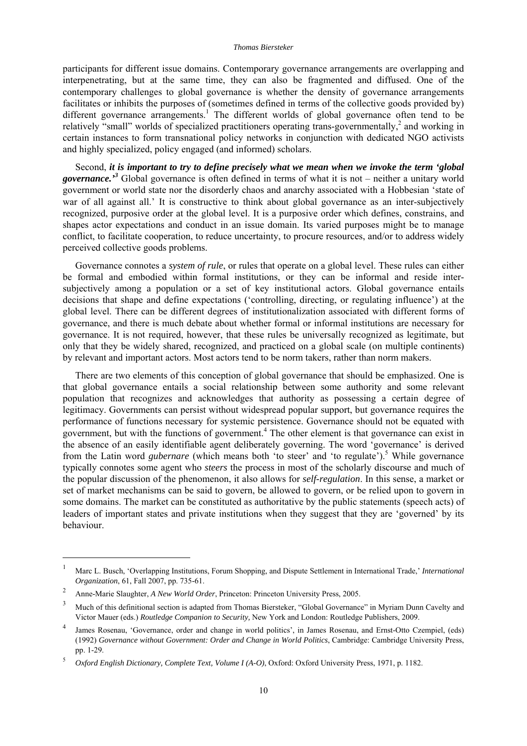participants for different issue domains. Contemporary governance arrangements are overlapping and interpenetrating, but at the same time, they can also be fragmented and diffused. One of the contemporary challenges to global governance is whether the density of governance arrangements facilitates or inhibits the purposes of (sometimes defined in terms of the collective goods provided by) different governance arrangements.[1] The different worlds of global governance often tend to be relatively "small" worlds of specialized practitioners operating trans-governmentally,[2] and working in certain instances to form transnational policy networks in conjunction with dedicated NGO activists and highly specialized, policy engaged (and informed) scholars.

Second, ***it is important to try to define precisely what we mean when we invoke the term 'global governance.'***[3] Global governance is often defined in terms of what it is not – neither a unitary world government or world state nor the disorderly chaos and anarchy associated with a Hobbesian 'state of war of all against all.' It is constructive to think about global governance as an inter-subjectively recognized, purposive order at the global level. It is a purposive order which defines, constrains, and shapes actor expectations and conduct in an issue domain. Its varied purposes might be to manage conflict, to facilitate cooperation, to reduce uncertainty, to procure resources, and/or to address widely perceived collective goods problems.

Governance connotes a *system of rule*, or rules that operate on a global level. These rules can either be formal and embodied within formal institutions, or they can be informal and reside inter-subjectively among a population or a set of key institutional actors. Global governance entails decisions that shape and define expectations ('controlling, directing, or regulating influence') at the global level. There can be different degrees of institutionalization associated with different forms of governance, and there is much debate about whether formal or informal institutions are necessary for governance. It is not required, however, that these rules be universally recognized as legitimate, but only that they be widely shared, recognized, and practiced on a global scale (on multiple continents) by relevant and important actors. Most actors tend to be norm takers, rather than norm makers.

There are two elements of this conception of global governance that should be emphasized. One is that global governance entails a social relationship between some authority and some relevant population that recognizes and acknowledges that authority as possessing a certain degree of legitimacy. Governments can persist without widespread popular support, but governance requires the performance of functions necessary for systemic persistence. Governance should not be equated with government, but with the functions of government.[4] The other element is that governance can exist in the absence of an easily identifiable agent deliberately governing. The word 'governance' is derived from the Latin word *gubernare* (which means both 'to steer' and 'to regulate').[5] While governance typically connotes some agent who *steers* the process in most of the scholarly discourse and much of the popular discussion of the phenomenon, it also allows for *self-regulation*. In this sense, a market or set of market mechanisms can be said to govern, be allowed to govern, or be relied upon to govern in some domains. The market can be constituted as authoritative by the public statements (speech acts) of leaders of important states and private institutions when they suggest that they are 'governed' by its behaviour.

---

[1] Marc L. Busch, 'Overlapping Institutions, Forum Shopping, and Dispute Settlement in International Trade,' *International Organization*, 61, Fall 2007, pp. 735-61.

[2] Anne-Marie Slaughter, *A New World Order*, Princeton: Princeton University Press, 2005.

[3] Much of this definitional section is adapted from Thomas Biersteker, "Global Governance" in Myriam Dunn Cavelty and Victor Mauer (eds.) *Routledge Companion to Security,* New York and London: Routledge Publishers, 2009.

[4] James Rosenau, 'Governance, order and change in world politics', in James Rosenau, and Ernst-Otto Czempiel, (eds) (1992) *Governance without Government: Order and Change in World Politics*, Cambridge: Cambridge University Press, pp. 1-29.

[5] *Oxford English Dictionary, Complete Text, Volume I (A-O)*, Oxford: Oxford University Press, 1971, p. 1182.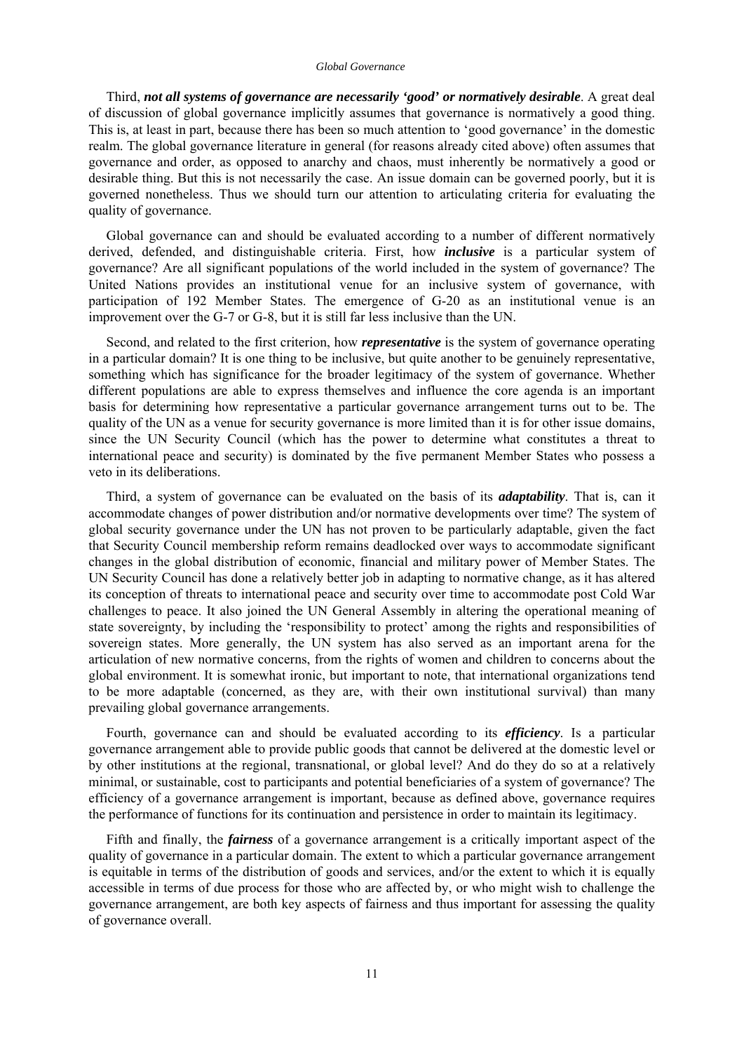Third, ***not all systems of governance are necessarily 'good' or normatively desirable***. A great deal of discussion of global governance implicitly assumes that governance is normatively a good thing. This is, at least in part, because there has been so much attention to 'good governance' in the domestic realm. The global governance literature in general (for reasons already cited above) often assumes that governance and order, as opposed to anarchy and chaos, must inherently be normatively a good or desirable thing. But this is not necessarily the case. An issue domain can be governed poorly, but it is governed nonetheless. Thus we should turn our attention to articulating criteria for evaluating the quality of governance.

Global governance can and should be evaluated according to a number of different normatively derived, defended, and distinguishable criteria. First, how ***inclusive*** is a particular system of governance? Are all significant populations of the world included in the system of governance? The United Nations provides an institutional venue for an inclusive system of governance, with participation of 192 Member States. The emergence of G-20 as an institutional venue is an improvement over the G-7 or G-8, but it is still far less inclusive than the UN.

Second, and related to the first criterion, how ***representative*** is the system of governance operating in a particular domain? It is one thing to be inclusive, but quite another to be genuinely representative, something which has significance for the broader legitimacy of the system of governance. Whether different populations are able to express themselves and influence the core agenda is an important basis for determining how representative a particular governance arrangement turns out to be. The quality of the UN as a venue for security governance is more limited than it is for other issue domains, since the UN Security Council (which has the power to determine what constitutes a threat to international peace and security) is dominated by the five permanent Member States who possess a veto in its deliberations.

Third, a system of governance can be evaluated on the basis of its ***adaptability***. That is, can it accommodate changes of power distribution and/or normative developments over time? The system of global security governance under the UN has not proven to be particularly adaptable, given the fact that Security Council membership reform remains deadlocked over ways to accommodate significant changes in the global distribution of economic, financial and military power of Member States. The UN Security Council has done a relatively better job in adapting to normative change, as it has altered its conception of threats to international peace and security over time to accommodate post Cold War challenges to peace. It also joined the UN General Assembly in altering the operational meaning of state sovereignty, by including the 'responsibility to protect' among the rights and responsibilities of sovereign states. More generally, the UN system has also served as an important arena for the articulation of new normative concerns, from the rights of women and children to concerns about the global environment. It is somewhat ironic, but important to note, that international organizations tend to be more adaptable (concerned, as they are, with their own institutional survival) than many prevailing global governance arrangements.

Fourth, governance can and should be evaluated according to its ***efficiency***. Is a particular governance arrangement able to provide public goods that cannot be delivered at the domestic level or by other institutions at the regional, transnational, or global level? And do they do so at a relatively minimal, or sustainable, cost to participants and potential beneficiaries of a system of governance? The efficiency of a governance arrangement is important, because as defined above, governance requires the performance of functions for its continuation and persistence in order to maintain its legitimacy.

Fifth and finally, the ***fairness*** of a governance arrangement is a critically important aspect of the quality of governance in a particular domain. The extent to which a particular governance arrangement is equitable in terms of the distribution of goods and services, and/or the extent to which it is equally accessible in terms of due process for those who are affected by, or who might wish to challenge the governance arrangement, are both key aspects of fairness and thus important for assessing the quality of governance overall.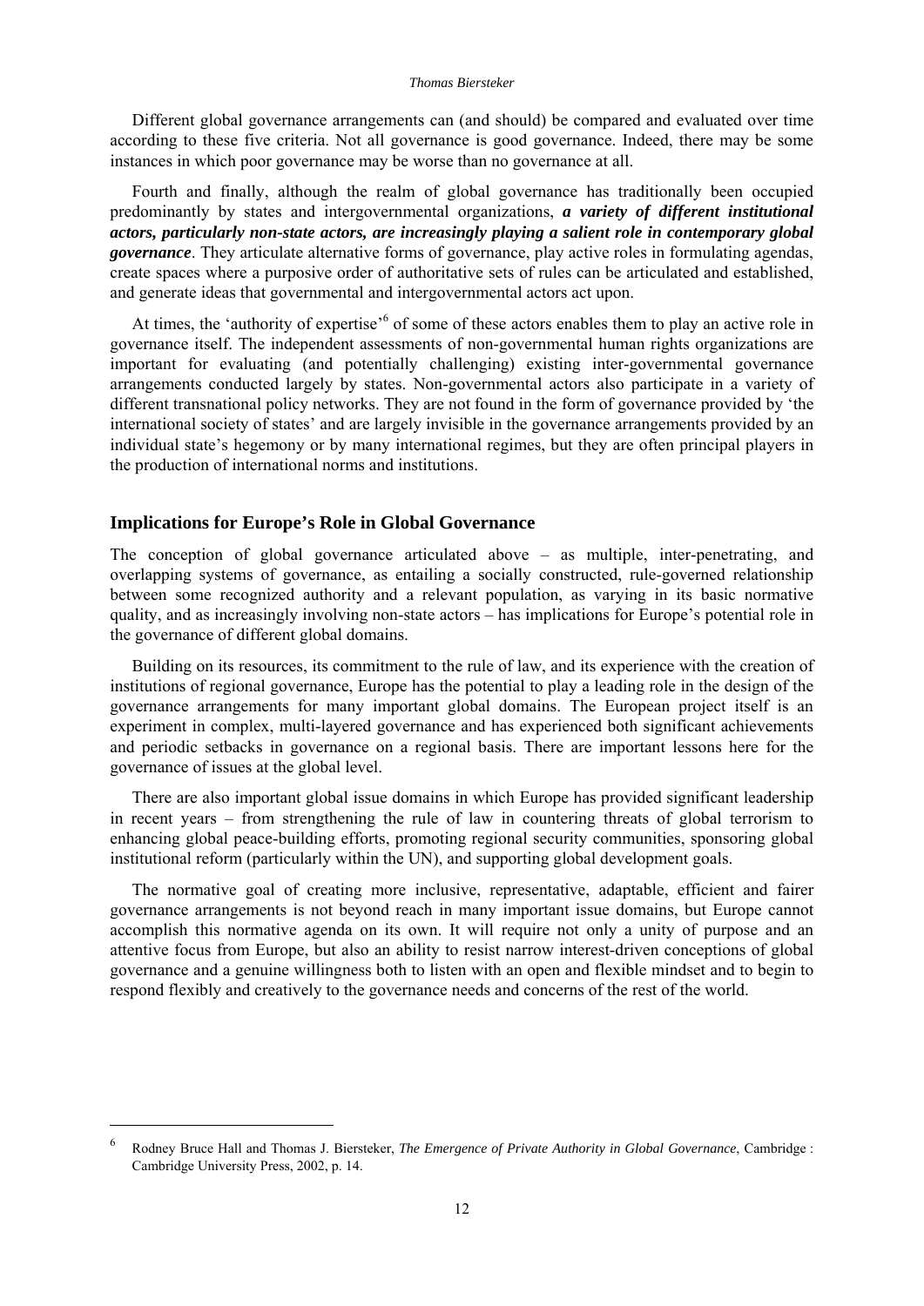Different global governance arrangements can (and should) be compared and evaluated over time according to these five criteria. Not all governance is good governance. Indeed, there may be some instances in which poor governance may be worse than no governance at all.

Fourth and finally, although the realm of global governance has traditionally been occupied predominantly by states and intergovernmental organizations, ***a variety of different institutional actors, particularly non-state actors, are increasingly playing a salient role in contemporary global governance***. They articulate alternative forms of governance, play active roles in formulating agendas, create spaces where a purposive order of authoritative sets of rules can be articulated and established, and generate ideas that governmental and intergovernmental actors act upon.

At times, the 'authority of expertise'[6] of some of these actors enables them to play an active role in governance itself. The independent assessments of non-governmental human rights organizations are important for evaluating (and potentially challenging) existing inter-governmental governance arrangements conducted largely by states. Non-governmental actors also participate in a variety of different transnational policy networks. They are not found in the form of governance provided by 'the international society of states' and are largely invisible in the governance arrangements provided by an individual state's hegemony or by many international regimes, but they are often principal players in the production of international norms and institutions.

## Implications for Europe's Role in Global Governance

The conception of global governance articulated above – as multiple, inter-penetrating, and overlapping systems of governance, as entailing a socially constructed, rule-governed relationship between some recognized authority and a relevant population, as varying in its basic normative quality, and as increasingly involving non-state actors – has implications for Europe's potential role in the governance of different global domains.

Building on its resources, its commitment to the rule of law, and its experience with the creation of institutions of regional governance, Europe has the potential to play a leading role in the design of the governance arrangements for many important global domains. The European project itself is an experiment in complex, multi-layered governance and has experienced both significant achievements and periodic setbacks in governance on a regional basis. There are important lessons here for the governance of issues at the global level.

There are also important global issue domains in which Europe has provided significant leadership in recent years – from strengthening the rule of law in countering threats of global terrorism to enhancing global peace-building efforts, promoting regional security communities, sponsoring global institutional reform (particularly within the UN), and supporting global development goals.

The normative goal of creating more inclusive, representative, adaptable, efficient and fairer governance arrangements is not beyond reach in many important issue domains, but Europe cannot accomplish this normative agenda on its own. It will require not only a unity of purpose and an attentive focus from Europe, but also an ability to resist narrow interest-driven conceptions of global governance and a genuine willingness both to listen with an open and flexible mindset and to begin to respond flexibly and creatively to the governance needs and concerns of the rest of the world.

---

[6] Rodney Bruce Hall and Thomas J. Biersteker, *The Emergence of Private Authority in Global Governance*, Cambridge : Cambridge University Press, 2002, p. 14.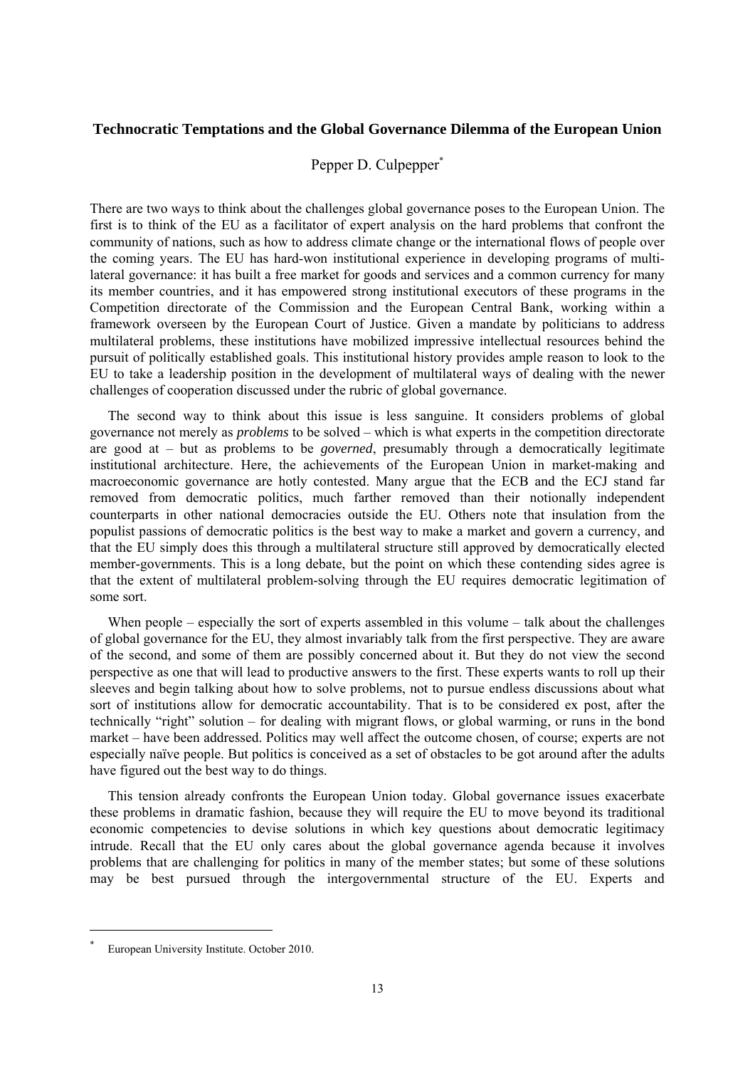## Technocratic Temptations and the Global Governance Dilemma of the European Union

Pepper D. Culpepper[*]

There are two ways to think about the challenges global governance poses to the European Union. The first is to think of the EU as a facilitator of expert analysis on the hard problems that confront the community of nations, such as how to address climate change or the international flows of people over the coming years. The EU has hard-won institutional experience in developing programs of multi-lateral governance: it has built a free market for goods and services and a common currency for many its member countries, and it has empowered strong institutional executors of these programs in the Competition directorate of the Commission and the European Central Bank, working within a framework overseen by the European Court of Justice. Given a mandate by politicians to address multilateral problems, these institutions have mobilized impressive intellectual resources behind the pursuit of politically established goals. This institutional history provides ample reason to look to the EU to take a leadership position in the development of multilateral ways of dealing with the newer challenges of cooperation discussed under the rubric of global governance.

The second way to think about this issue is less sanguine. It considers problems of global governance not merely as *problems* to be solved – which is what experts in the competition directorate are good at – but as problems to be *governed*, presumably through a democratically legitimate institutional architecture. Here, the achievements of the European Union in market-making and macroeconomic governance are hotly contested. Many argue that the ECB and the ECJ stand far removed from democratic politics, much farther removed than their notionally independent counterparts in other national democracies outside the EU. Others note that insulation from the populist passions of democratic politics is the best way to make a market and govern a currency, and that the EU simply does this through a multilateral structure still approved by democratically elected member-governments. This is a long debate, but the point on which these contending sides agree is that the extent of multilateral problem-solving through the EU requires democratic legitimation of some sort.

When people – especially the sort of experts assembled in this volume – talk about the challenges of global governance for the EU, they almost invariably talk from the first perspective. They are aware of the second, and some of them are possibly concerned about it. But they do not view the second perspective as one that will lead to productive answers to the first. These experts wants to roll up their sleeves and begin talking about how to solve problems, not to pursue endless discussions about what sort of institutions allow for democratic accountability. That is to be considered ex post, after the technically "right" solution – for dealing with migrant flows, or global warming, or runs in the bond market – have been addressed. Politics may well affect the outcome chosen, of course; experts are not especially naïve people. But politics is conceived as a set of obstacles to be got around after the adults have figured out the best way to do things.

This tension already confronts the European Union today. Global governance issues exacerbate these problems in dramatic fashion, because they will require the EU to move beyond its traditional economic competencies to devise solutions in which key questions about democratic legitimacy intrude. Recall that the EU only cares about the global governance agenda because it involves problems that are challenging for politics in many of the member states; but some of these solutions may be best pursued through the intergovernmental structure of the EU. Experts and

---

[*] European University Institute. October 2010.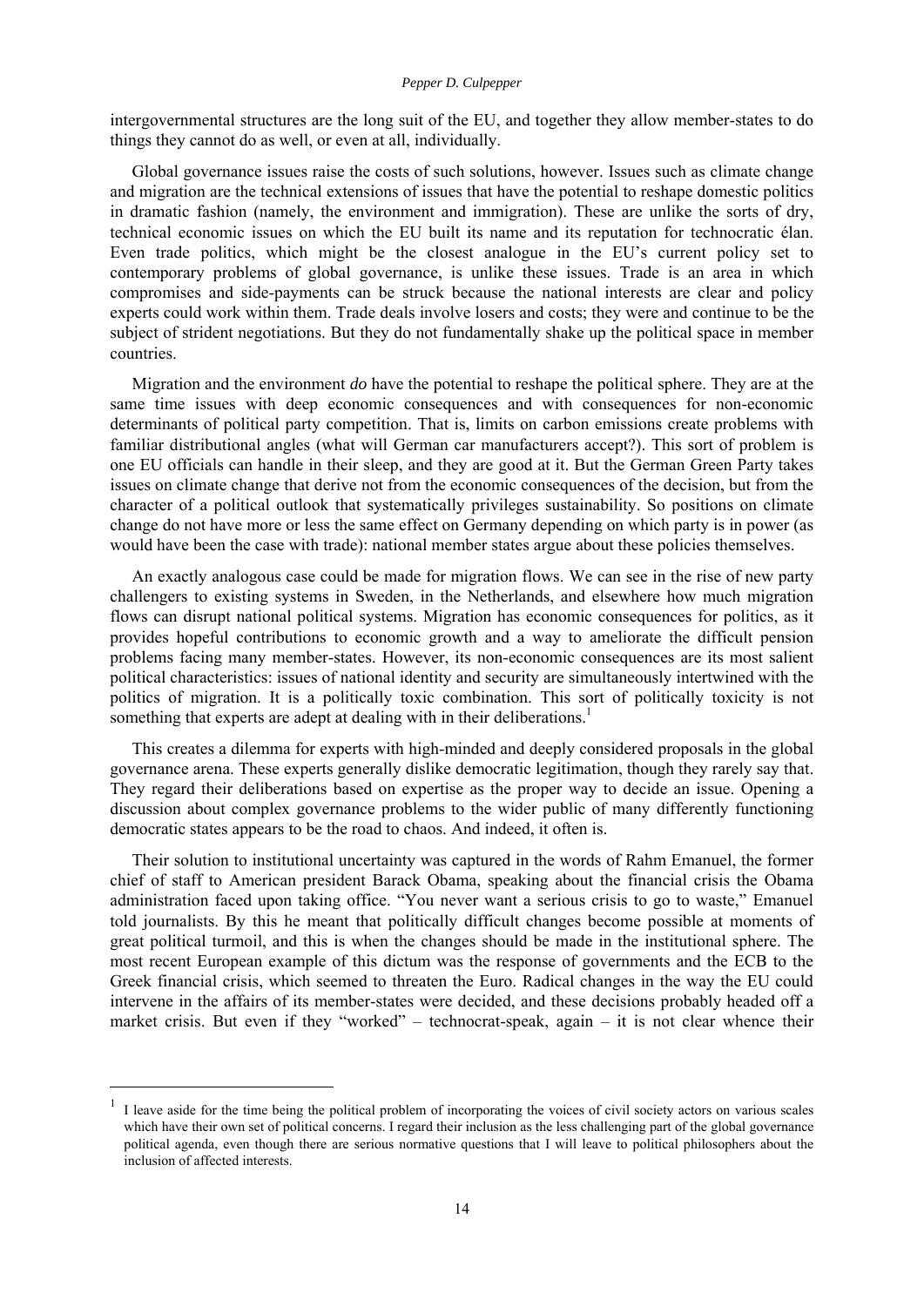intergovernmental structures are the long suit of the EU, and together they allow member-states to do things they cannot do as well, or even at all, individually.

Global governance issues raise the costs of such solutions, however. Issues such as climate change and migration are the technical extensions of issues that have the potential to reshape domestic politics in dramatic fashion (namely, the environment and immigration). These are unlike the sorts of dry, technical economic issues on which the EU built its name and its reputation for technocratic élan. Even trade politics, which might be the closest analogue in the EU's current policy set to contemporary problems of global governance, is unlike these issues. Trade is an area in which compromises and side-payments can be struck because the national interests are clear and policy experts could work within them. Trade deals involve losers and costs; they were and continue to be the subject of strident negotiations. But they do not fundamentally shake up the political space in member countries.

Migration and the environment *do* have the potential to reshape the political sphere. They are at the same time issues with deep economic consequences and with consequences for non-economic determinants of political party competition. That is, limits on carbon emissions create problems with familiar distributional angles (what will German car manufacturers accept?). This sort of problem is one EU officials can handle in their sleep, and they are good at it. But the German Green Party takes issues on climate change that derive not from the economic consequences of the decision, but from the character of a political outlook that systematically privileges sustainability. So positions on climate change do not have more or less the same effect on Germany depending on which party is in power (as would have been the case with trade): national member states argue about these policies themselves.

An exactly analogous case could be made for migration flows. We can see in the rise of new party challengers to existing systems in Sweden, in the Netherlands, and elsewhere how much migration flows can disrupt national political systems. Migration has economic consequences for politics, as it provides hopeful contributions to economic growth and a way to ameliorate the difficult pension problems facing many member-states. However, its non-economic consequences are its most salient political characteristics: issues of national identity and security are simultaneously intertwined with the politics of migration. It is a politically toxic combination. This sort of politically toxicity is not something that experts are adept at dealing with in their deliberations.[1]

This creates a dilemma for experts with high-minded and deeply considered proposals in the global governance arena. These experts generally dislike democratic legitimation, though they rarely say that. They regard their deliberations based on expertise as the proper way to decide an issue. Opening a discussion about complex governance problems to the wider public of many differently functioning democratic states appears to be the road to chaos. And indeed, it often is.

Their solution to institutional uncertainty was captured in the words of Rahm Emanuel, the former chief of staff to American president Barack Obama, speaking about the financial crisis the Obama administration faced upon taking office. "You never want a serious crisis to go to waste," Emanuel told journalists. By this he meant that politically difficult changes become possible at moments of great political turmoil, and this is when the changes should be made in the institutional sphere. The most recent European example of this dictum was the response of governments and the ECB to the Greek financial crisis, which seemed to threaten the Euro. Radical changes in the way the EU could intervene in the affairs of its member-states were decided, and these decisions probably headed off a market crisis. But even if they "worked" – technocrat-speak, again – it is not clear whence their

---

[1] I leave aside for the time being the political problem of incorporating the voices of civil society actors on various scales which have their own set of political concerns. I regard their inclusion as the less challenging part of the global governance political agenda, even though there are serious normative questions that I will leave to political philosophers about the inclusion of affected interests.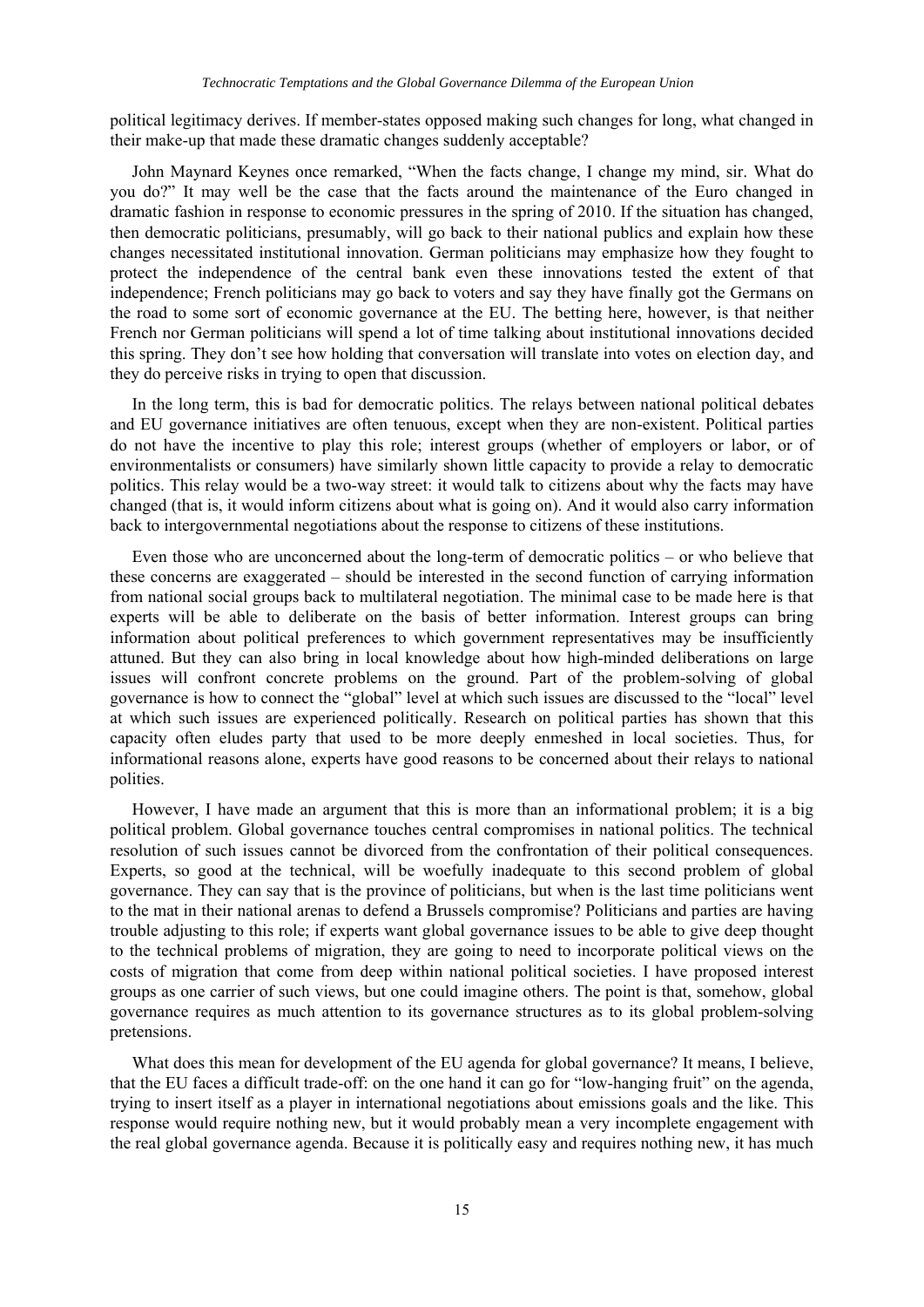political legitimacy derives. If member-states opposed making such changes for long, what changed in their make-up that made these dramatic changes suddenly acceptable?

John Maynard Keynes once remarked, "When the facts change, I change my mind, sir. What do you do?" It may well be the case that the facts around the maintenance of the Euro changed in dramatic fashion in response to economic pressures in the spring of 2010. If the situation has changed, then democratic politicians, presumably, will go back to their national publics and explain how these changes necessitated institutional innovation. German politicians may emphasize how they fought to protect the independence of the central bank even these innovations tested the extent of that independence; French politicians may go back to voters and say they have finally got the Germans on the road to some sort of economic governance at the EU. The betting here, however, is that neither French nor German politicians will spend a lot of time talking about institutional innovations decided this spring. They don't see how holding that conversation will translate into votes on election day, and they do perceive risks in trying to open that discussion.

In the long term, this is bad for democratic politics. The relays between national political debates and EU governance initiatives are often tenuous, except when they are non-existent. Political parties do not have the incentive to play this role; interest groups (whether of employers or labor, or of environmentalists or consumers) have similarly shown little capacity to provide a relay to democratic politics. This relay would be a two-way street: it would talk to citizens about why the facts may have changed (that is, it would inform citizens about what is going on). And it would also carry information back to intergovernmental negotiations about the response to citizens of these institutions.

Even those who are unconcerned about the long-term of democratic politics – or who believe that these concerns are exaggerated – should be interested in the second function of carrying information from national social groups back to multilateral negotiation. The minimal case to be made here is that experts will be able to deliberate on the basis of better information. Interest groups can bring information about political preferences to which government representatives may be insufficiently attuned. But they can also bring in local knowledge about how high-minded deliberations on large issues will confront concrete problems on the ground. Part of the problem-solving of global governance is how to connect the "global" level at which such issues are discussed to the "local" level at which such issues are experienced politically. Research on political parties has shown that this capacity often eludes party that used to be more deeply enmeshed in local societies. Thus, for informational reasons alone, experts have good reasons to be concerned about their relays to national polities.

However, I have made an argument that this is more than an informational problem; it is a big political problem. Global governance touches central compromises in national politics. The technical resolution of such issues cannot be divorced from the confrontation of their political consequences. Experts, so good at the technical, will be woefully inadequate to this second problem of global governance. They can say that is the province of politicians, but when is the last time politicians went to the mat in their national arenas to defend a Brussels compromise? Politicians and parties are having trouble adjusting to this role; if experts want global governance issues to be able to give deep thought to the technical problems of migration, they are going to need to incorporate political views on the costs of migration that come from deep within national political societies. I have proposed interest groups as one carrier of such views, but one could imagine others. The point is that, somehow, global governance requires as much attention to its governance structures as to its global problem-solving pretensions.

What does this mean for development of the EU agenda for global governance? It means, I believe, that the EU faces a difficult trade-off: on the one hand it can go for "low-hanging fruit" on the agenda, trying to insert itself as a player in international negotiations about emissions goals and the like. This response would require nothing new, but it would probably mean a very incomplete engagement with the real global governance agenda. Because it is politically easy and requires nothing new, it has much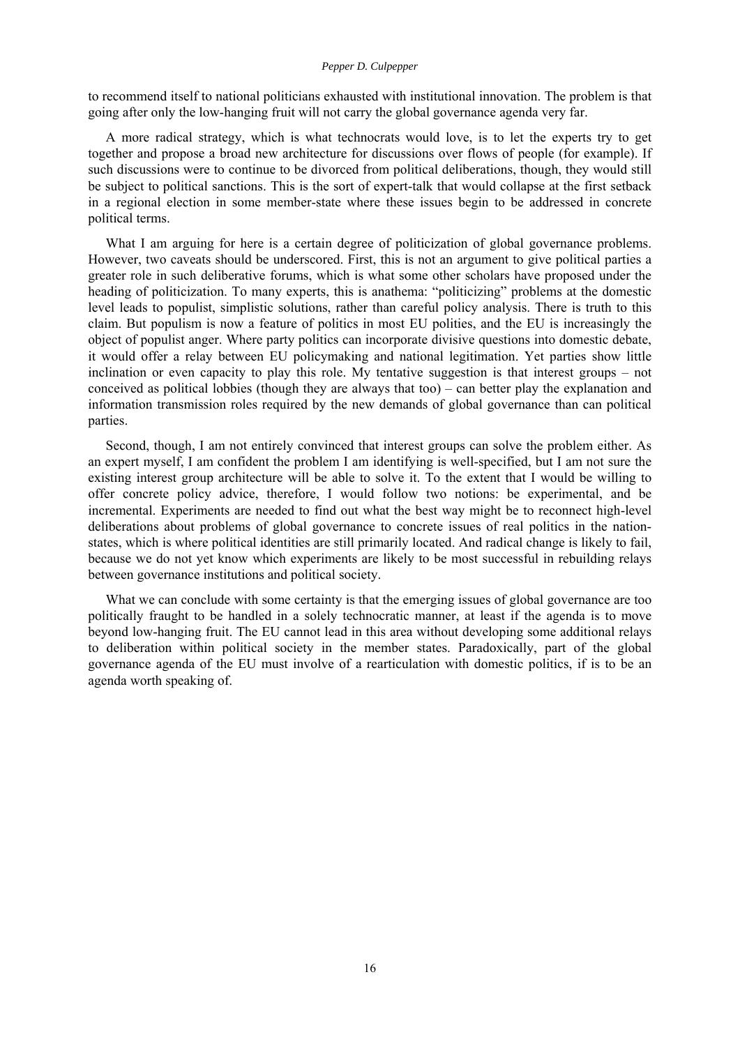to recommend itself to national politicians exhausted with institutional innovation. The problem is that going after only the low-hanging fruit will not carry the global governance agenda very far.

A more radical strategy, which is what technocrats would love, is to let the experts try to get together and propose a broad new architecture for discussions over flows of people (for example). If such discussions were to continue to be divorced from political deliberations, though, they would still be subject to political sanctions. This is the sort of expert-talk that would collapse at the first setback in a regional election in some member-state where these issues begin to be addressed in concrete political terms.

What I am arguing for here is a certain degree of politicization of global governance problems. However, two caveats should be underscored. First, this is not an argument to give political parties a greater role in such deliberative forums, which is what some other scholars have proposed under the heading of politicization. To many experts, this is anathema: "politicizing" problems at the domestic level leads to populist, simplistic solutions, rather than careful policy analysis. There is truth to this claim. But populism is now a feature of politics in most EU polities, and the EU is increasingly the object of populist anger. Where party politics can incorporate divisive questions into domestic debate, it would offer a relay between EU policymaking and national legitimation. Yet parties show little inclination or even capacity to play this role. My tentative suggestion is that interest groups – not conceived as political lobbies (though they are always that too) – can better play the explanation and information transmission roles required by the new demands of global governance than can political parties.

Second, though, I am not entirely convinced that interest groups can solve the problem either. As an expert myself, I am confident the problem I am identifying is well-specified, but I am not sure the existing interest group architecture will be able to solve it. To the extent that I would be willing to offer concrete policy advice, therefore, I would follow two notions: be experimental, and be incremental. Experiments are needed to find out what the best way might be to reconnect high-level deliberations about problems of global governance to concrete issues of real politics in the nation-states, which is where political identities are still primarily located. And radical change is likely to fail, because we do not yet know which experiments are likely to be most successful in rebuilding relays between governance institutions and political society.

What we can conclude with some certainty is that the emerging issues of global governance are too politically fraught to be handled in a solely technocratic manner, at least if the agenda is to move beyond low-hanging fruit. The EU cannot lead in this area without developing some additional relays to deliberation within political society in the member states. Paradoxically, part of the global governance agenda of the EU must involve of a rearticulation with domestic politics, if is to be an agenda worth speaking of.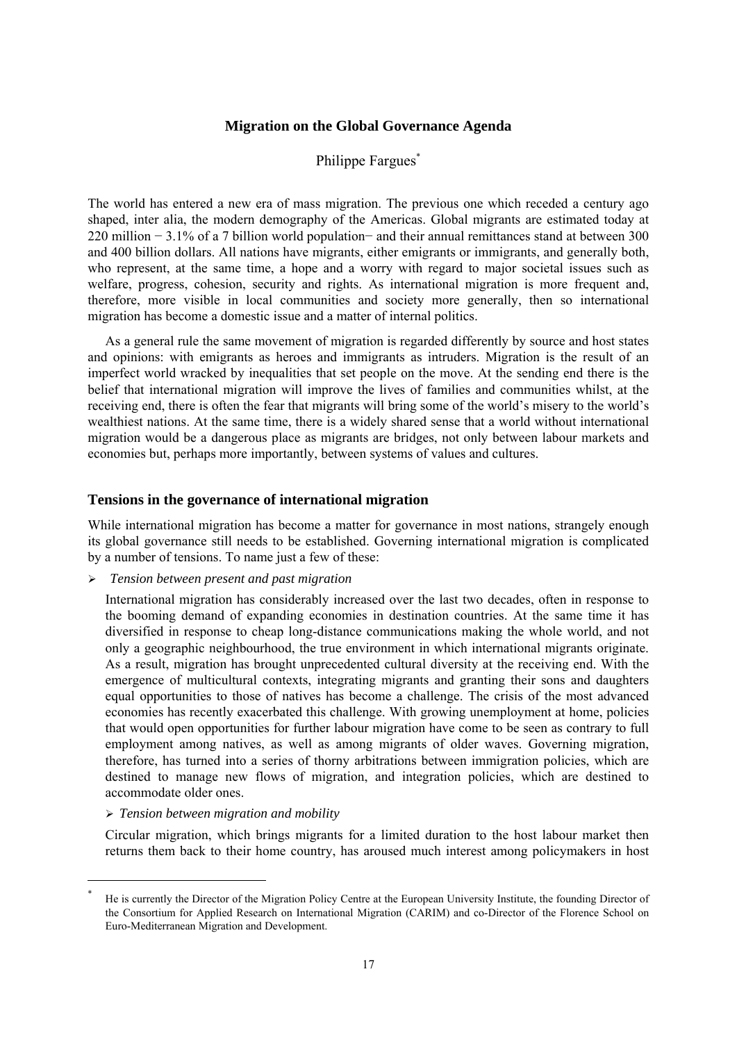# Migration on the Global Governance Agenda

Philippe Fargues*

The world has entered a new era of mass migration. The previous one which receded a century ago shaped, inter alia, the modern demography of the Americas. Global migrants are estimated today at 220 million − 3.1% of a 7 billion world population− and their annual remittances stand at between 300 and 400 billion dollars. All nations have migrants, either emigrants or immigrants, and generally both, who represent, at the same time, a hope and a worry with regard to major societal issues such as welfare, progress, cohesion, security and rights. As international migration is more frequent and, therefore, more visible in local communities and society more generally, then so international migration has become a domestic issue and a matter of internal politics.

As a general rule the same movement of migration is regarded differently by source and host states and opinions: with emigrants as heroes and immigrants as intruders. Migration is the result of an imperfect world wracked by inequalities that set people on the move. At the sending end there is the belief that international migration will improve the lives of families and communities whilst, at the receiving end, there is often the fear that migrants will bring some of the world's misery to the world's wealthiest nations. At the same time, there is a widely shared sense that a world without international migration would be a dangerous place as migrants are bridges, not only between labour markets and economies but, perhaps more importantly, between systems of values and cultures.

## Tensions in the governance of international migration

While international migration has become a matter for governance in most nations, strangely enough its global governance still needs to be established. Governing international migration is complicated by a number of tensions. To name just a few of these:

- *Tension between present and past migration*

  International migration has considerably increased over the last two decades, often in response to the booming demand of expanding economies in destination countries. At the same time it has diversified in response to cheap long-distance communications making the whole world, and not only a geographic neighbourhood, the true environment in which international migrants originate. As a result, migration has brought unprecedented cultural diversity at the receiving end. With the emergence of multicultural contexts, integrating migrants and granting their sons and daughters equal opportunities to those of natives has become a challenge. The crisis of the most advanced economies has recently exacerbated this challenge. With growing unemployment at home, policies that would open opportunities for further labour migration have come to be seen as contrary to full employment among natives, as well as among migrants of older waves. Governing migration, therefore, has turned into a series of thorny arbitrations between immigration policies, which are destined to manage new flows of migration, and integration policies, which are destined to accommodate older ones.

- *Tension between migration and mobility*

  Circular migration, which brings migrants for a limited duration to the host labour market then returns them back to their home country, has aroused much interest among policymakers in host

---

* He is currently the Director of the Migration Policy Centre at the European University Institute, the founding Director of the Consortium for Applied Research on International Migration (CARIM) and co-Director of the Florence School on Euro-Mediterranean Migration and Development.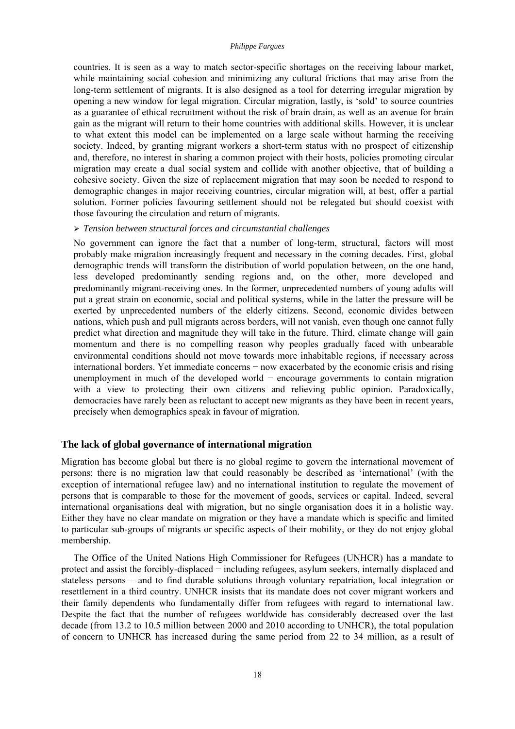countries. It is seen as a way to match sector-specific shortages on the receiving labour market, while maintaining social cohesion and minimizing any cultural frictions that may arise from the long-term settlement of migrants. It is also designed as a tool for deterring irregular migration by opening a new window for legal migration. Circular migration, lastly, is 'sold' to source countries as a guarantee of ethical recruitment without the risk of brain drain, as well as an avenue for brain gain as the migrant will return to their home countries with additional skills. However, it is unclear to what extent this model can be implemented on a large scale without harming the receiving society. Indeed, by granting migrant workers a short-term status with no prospect of citizenship and, therefore, no interest in sharing a common project with their hosts, policies promoting circular migration may create a dual social system and collide with another objective, that of building a cohesive society. Given the size of replacement migration that may soon be needed to respond to demographic changes in major receiving countries, circular migration will, at best, offer a partial solution. Former policies favouring settlement should not be relegated but should coexist with those favouring the circulation and return of migrants.

- *Tension between structural forces and circumstantial challenges*

No government can ignore the fact that a number of long-term, structural, factors will most probably make migration increasingly frequent and necessary in the coming decades. First, global demographic trends will transform the distribution of world population between, on the one hand, less developed predominantly sending regions and, on the other, more developed and predominantly migrant-receiving ones. In the former, unprecedented numbers of young adults will put a great strain on economic, social and political systems, while in the latter the pressure will be exerted by unprecedented numbers of the elderly citizens. Second, economic divides between nations, which push and pull migrants across borders, will not vanish, even though one cannot fully predict what direction and magnitude they will take in the future. Third, climate change will gain momentum and there is no compelling reason why peoples gradually faced with unbearable environmental conditions should not move towards more inhabitable regions, if necessary across international borders. Yet immediate concerns − now exacerbated by the economic crisis and rising unemployment in much of the developed world − encourage governments to contain migration with a view to protecting their own citizens and relieving public opinion. Paradoxically, democracies have rarely been as reluctant to accept new migrants as they have been in recent years, precisely when demographics speak in favour of migration.

## The lack of global governance of international migration

Migration has become global but there is no global regime to govern the international movement of persons: there is no migration law that could reasonably be described as 'international' (with the exception of international refugee law) and no international institution to regulate the movement of persons that is comparable to those for the movement of goods, services or capital. Indeed, several international organisations deal with migration, but no single organisation does it in a holistic way. Either they have no clear mandate on migration or they have a mandate which is specific and limited to particular sub-groups of migrants or specific aspects of their mobility, or they do not enjoy global membership.

The Office of the United Nations High Commissioner for Refugees (UNHCR) has a mandate to protect and assist the forcibly-displaced − including refugees, asylum seekers, internally displaced and stateless persons − and to find durable solutions through voluntary repatriation, local integration or resettlement in a third country. UNHCR insists that its mandate does not cover migrant workers and their family dependents who fundamentally differ from refugees with regard to international law. Despite the fact that the number of refugees worldwide has considerably decreased over the last decade (from 13.2 to 10.5 million between 2000 and 2010 according to UNHCR), the total population of concern to UNHCR has increased during the same period from 22 to 34 million, as a result of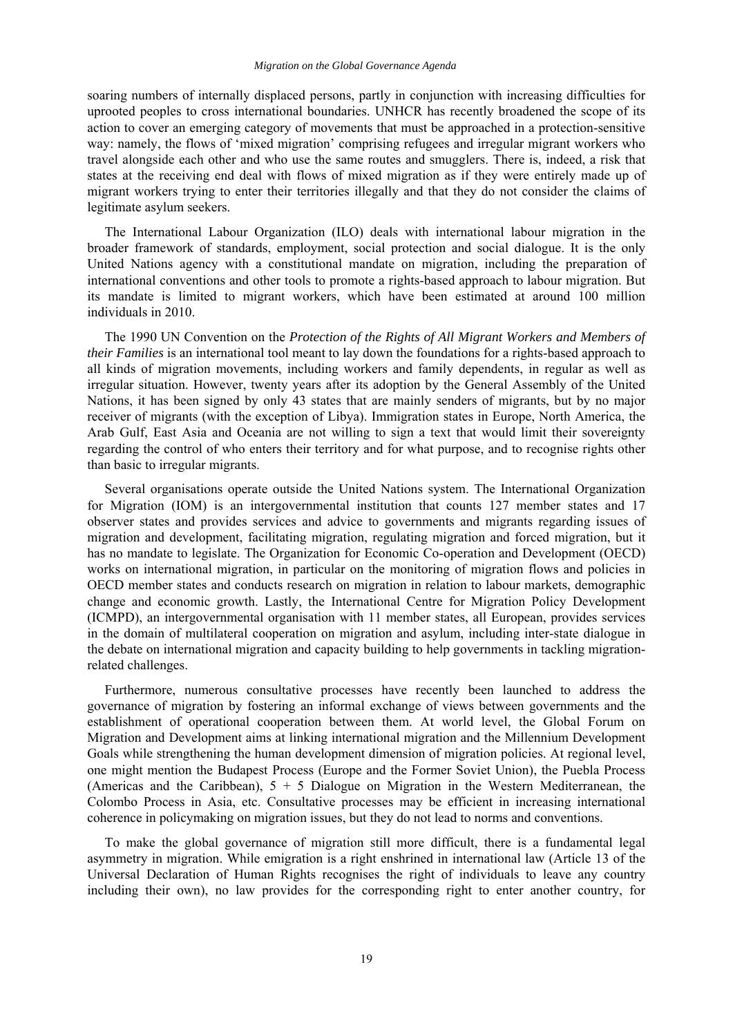soaring numbers of internally displaced persons, partly in conjunction with increasing difficulties for uprooted peoples to cross international boundaries. UNHCR has recently broadened the scope of its action to cover an emerging category of movements that must be approached in a protection-sensitive way: namely, the flows of 'mixed migration' comprising refugees and irregular migrant workers who travel alongside each other and who use the same routes and smugglers. There is, indeed, a risk that states at the receiving end deal with flows of mixed migration as if they were entirely made up of migrant workers trying to enter their territories illegally and that they do not consider the claims of legitimate asylum seekers.

The International Labour Organization (ILO) deals with international labour migration in the broader framework of standards, employment, social protection and social dialogue. It is the only United Nations agency with a constitutional mandate on migration, including the preparation of international conventions and other tools to promote a rights-based approach to labour migration. But its mandate is limited to migrant workers, which have been estimated at around 100 million individuals in 2010.

The 1990 UN Convention on the *Protection of the Rights of All Migrant Workers and Members of their Families* is an international tool meant to lay down the foundations for a rights-based approach to all kinds of migration movements, including workers and family dependents, in regular as well as irregular situation. However, twenty years after its adoption by the General Assembly of the United Nations, it has been signed by only 43 states that are mainly senders of migrants, but by no major receiver of migrants (with the exception of Libya). Immigration states in Europe, North America, the Arab Gulf, East Asia and Oceania are not willing to sign a text that would limit their sovereignty regarding the control of who enters their territory and for what purpose, and to recognise rights other than basic to irregular migrants.

Several organisations operate outside the United Nations system. The International Organization for Migration (IOM) is an intergovernmental institution that counts 127 member states and 17 observer states and provides services and advice to governments and migrants regarding issues of migration and development, facilitating migration, regulating migration and forced migration, but it has no mandate to legislate. The Organization for Economic Co-operation and Development (OECD) works on international migration, in particular on the monitoring of migration flows and policies in OECD member states and conducts research on migration in relation to labour markets, demographic change and economic growth. Lastly, the International Centre for Migration Policy Development (ICMPD), an intergovernmental organisation with 11 member states, all European, provides services in the domain of multilateral cooperation on migration and asylum, including inter-state dialogue in the debate on international migration and capacity building to help governments in tackling migration-related challenges.

Furthermore, numerous consultative processes have recently been launched to address the governance of migration by fostering an informal exchange of views between governments and the establishment of operational cooperation between them. At world level, the Global Forum on Migration and Development aims at linking international migration and the Millennium Development Goals while strengthening the human development dimension of migration policies. At regional level, one might mention the Budapest Process (Europe and the Former Soviet Union), the Puebla Process (Americas and the Caribbean), 5 + 5 Dialogue on Migration in the Western Mediterranean, the Colombo Process in Asia, etc. Consultative processes may be efficient in increasing international coherence in policymaking on migration issues, but they do not lead to norms and conventions.

To make the global governance of migration still more difficult, there is a fundamental legal asymmetry in migration. While emigration is a right enshrined in international law (Article 13 of the Universal Declaration of Human Rights recognises the right of individuals to leave any country including their own), no law provides for the corresponding right to enter another country, for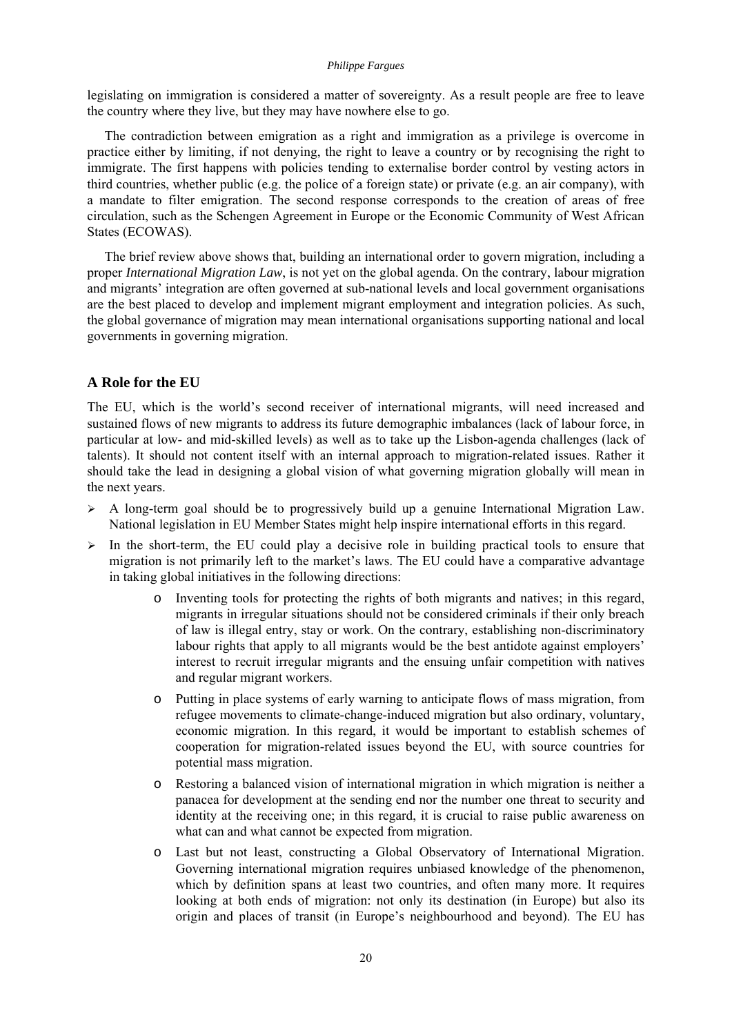legislating on immigration is considered a matter of sovereignty. As a result people are free to leave the country where they live, but they may have nowhere else to go.

The contradiction between emigration as a right and immigration as a privilege is overcome in practice either by limiting, if not denying, the right to leave a country or by recognising the right to immigrate. The first happens with policies tending to externalise border control by vesting actors in third countries, whether public (e.g. the police of a foreign state) or private (e.g. an air company), with a mandate to filter emigration. The second response corresponds to the creation of areas of free circulation, such as the Schengen Agreement in Europe or the Economic Community of West African States (ECOWAS).

The brief review above shows that, building an international order to govern migration, including a proper *International Migration Law*, is not yet on the global agenda. On the contrary, labour migration and migrants' integration are often governed at sub-national levels and local government organisations are the best placed to develop and implement migrant employment and integration policies. As such, the global governance of migration may mean international organisations supporting national and local governments in governing migration.

## A Role for the EU

The EU, which is the world's second receiver of international migrants, will need increased and sustained flows of new migrants to address its future demographic imbalances (lack of labour force, in particular at low- and mid-skilled levels) as well as to take up the Lisbon-agenda challenges (lack of talents). It should not content itself with an internal approach to migration-related issues. Rather it should take the lead in designing a global vision of what governing migration globally will mean in the next years.

- A long-term goal should be to progressively build up a genuine International Migration Law. National legislation in EU Member States might help inspire international efforts in this regard.
- In the short-term, the EU could play a decisive role in building practical tools to ensure that migration is not primarily left to the market's laws. The EU could have a comparative advantage in taking global initiatives in the following directions:
    - Inventing tools for protecting the rights of both migrants and natives; in this regard, migrants in irregular situations should not be considered criminals if their only breach of law is illegal entry, stay or work. On the contrary, establishing non-discriminatory labour rights that apply to all migrants would be the best antidote against employers' interest to recruit irregular migrants and the ensuing unfair competition with natives and regular migrant workers.
    - Putting in place systems of early warning to anticipate flows of mass migration, from refugee movements to climate-change-induced migration but also ordinary, voluntary, economic migration. In this regard, it would be important to establish schemes of cooperation for migration-related issues beyond the EU, with source countries for potential mass migration.
    - Restoring a balanced vision of international migration in which migration is neither a panacea for development at the sending end nor the number one threat to security and identity at the receiving one; in this regard, it is crucial to raise public awareness on what can and what cannot be expected from migration.
    - Last but not least, constructing a Global Observatory of International Migration. Governing international migration requires unbiased knowledge of the phenomenon, which by definition spans at least two countries, and often many more. It requires looking at both ends of migration: not only its destination (in Europe) but also its origin and places of transit (in Europe's neighbourhood and beyond). The EU has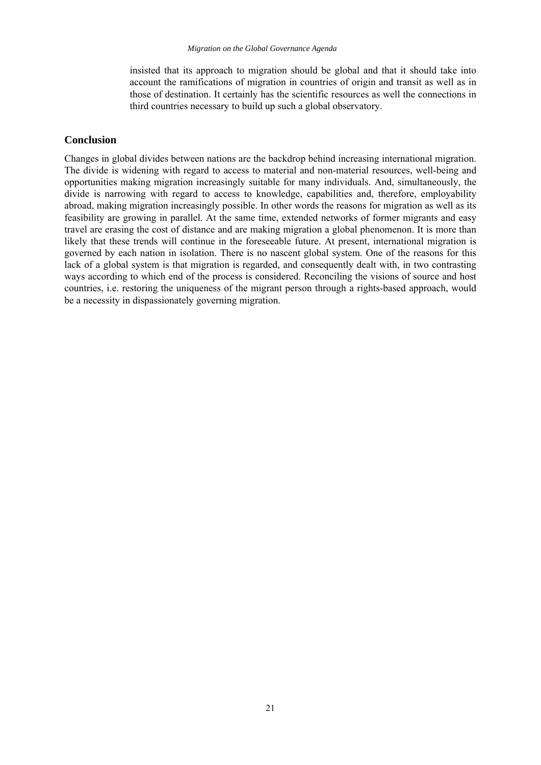insisted that its approach to migration should be global and that it should take into account the ramifications of migration in countries of origin and transit as well as in those of destination. It certainly has the scientific resources as well the connections in third countries necessary to build up such a global observatory.

## Conclusion

Changes in global divides between nations are the backdrop behind increasing international migration. The divide is widening with regard to access to material and non-material resources, well-being and opportunities making migration increasingly suitable for many individuals. And, simultaneously, the divide is narrowing with regard to access to knowledge, capabilities and, therefore, employability abroad, making migration increasingly possible. In other words the reasons for migration as well as its feasibility are growing in parallel. At the same time, extended networks of former migrants and easy travel are erasing the cost of distance and are making migration a global phenomenon. It is more than likely that these trends will continue in the foreseeable future. At present, international migration is governed by each nation in isolation. There is no nascent global system. One of the reasons for this lack of a global system is that migration is regarded, and consequently dealt with, in two contrasting ways according to which end of the process is considered. Reconciling the visions of source and host countries, i.e. restoring the uniqueness of the migrant person through a rights-based approach, would be a necessity in dispassionately governing migration.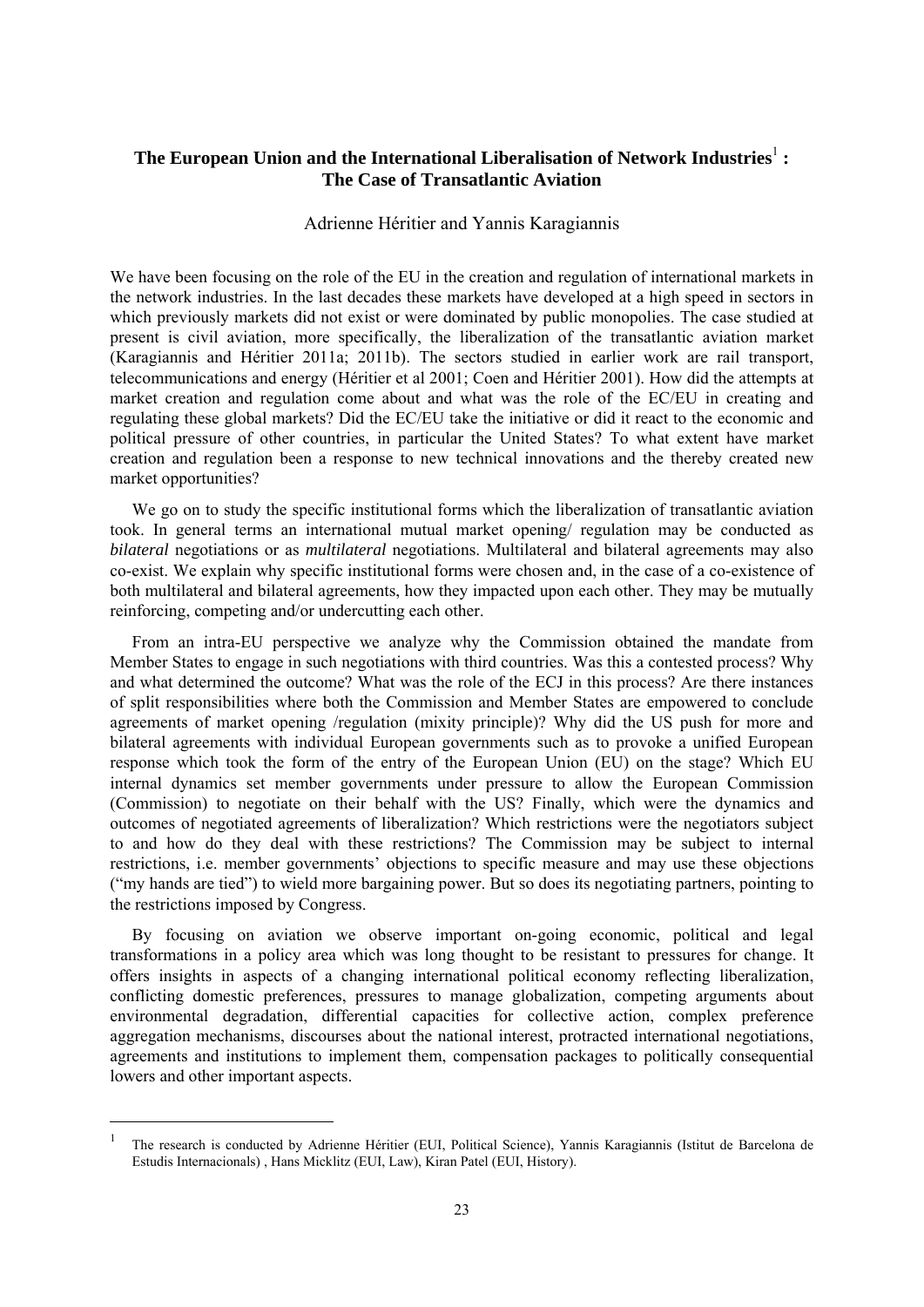## The European Union and the International Liberalisation of Network Industries[1] : The Case of Transatlantic Aviation

Adrienne Héritier and Yannis Karagiannis

We have been focusing on the role of the EU in the creation and regulation of international markets in the network industries. In the last decades these markets have developed at a high speed in sectors in which previously markets did not exist or were dominated by public monopolies. The case studied at present is civil aviation, more specifically, the liberalization of the transatlantic aviation market (Karagiannis and Héritier 2011a; 2011b). The sectors studied in earlier work are rail transport, telecommunications and energy (Héritier et al 2001; Coen and Héritier 2001). How did the attempts at market creation and regulation come about and what was the role of the EC/EU in creating and regulating these global markets? Did the EC/EU take the initiative or did it react to the economic and political pressure of other countries, in particular the United States? To what extent have market creation and regulation been a response to new technical innovations and the thereby created new market opportunities?

We go on to study the specific institutional forms which the liberalization of transatlantic aviation took. In general terms an international mutual market opening/ regulation may be conducted as *bilateral* negotiations or as *multilateral* negotiations. Multilateral and bilateral agreements may also co-exist. We explain why specific institutional forms were chosen and, in the case of a co-existence of both multilateral and bilateral agreements, how they impacted upon each other. They may be mutually reinforcing, competing and/or undercutting each other.

From an intra-EU perspective we analyze why the Commission obtained the mandate from Member States to engage in such negotiations with third countries. Was this a contested process? Why and what determined the outcome? What was the role of the ECJ in this process? Are there instances of split responsibilities where both the Commission and Member States are empowered to conclude agreements of market opening /regulation (mixity principle)? Why did the US push for more and bilateral agreements with individual European governments such as to provoke a unified European response which took the form of the entry of the European Union (EU) on the stage? Which EU internal dynamics set member governments under pressure to allow the European Commission (Commission) to negotiate on their behalf with the US? Finally, which were the dynamics and outcomes of negotiated agreements of liberalization? Which restrictions were the negotiators subject to and how do they deal with these restrictions? The Commission may be subject to internal restrictions, i.e. member governments' objections to specific measure and may use these objections ("my hands are tied") to wield more bargaining power. But so does its negotiating partners, pointing to the restrictions imposed by Congress.

By focusing on aviation we observe important on-going economic, political and legal transformations in a policy area which was long thought to be resistant to pressures for change. It offers insights in aspects of a changing international political economy reflecting liberalization, conflicting domestic preferences, pressures to manage globalization, competing arguments about environmental degradation, differential capacities for collective action, complex preference aggregation mechanisms, discourses about the national interest, protracted international negotiations, agreements and institutions to implement them, compensation packages to politically consequential lowers and other important aspects.

---

[1] The research is conducted by Adrienne Héritier (EUI, Political Science), Yannis Karagiannis (Istitut de Barcelona de Estudis Internacionals) , Hans Micklitz (EUI, Law), Kiran Patel (EUI, History).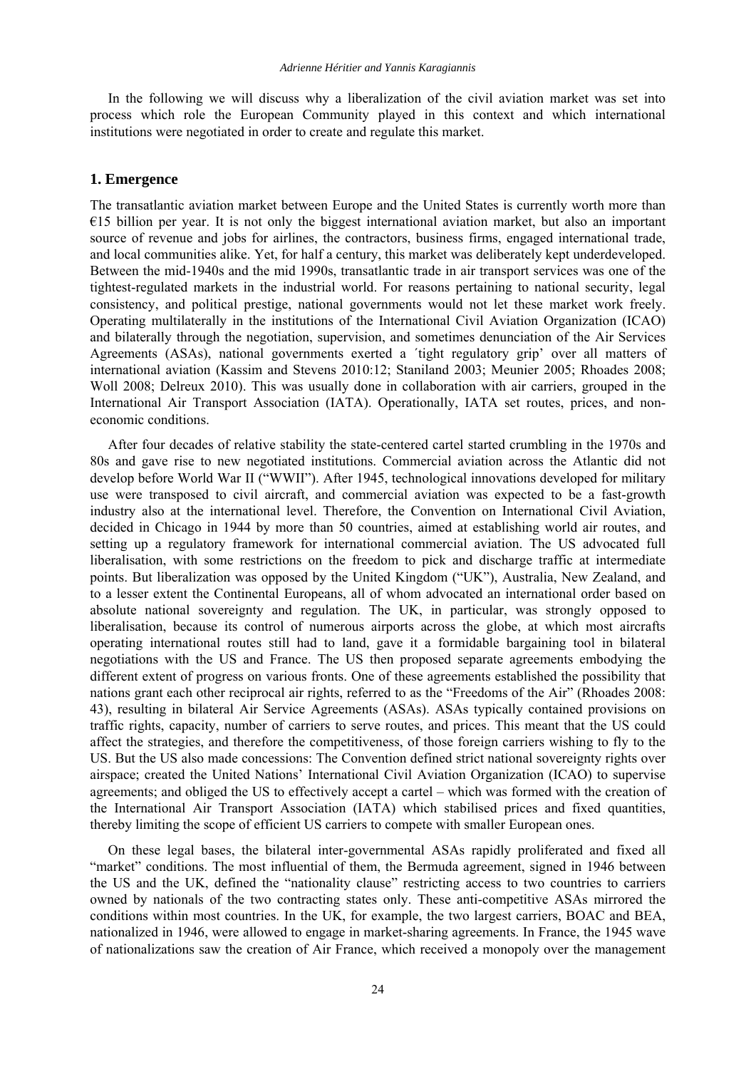In the following we will discuss why a liberalization of the civil aviation market was set into process which role the European Community played in this context and which international institutions were negotiated in order to create and regulate this market.

## 1. Emergence

The transatlantic aviation market between Europe and the United States is currently worth more than €15 billion per year. It is not only the biggest international aviation market, but also an important source of revenue and jobs for airlines, the contractors, business firms, engaged international trade, and local communities alike. Yet, for half a century, this market was deliberately kept underdeveloped. Between the mid-1940s and the mid 1990s, transatlantic trade in air transport services was one of the tightest-regulated markets in the industrial world. For reasons pertaining to national security, legal consistency, and political prestige, national governments would not let these market work freely. Operating multilaterally in the institutions of the International Civil Aviation Organization (ICAO) and bilaterally through the negotiation, supervision, and sometimes denunciation of the Air Services Agreements (ASAs), national governments exerted a ´tight regulatory grip' over all matters of international aviation (Kassim and Stevens 2010:12; Staniland 2003; Meunier 2005; Rhoades 2008; Woll 2008; Delreux 2010). This was usually done in collaboration with air carriers, grouped in the International Air Transport Association (IATA). Operationally, IATA set routes, prices, and non-economic conditions.

After four decades of relative stability the state-centered cartel started crumbling in the 1970s and 80s and gave rise to new negotiated institutions. Commercial aviation across the Atlantic did not develop before World War II ("WWII"). After 1945, technological innovations developed for military use were transposed to civil aircraft, and commercial aviation was expected to be a fast-growth industry also at the international level. Therefore, the Convention on International Civil Aviation, decided in Chicago in 1944 by more than 50 countries, aimed at establishing world air routes, and setting up a regulatory framework for international commercial aviation. The US advocated full liberalisation, with some restrictions on the freedom to pick and discharge traffic at intermediate points. But liberalization was opposed by the United Kingdom ("UK"), Australia, New Zealand, and to a lesser extent the Continental Europeans, all of whom advocated an international order based on absolute national sovereignty and regulation. The UK, in particular, was strongly opposed to liberalisation, because its control of numerous airports across the globe, at which most aircrafts operating international routes still had to land, gave it a formidable bargaining tool in bilateral negotiations with the US and France. The US then proposed separate agreements embodying the different extent of progress on various fronts. One of these agreements established the possibility that nations grant each other reciprocal air rights, referred to as the "Freedoms of the Air" (Rhoades 2008: 43), resulting in bilateral Air Service Agreements (ASAs). ASAs typically contained provisions on traffic rights, capacity, number of carriers to serve routes, and prices. This meant that the US could affect the strategies, and therefore the competitiveness, of those foreign carriers wishing to fly to the US. But the US also made concessions: The Convention defined strict national sovereignty rights over airspace; created the United Nations' International Civil Aviation Organization (ICAO) to supervise agreements; and obliged the US to effectively accept a cartel – which was formed with the creation of the International Air Transport Association (IATA) which stabilised prices and fixed quantities, thereby limiting the scope of efficient US carriers to compete with smaller European ones.

On these legal bases, the bilateral inter-governmental ASAs rapidly proliferated and fixed all "market" conditions. The most influential of them, the Bermuda agreement, signed in 1946 between the US and the UK, defined the "nationality clause" restricting access to two countries to carriers owned by nationals of the two contracting states only. These anti-competitive ASAs mirrored the conditions within most countries. In the UK, for example, the two largest carriers, BOAC and BEA, nationalized in 1946, were allowed to engage in market-sharing agreements. In France, the 1945 wave of nationalizations saw the creation of Air France, which received a monopoly over the management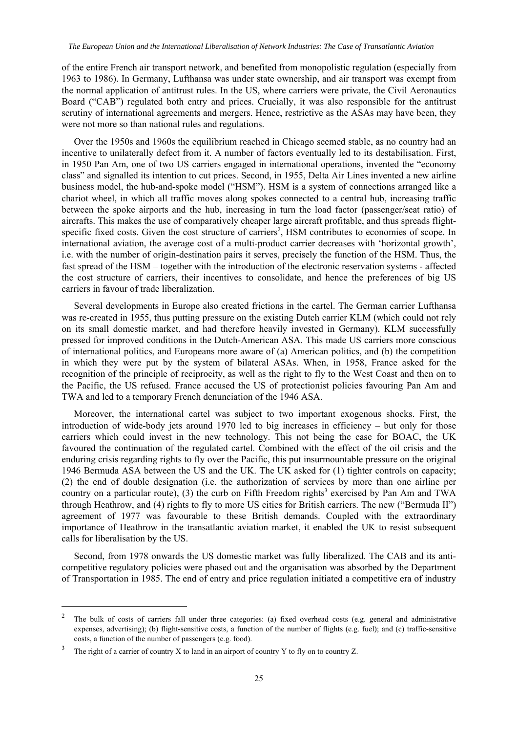of the entire French air transport network, and benefited from monopolistic regulation (especially from 1963 to 1986). In Germany, Lufthansa was under state ownership, and air transport was exempt from the normal application of antitrust rules. In the US, where carriers were private, the Civil Aeronautics Board ("CAB") regulated both entry and prices. Crucially, it was also responsible for the antitrust scrutiny of international agreements and mergers. Hence, restrictive as the ASAs may have been, they were not more so than national rules and regulations.

Over the 1950s and 1960s the equilibrium reached in Chicago seemed stable, as no country had an incentive to unilaterally defect from it. A number of factors eventually led to its destabilisation. First, in 1950 Pan Am, one of two US carriers engaged in international operations, invented the "economy class" and signalled its intention to cut prices. Second, in 1955, Delta Air Lines invented a new airline business model, the hub-and-spoke model ("HSM"). HSM is a system of connections arranged like a chariot wheel, in which all traffic moves along spokes connected to a central hub, increasing traffic between the spoke airports and the hub, increasing in turn the load factor (passenger/seat ratio) of aircrafts. This makes the use of comparatively cheaper large aircraft profitable, and thus spreads flight-specific fixed costs. Given the cost structure of carriers[2], HSM contributes to economies of scope. In international aviation, the average cost of a multi-product carrier decreases with 'horizontal growth', i.e. with the number of origin-destination pairs it serves, precisely the function of the HSM. Thus, the fast spread of the HSM – together with the introduction of the electronic reservation systems - affected the cost structure of carriers, their incentives to consolidate, and hence the preferences of big US carriers in favour of trade liberalization.

Several developments in Europe also created frictions in the cartel. The German carrier Lufthansa was re-created in 1955, thus putting pressure on the existing Dutch carrier KLM (which could not rely on its small domestic market, and had therefore heavily invested in Germany). KLM successfully pressed for improved conditions in the Dutch-American ASA. This made US carriers more conscious of international politics, and Europeans more aware of (a) American politics, and (b) the competition in which they were put by the system of bilateral ASAs. When, in 1958, France asked for the recognition of the principle of reciprocity, as well as the right to fly to the West Coast and then on to the Pacific, the US refused. France accused the US of protectionist policies favouring Pan Am and TWA and led to a temporary French denunciation of the 1946 ASA.

Moreover, the international cartel was subject to two important exogenous shocks. First, the introduction of wide-body jets around 1970 led to big increases in efficiency – but only for those carriers which could invest in the new technology. This not being the case for BOAC, the UK favoured the continuation of the regulated cartel. Combined with the effect of the oil crisis and the enduring crisis regarding rights to fly over the Pacific, this put insurmountable pressure on the original 1946 Bermuda ASA between the US and the UK. The UK asked for (1) tighter controls on capacity; (2) the end of double designation (i.e. the authorization of services by more than one airline per country on a particular route), (3) the curb on Fifth Freedom rights[3] exercised by Pan Am and TWA through Heathrow, and (4) rights to fly to more US cities for British carriers. The new ("Bermuda II") agreement of 1977 was favourable to these British demands. Coupled with the extraordinary importance of Heathrow in the transatlantic aviation market, it enabled the UK to resist subsequent calls for liberalisation by the US.

Second, from 1978 onwards the US domestic market was fully liberalized. The CAB and its anti-competitive regulatory policies were phased out and the organisation was absorbed by the Department of Transportation in 1985. The end of entry and price regulation initiated a competitive era of industry

---

[2] The bulk of costs of carriers fall under three categories: (a) fixed overhead costs (e.g. general and administrative expenses, advertising); (b) flight-sensitive costs, a function of the number of flights (e.g. fuel); and (c) traffic-sensitive costs, a function of the number of passengers (e.g. food).

[3] The right of a carrier of country X to land in an airport of country Y to fly on to country Z.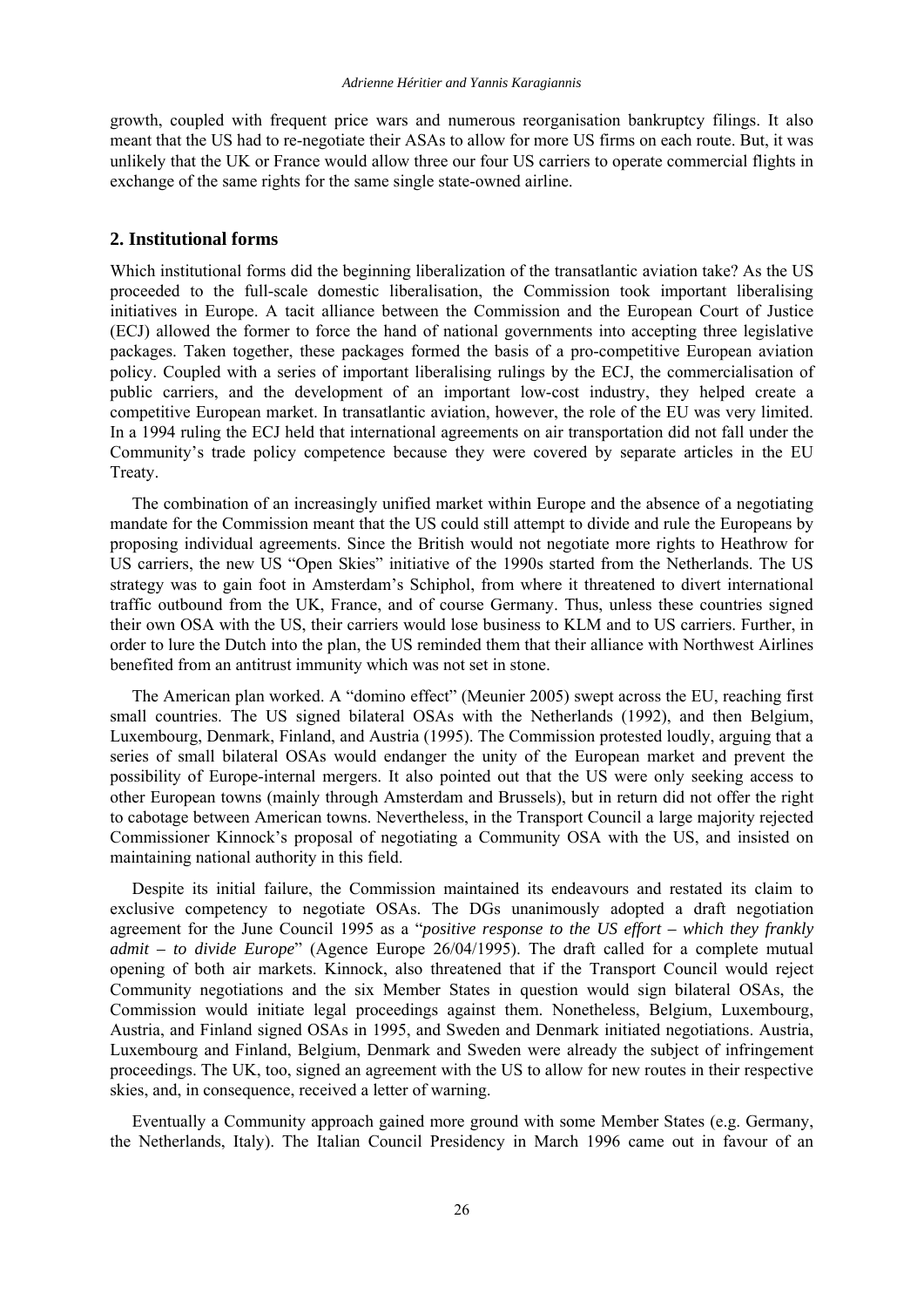growth, coupled with frequent price wars and numerous reorganisation bankruptcy filings. It also meant that the US had to re-negotiate their ASAs to allow for more US firms on each route. But, it was unlikely that the UK or France would allow three our four US carriers to operate commercial flights in exchange of the same rights for the same single state-owned airline.

## 2. Institutional forms

Which institutional forms did the beginning liberalization of the transatlantic aviation take? As the US proceeded to the full-scale domestic liberalisation, the Commission took important liberalising initiatives in Europe. A tacit alliance between the Commission and the European Court of Justice (ECJ) allowed the former to force the hand of national governments into accepting three legislative packages. Taken together, these packages formed the basis of a pro-competitive European aviation policy. Coupled with a series of important liberalising rulings by the ECJ, the commercialisation of public carriers, and the development of an important low-cost industry, they helped create a competitive European market. In transatlantic aviation, however, the role of the EU was very limited. In a 1994 ruling the ECJ held that international agreements on air transportation did not fall under the Community's trade policy competence because they were covered by separate articles in the EU Treaty.

The combination of an increasingly unified market within Europe and the absence of a negotiating mandate for the Commission meant that the US could still attempt to divide and rule the Europeans by proposing individual agreements. Since the British would not negotiate more rights to Heathrow for US carriers, the new US "Open Skies" initiative of the 1990s started from the Netherlands. The US strategy was to gain foot in Amsterdam's Schiphol, from where it threatened to divert international traffic outbound from the UK, France, and of course Germany. Thus, unless these countries signed their own OSA with the US, their carriers would lose business to KLM and to US carriers. Further, in order to lure the Dutch into the plan, the US reminded them that their alliance with Northwest Airlines benefited from an antitrust immunity which was not set in stone.

The American plan worked. A "domino effect" (Meunier 2005) swept across the EU, reaching first small countries. The US signed bilateral OSAs with the Netherlands (1992), and then Belgium, Luxembourg, Denmark, Finland, and Austria (1995). The Commission protested loudly, arguing that a series of small bilateral OSAs would endanger the unity of the European market and prevent the possibility of Europe-internal mergers. It also pointed out that the US were only seeking access to other European towns (mainly through Amsterdam and Brussels), but in return did not offer the right to cabotage between American towns. Nevertheless, in the Transport Council a large majority rejected Commissioner Kinnock's proposal of negotiating a Community OSA with the US, and insisted on maintaining national authority in this field.

Despite its initial failure, the Commission maintained its endeavours and restated its claim to exclusive competency to negotiate OSAs. The DGs unanimously adopted a draft negotiation agreement for the June Council 1995 as a "*positive response to the US effort – which they frankly admit – to divide Europe*" (Agence Europe 26/04/1995). The draft called for a complete mutual opening of both air markets. Kinnock, also threatened that if the Transport Council would reject Community negotiations and the six Member States in question would sign bilateral OSAs, the Commission would initiate legal proceedings against them. Nonetheless, Belgium, Luxembourg, Austria, and Finland signed OSAs in 1995, and Sweden and Denmark initiated negotiations. Austria, Luxembourg and Finland, Belgium, Denmark and Sweden were already the subject of infringement proceedings. The UK, too, signed an agreement with the US to allow for new routes in their respective skies, and, in consequence, received a letter of warning.

Eventually a Community approach gained more ground with some Member States (e.g. Germany, the Netherlands, Italy). The Italian Council Presidency in March 1996 came out in favour of an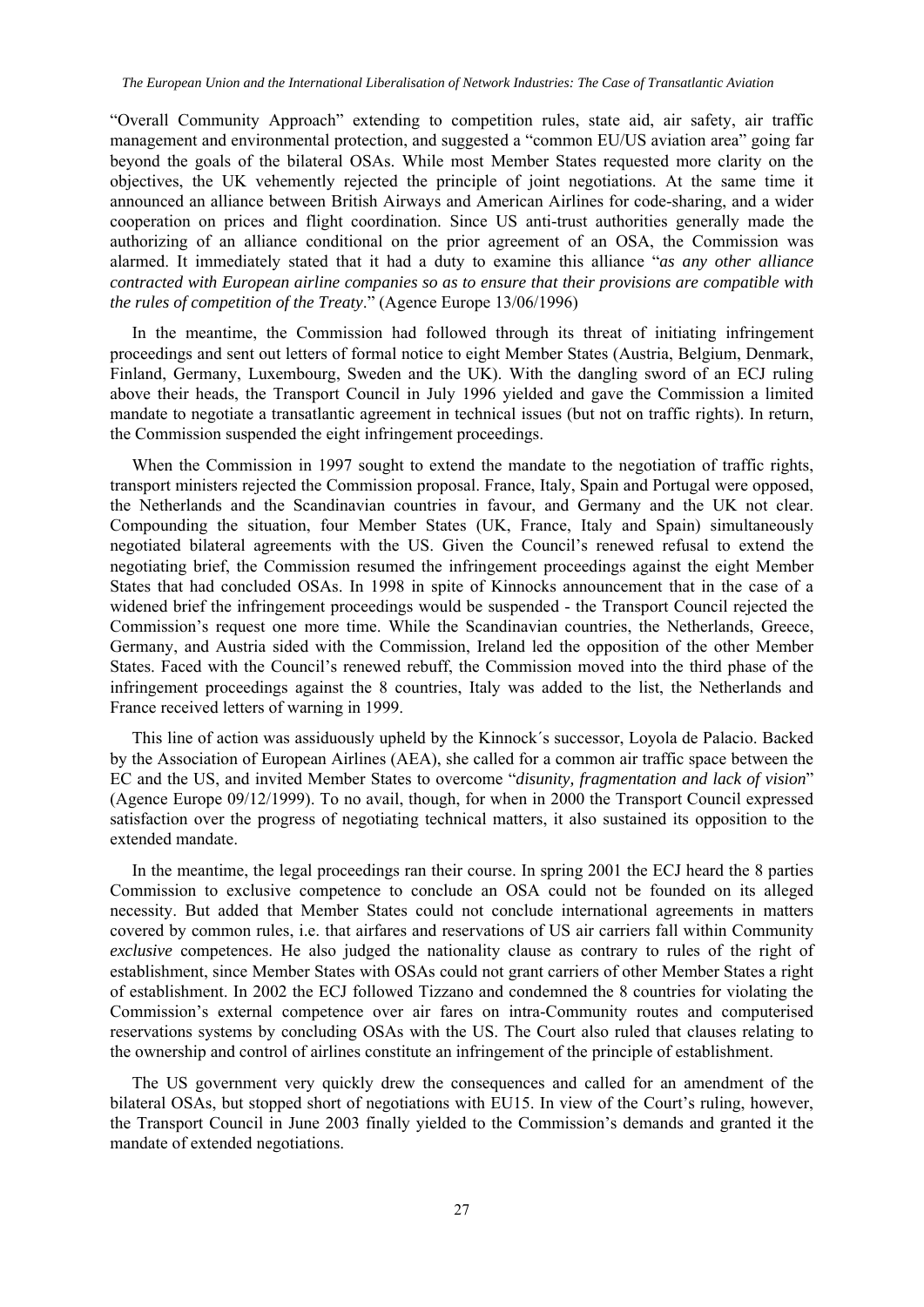"Overall Community Approach" extending to competition rules, state aid, air safety, air traffic management and environmental protection, and suggested a "common EU/US aviation area" going far beyond the goals of the bilateral OSAs. While most Member States requested more clarity on the objectives, the UK vehemently rejected the principle of joint negotiations. At the same time it announced an alliance between British Airways and American Airlines for code-sharing, and a wider cooperation on prices and flight coordination. Since US anti-trust authorities generally made the authorizing of an alliance conditional on the prior agreement of an OSA, the Commission was alarmed. It immediately stated that it had a duty to examine this alliance "*as any other alliance contracted with European airline companies so as to ensure that their provisions are compatible with the rules of competition of the Treaty*." (Agence Europe 13/06/1996)

In the meantime, the Commission had followed through its threat of initiating infringement proceedings and sent out letters of formal notice to eight Member States (Austria, Belgium, Denmark, Finland, Germany, Luxembourg, Sweden and the UK). With the dangling sword of an ECJ ruling above their heads, the Transport Council in July 1996 yielded and gave the Commission a limited mandate to negotiate a transatlantic agreement in technical issues (but not on traffic rights). In return, the Commission suspended the eight infringement proceedings.

When the Commission in 1997 sought to extend the mandate to the negotiation of traffic rights, transport ministers rejected the Commission proposal. France, Italy, Spain and Portugal were opposed, the Netherlands and the Scandinavian countries in favour, and Germany and the UK not clear. Compounding the situation, four Member States (UK, France, Italy and Spain) simultaneously negotiated bilateral agreements with the US. Given the Council's renewed refusal to extend the negotiating brief, the Commission resumed the infringement proceedings against the eight Member States that had concluded OSAs. In 1998 in spite of Kinnocks announcement that in the case of a widened brief the infringement proceedings would be suspended - the Transport Council rejected the Commission's request one more time. While the Scandinavian countries, the Netherlands, Greece, Germany, and Austria sided with the Commission, Ireland led the opposition of the other Member States. Faced with the Council's renewed rebuff, the Commission moved into the third phase of the infringement proceedings against the 8 countries, Italy was added to the list, the Netherlands and France received letters of warning in 1999.

This line of action was assiduously upheld by the Kinnock´s successor, Loyola de Palacio. Backed by the Association of European Airlines (AEA), she called for a common air traffic space between the EC and the US, and invited Member States to overcome "*disunity, fragmentation and lack of vision*" (Agence Europe 09/12/1999). To no avail, though, for when in 2000 the Transport Council expressed satisfaction over the progress of negotiating technical matters, it also sustained its opposition to the extended mandate.

In the meantime, the legal proceedings ran their course. In spring 2001 the ECJ heard the 8 parties Commission to exclusive competence to conclude an OSA could not be founded on its alleged necessity. But added that Member States could not conclude international agreements in matters covered by common rules, i.e. that airfares and reservations of US air carriers fall within Community *exclusive* competences. He also judged the nationality clause as contrary to rules of the right of establishment, since Member States with OSAs could not grant carriers of other Member States a right of establishment. In 2002 the ECJ followed Tizzano and condemned the 8 countries for violating the Commission's external competence over air fares on intra-Community routes and computerised reservations systems by concluding OSAs with the US. The Court also ruled that clauses relating to the ownership and control of airlines constitute an infringement of the principle of establishment.

The US government very quickly drew the consequences and called for an amendment of the bilateral OSAs, but stopped short of negotiations with EU15. In view of the Court's ruling, however, the Transport Council in June 2003 finally yielded to the Commission's demands and granted it the mandate of extended negotiations.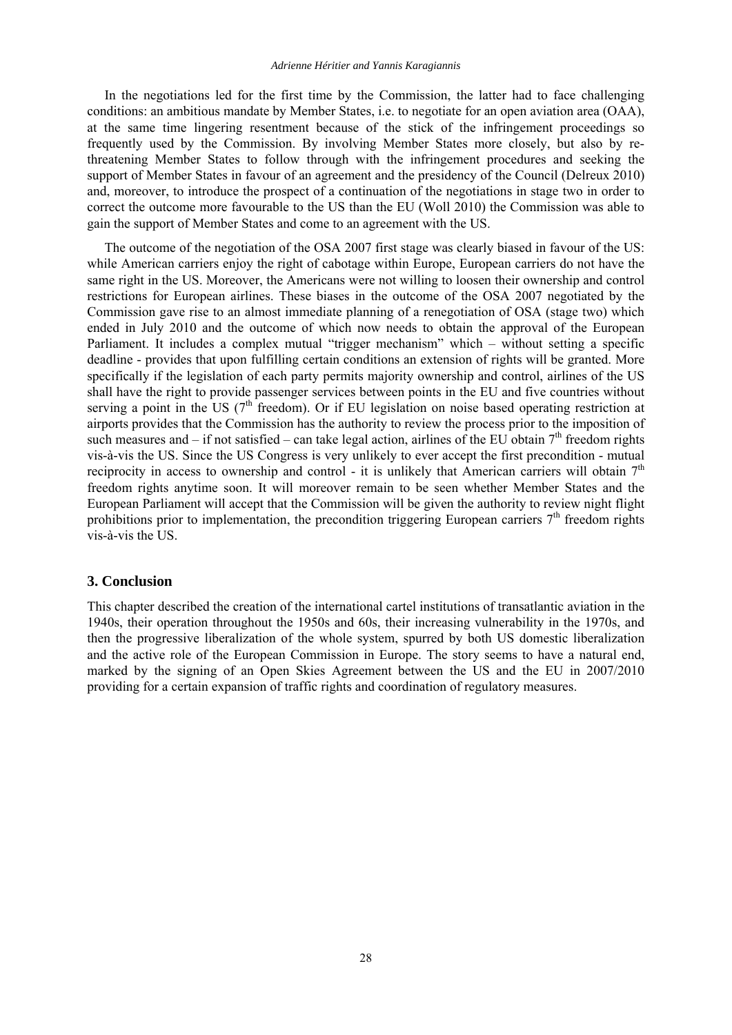In the negotiations led for the first time by the Commission, the latter had to face challenging conditions: an ambitious mandate by Member States, i.e. to negotiate for an open aviation area (OAA), at the same time lingering resentment because of the stick of the infringement proceedings so frequently used by the Commission. By involving Member States more closely, but also by re-threatening Member States to follow through with the infringement procedures and seeking the support of Member States in favour of an agreement and the presidency of the Council (Delreux 2010) and, moreover, to introduce the prospect of a continuation of the negotiations in stage two in order to correct the outcome more favourable to the US than the EU (Woll 2010) the Commission was able to gain the support of Member States and come to an agreement with the US.

The outcome of the negotiation of the OSA 2007 first stage was clearly biased in favour of the US: while American carriers enjoy the right of cabotage within Europe, European carriers do not have the same right in the US. Moreover, the Americans were not willing to loosen their ownership and control restrictions for European airlines. These biases in the outcome of the OSA 2007 negotiated by the Commission gave rise to an almost immediate planning of a renegotiation of OSA (stage two) which ended in July 2010 and the outcome of which now needs to obtain the approval of the European Parliament. It includes a complex mutual "trigger mechanism" which – without setting a specific deadline - provides that upon fulfilling certain conditions an extension of rights will be granted. More specifically if the legislation of each party permits majority ownership and control, airlines of the US shall have the right to provide passenger services between points in the EU and five countries without serving a point in the US (7th freedom). Or if EU legislation on noise based operating restriction at airports provides that the Commission has the authority to review the process prior to the imposition of such measures and – if not satisfied – can take legal action, airlines of the EU obtain 7th freedom rights vis-à-vis the US. Since the US Congress is very unlikely to ever accept the first precondition - mutual reciprocity in access to ownership and control - it is unlikely that American carriers will obtain 7th freedom rights anytime soon. It will moreover remain to be seen whether Member States and the European Parliament will accept that the Commission will be given the authority to review night flight prohibitions prior to implementation, the precondition triggering European carriers 7th freedom rights vis-à-vis the US.

## 3. Conclusion

This chapter described the creation of the international cartel institutions of transatlantic aviation in the 1940s, their operation throughout the 1950s and 60s, their increasing vulnerability in the 1970s, and then the progressive liberalization of the whole system, spurred by both US domestic liberalization and the active role of the European Commission in Europe. The story seems to have a natural end, marked by the signing of an Open Skies Agreement between the US and the EU in 2007/2010 providing for a certain expansion of traffic rights and coordination of regulatory measures.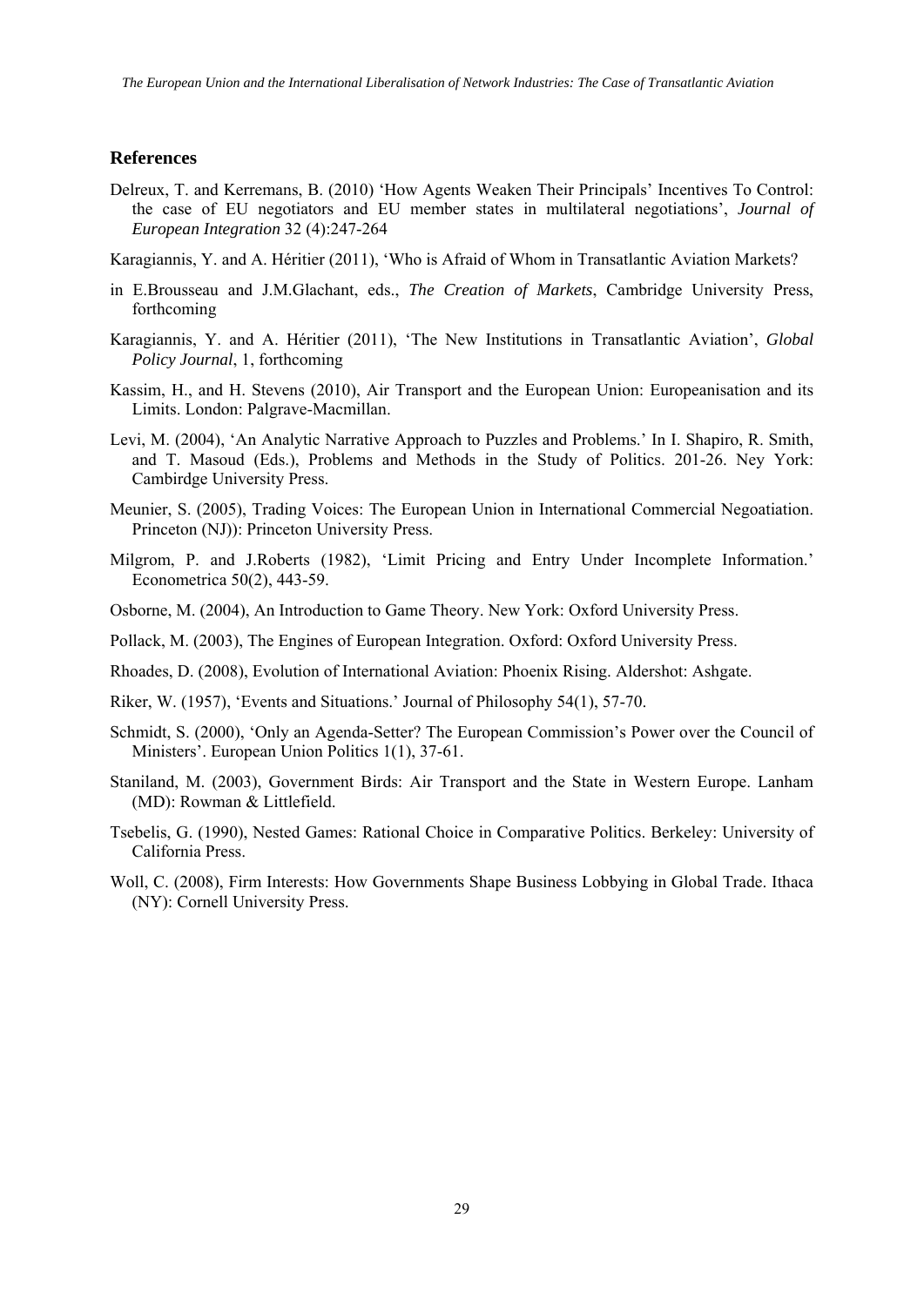## References

Delreux, T. and Kerremans, B. (2010) 'How Agents Weaken Their Principals' Incentives To Control: the case of EU negotiators and EU member states in multilateral negotiations', *Journal of European Integration* 32 (4):247-264

Karagiannis, Y. and A. Héritier (2011), 'Who is Afraid of Whom in Transatlantic Aviation Markets?

in E.Brousseau and J.M.Glachant, eds., *The Creation of Markets*, Cambridge University Press, forthcoming

Karagiannis, Y. and A. Héritier (2011), 'The New Institutions in Transatlantic Aviation', *Global Policy Journal*, 1, forthcoming

Kassim, H., and H. Stevens (2010), Air Transport and the European Union: Europeanisation and its Limits. London: Palgrave-Macmillan.

Levi, M. (2004), 'An Analytic Narrative Approach to Puzzles and Problems.' In I. Shapiro, R. Smith, and T. Masoud (Eds.), Problems and Methods in the Study of Politics. 201-26. Ney York: Cambirdge University Press.

Meunier, S. (2005), Trading Voices: The European Union in International Commercial Negoatiation. Princeton (NJ)): Princeton University Press.

Milgrom, P. and J.Roberts (1982), 'Limit Pricing and Entry Under Incomplete Information.' Econometrica 50(2), 443-59.

Osborne, M. (2004), An Introduction to Game Theory. New York: Oxford University Press.

Pollack, M. (2003), The Engines of European Integration. Oxford: Oxford University Press.

Rhoades, D. (2008), Evolution of International Aviation: Phoenix Rising. Aldershot: Ashgate.

Riker, W. (1957), 'Events and Situations.' Journal of Philosophy 54(1), 57-70.

Schmidt, S. (2000), 'Only an Agenda-Setter? The European Commission's Power over the Council of Ministers'. European Union Politics 1(1), 37-61.

Staniland, M. (2003), Government Birds: Air Transport and the State in Western Europe. Lanham (MD): Rowman & Littlefield.

Tsebelis, G. (1990), Nested Games: Rational Choice in Comparative Politics. Berkeley: University of California Press.

Woll, C. (2008), Firm Interests: How Governments Shape Business Lobbying in Global Trade. Ithaca (NY): Cornell University Press.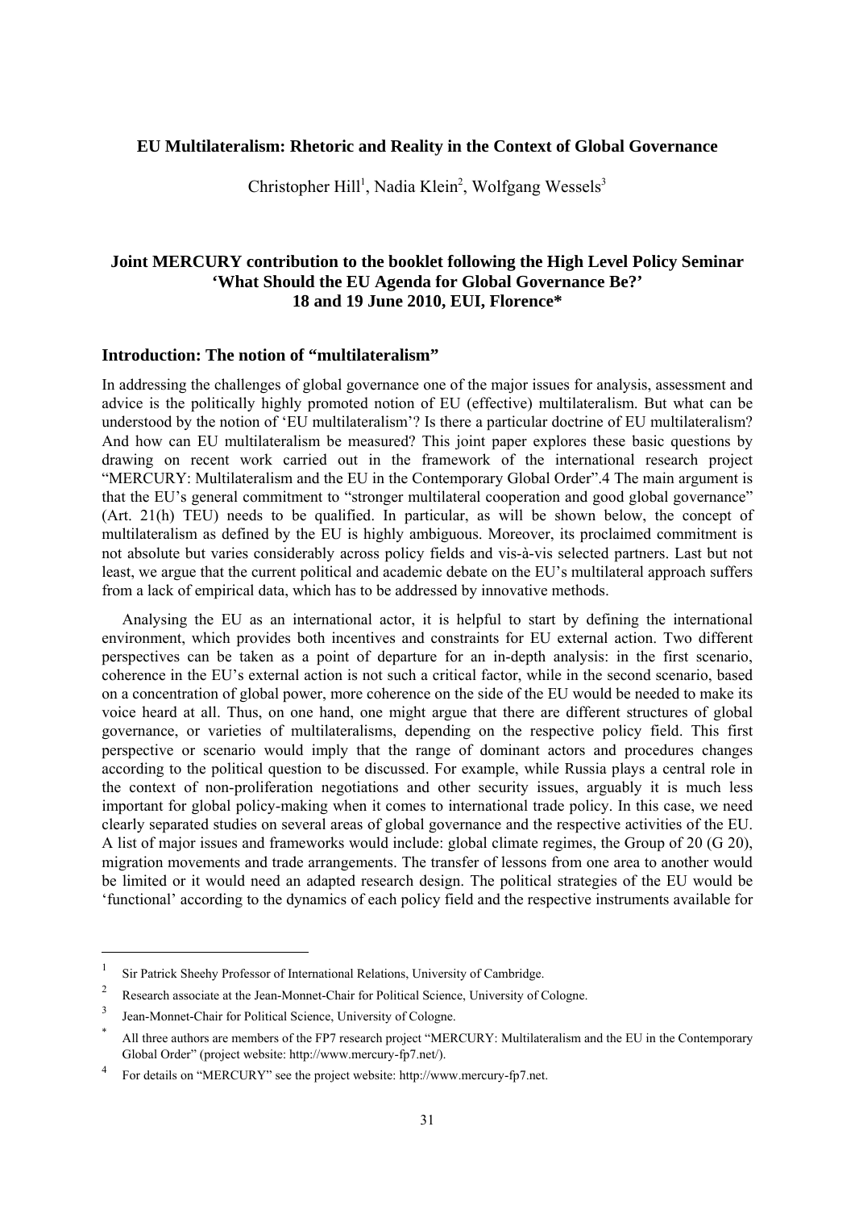**EU Multilateralism: Rhetoric and Reality in the Context of Global Governance**

Christopher Hill[1], Nadia Klein[2], Wolfgang Wessels[3]

**Joint MERCURY contribution to the booklet following the High Level Policy Seminar 'What Should the EU Agenda for Global Governance Be?' 18 and 19 June 2010, EUI, Florence***

## Introduction: The notion of "multilateralism"

In addressing the challenges of global governance one of the major issues for analysis, assessment and advice is the politically highly promoted notion of EU (effective) multilateralism. But what can be understood by the notion of 'EU multilateralism'? Is there a particular doctrine of EU multilateralism? And how can EU multilateralism be measured? This joint paper explores these basic questions by drawing on recent work carried out in the framework of the international research project "MERCURY: Multilateralism and the EU in the Contemporary Global Order".4 The main argument is that the EU's general commitment to "stronger multilateral cooperation and good global governance" (Art. 21(h) TEU) needs to be qualified. In particular, as will be shown below, the concept of multilateralism as defined by the EU is highly ambiguous. Moreover, its proclaimed commitment is not absolute but varies considerably across policy fields and vis-à-vis selected partners. Last but not least, we argue that the current political and academic debate on the EU's multilateral approach suffers from a lack of empirical data, which has to be addressed by innovative methods.

Analysing the EU as an international actor, it is helpful to start by defining the international environment, which provides both incentives and constraints for EU external action. Two different perspectives can be taken as a point of departure for an in-depth analysis: in the first scenario, coherence in the EU's external action is not such a critical factor, while in the second scenario, based on a concentration of global power, more coherence on the side of the EU would be needed to make its voice heard at all. Thus, on one hand, one might argue that there are different structures of global governance, or varieties of multilateralisms, depending on the respective policy field. This first perspective or scenario would imply that the range of dominant actors and procedures changes according to the political question to be discussed. For example, while Russia plays a central role in the context of non-proliferation negotiations and other security issues, arguably it is much less important for global policy-making when it comes to international trade policy. In this case, we need clearly separated studies on several areas of global governance and the respective activities of the EU. A list of major issues and frameworks would include: global climate regimes, the Group of 20 (G 20), migration movements and trade arrangements. The transfer of lessons from one area to another would be limited or it would need an adapted research design. The political strategies of the EU would be 'functional' according to the dynamics of each policy field and the respective instruments available for

---

[1] Sir Patrick Sheehy Professor of International Relations, University of Cambridge.

[2] Research associate at the Jean-Monnet-Chair for Political Science, University of Cologne.

[3] Jean-Monnet-Chair for Political Science, University of Cologne.

\* All three authors are members of the FP7 research project "MERCURY: Multilateralism and the EU in the Contemporary Global Order" (project website: http://www.mercury-fp7.net/).

[4] For details on "MERCURY" see the project website: http://www.mercury-fp7.net.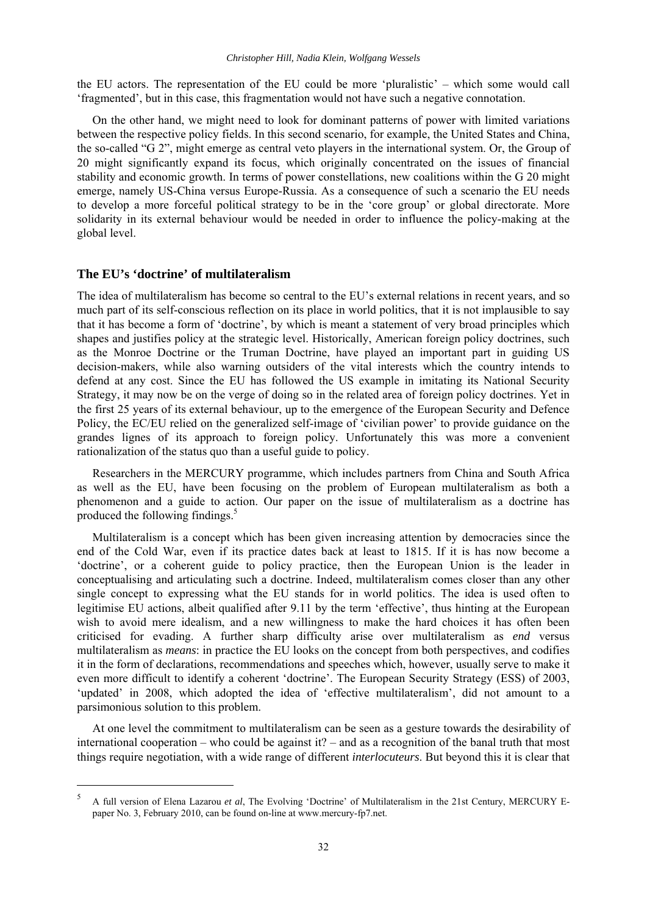the EU actors. The representation of the EU could be more 'pluralistic' – which some would call 'fragmented', but in this case, this fragmentation would not have such a negative connotation.

On the other hand, we might need to look for dominant patterns of power with limited variations between the respective policy fields. In this second scenario, for example, the United States and China, the so-called "G 2", might emerge as central veto players in the international system. Or, the Group of 20 might significantly expand its focus, which originally concentrated on the issues of financial stability and economic growth. In terms of power constellations, new coalitions within the G 20 might emerge, namely US-China versus Europe-Russia. As a consequence of such a scenario the EU needs to develop a more forceful political strategy to be in the 'core group' or global directorate. More solidarity in its external behaviour would be needed in order to influence the policy-making at the global level.

## The EU's 'doctrine' of multilateralism

The idea of multilateralism has become so central to the EU's external relations in recent years, and so much part of its self-conscious reflection on its place in world politics, that it is not implausible to say that it has become a form of 'doctrine', by which is meant a statement of very broad principles which shapes and justifies policy at the strategic level. Historically, American foreign policy doctrines, such as the Monroe Doctrine or the Truman Doctrine, have played an important part in guiding US decision-makers, while also warning outsiders of the vital interests which the country intends to defend at any cost. Since the EU has followed the US example in imitating its National Security Strategy, it may now be on the verge of doing so in the related area of foreign policy doctrines. Yet in the first 25 years of its external behaviour, up to the emergence of the European Security and Defence Policy, the EC/EU relied on the generalized self-image of 'civilian power' to provide guidance on the grandes lignes of its approach to foreign policy. Unfortunately this was more a convenient rationalization of the status quo than a useful guide to policy.

Researchers in the MERCURY programme, which includes partners from China and South Africa as well as the EU, have been focusing on the problem of European multilateralism as both a phenomenon and a guide to action. Our paper on the issue of multilateralism as a doctrine has produced the following findings.[5]

Multilateralism is a concept which has been given increasing attention by democracies since the end of the Cold War, even if its practice dates back at least to 1815. If it is has now become a 'doctrine', or a coherent guide to policy practice, then the European Union is the leader in conceptualising and articulating such a doctrine. Indeed, multilateralism comes closer than any other single concept to expressing what the EU stands for in world politics. The idea is used often to legitimise EU actions, albeit qualified after 9.11 by the term 'effective', thus hinting at the European wish to avoid mere idealism, and a new willingness to make the hard choices it has often been criticised for evading. A further sharp difficulty arise over multilateralism as *end* versus multilateralism as *means*: in practice the EU looks on the concept from both perspectives, and codifies it in the form of declarations, recommendations and speeches which, however, usually serve to make it even more difficult to identify a coherent 'doctrine'. The European Security Strategy (ESS) of 2003, 'updated' in 2008, which adopted the idea of 'effective multilateralism', did not amount to a parsimonious solution to this problem.

At one level the commitment to multilateralism can be seen as a gesture towards the desirability of international cooperation – who could be against it? – and as a recognition of the banal truth that most things require negotiation, with a wide range of different *interlocuteurs*. But beyond this it is clear that

---

[5] A full version of Elena Lazarou *et al*, The Evolving 'Doctrine' of Multilateralism in the 21st Century, MERCURY E-paper No. 3, February 2010, can be found on-line at www.mercury-fp7.net.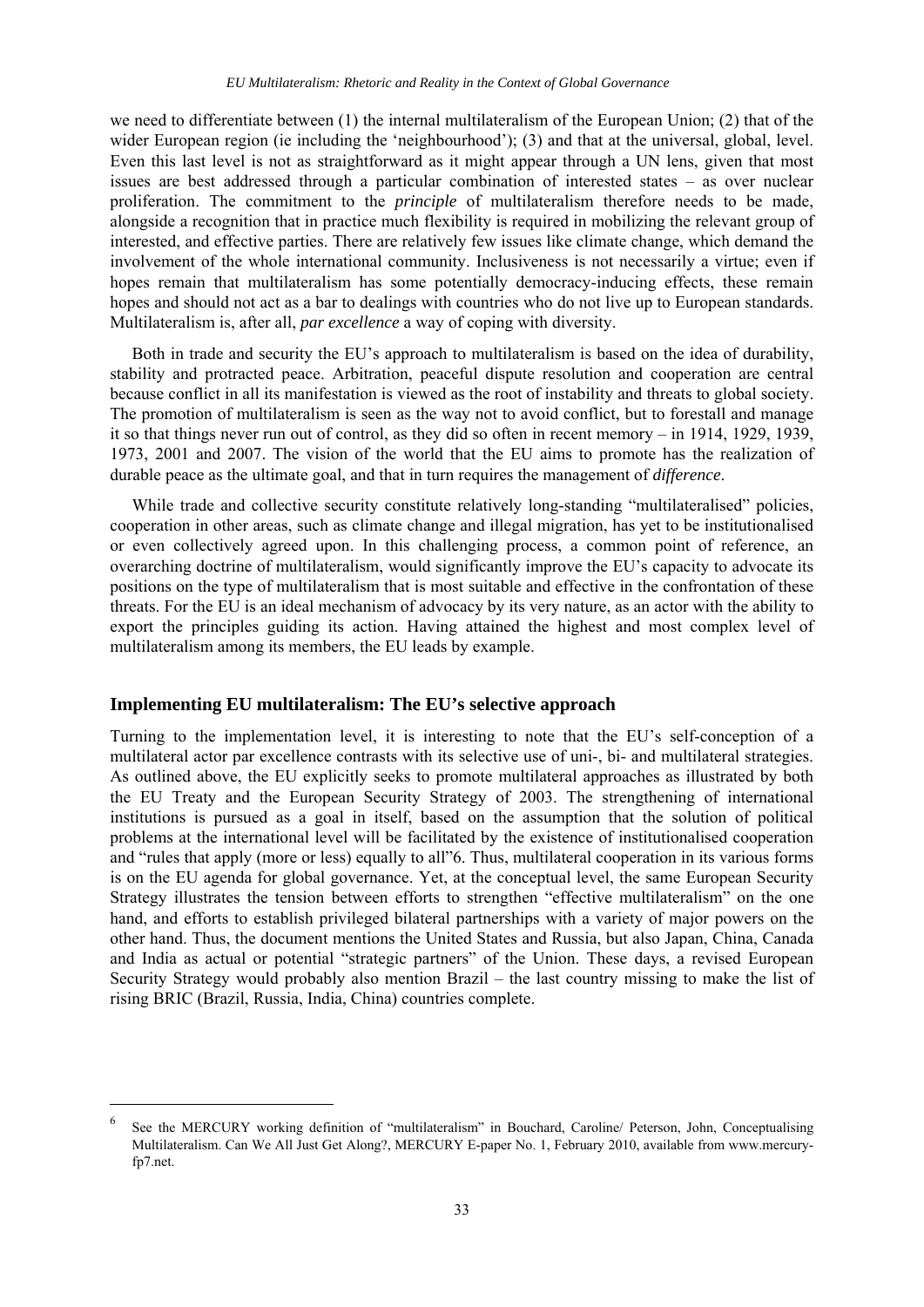we need to differentiate between (1) the internal multilateralism of the European Union; (2) that of the wider European region (ie including the 'neighbourhood'); (3) and that at the universal, global, level. Even this last level is not as straightforward as it might appear through a UN lens, given that most issues are best addressed through a particular combination of interested states – as over nuclear proliferation. The commitment to the *principle* of multilateralism therefore needs to be made, alongside a recognition that in practice much flexibility is required in mobilizing the relevant group of interested, and effective parties. There are relatively few issues like climate change, which demand the involvement of the whole international community. Inclusiveness is not necessarily a virtue; even if hopes remain that multilateralism has some potentially democracy-inducing effects, these remain hopes and should not act as a bar to dealings with countries who do not live up to European standards. Multilateralism is, after all, *par excellence* a way of coping with diversity.

Both in trade and security the EU's approach to multilateralism is based on the idea of durability, stability and protracted peace. Arbitration, peaceful dispute resolution and cooperation are central because conflict in all its manifestation is viewed as the root of instability and threats to global society. The promotion of multilateralism is seen as the way not to avoid conflict, but to forestall and manage it so that things never run out of control, as they did so often in recent memory – in 1914, 1929, 1939, 1973, 2001 and 2007. The vision of the world that the EU aims to promote has the realization of durable peace as the ultimate goal, and that in turn requires the management of *difference*.

While trade and collective security constitute relatively long-standing "multilateralised" policies, cooperation in other areas, such as climate change and illegal migration, has yet to be institutionalised or even collectively agreed upon. In this challenging process, a common point of reference, an overarching doctrine of multilateralism, would significantly improve the EU's capacity to advocate its positions on the type of multilateralism that is most suitable and effective in the confrontation of these threats. For the EU is an ideal mechanism of advocacy by its very nature, as an actor with the ability to export the principles guiding its action. Having attained the highest and most complex level of multilateralism among its members, the EU leads by example.

## Implementing EU multilateralism: The EU's selective approach

Turning to the implementation level, it is interesting to note that the EU's self-conception of a multilateral actor par excellence contrasts with its selective use of uni-, bi- and multilateral strategies. As outlined above, the EU explicitly seeks to promote multilateral approaches as illustrated by both the EU Treaty and the European Security Strategy of 2003. The strengthening of international institutions is pursued as a goal in itself, based on the assumption that the solution of political problems at the international level will be facilitated by the existence of institutionalised cooperation and "rules that apply (more or less) equally to all"[6]. Thus, multilateral cooperation in its various forms is on the EU agenda for global governance. Yet, at the conceptual level, the same European Security Strategy illustrates the tension between efforts to strengthen "effective multilateralism" on the one hand, and efforts to establish privileged bilateral partnerships with a variety of major powers on the other hand. Thus, the document mentions the United States and Russia, but also Japan, China, Canada and India as actual or potential "strategic partners" of the Union. These days, a revised European Security Strategy would probably also mention Brazil – the last country missing to make the list of rising BRIC (Brazil, Russia, India, China) countries complete.

[6] See the MERCURY working definition of "multilateralism" in Bouchard, Caroline/ Peterson, John, Conceptualising Multilateralism. Can We All Just Get Along?, MERCURY E-paper No. 1, February 2010, available from www.mercury-fp7.net.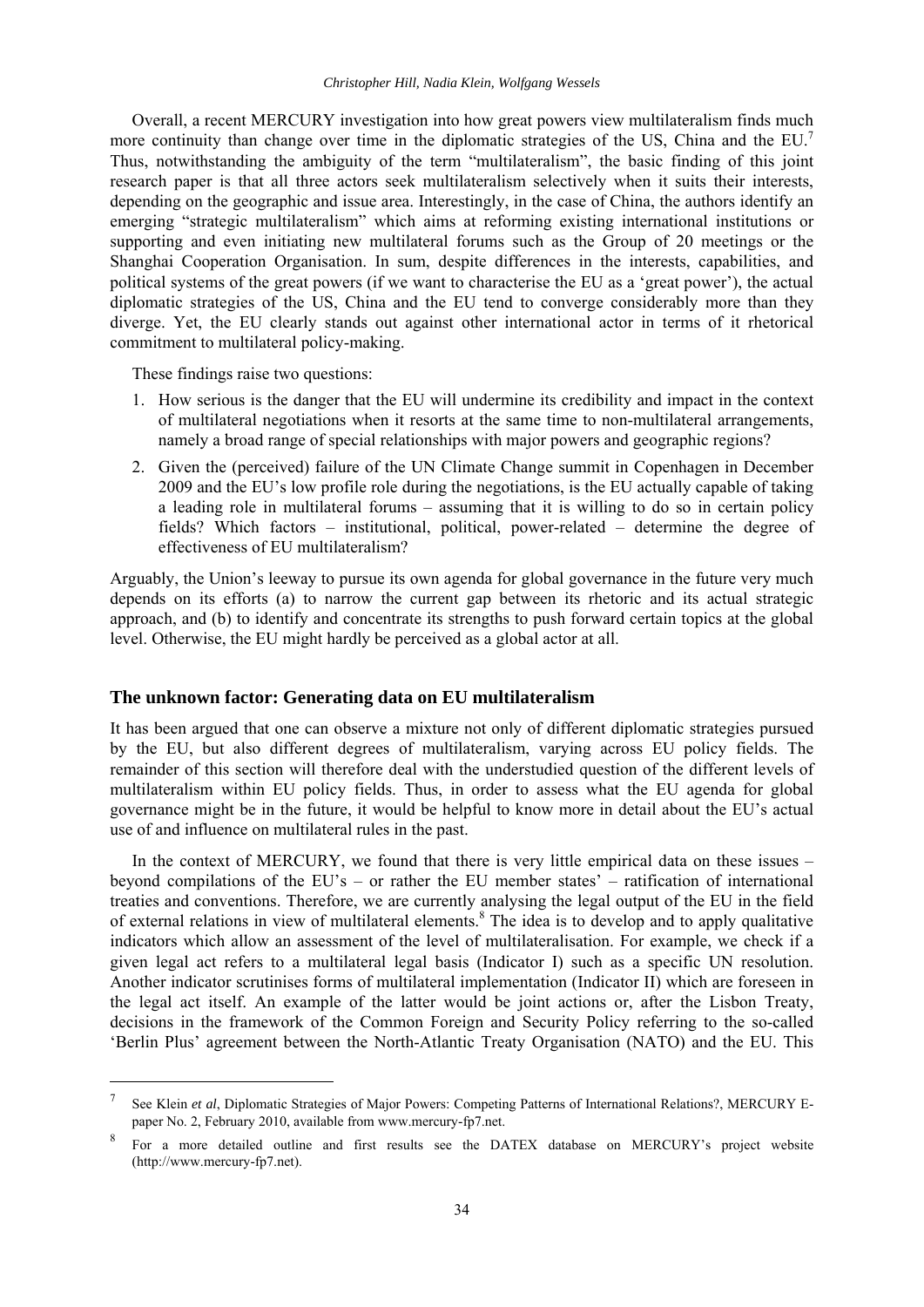Overall, a recent MERCURY investigation into how great powers view multilateralism finds much more continuity than change over time in the diplomatic strategies of the US, China and the EU.[7] Thus, notwithstanding the ambiguity of the term "multilateralism", the basic finding of this joint research paper is that all three actors seek multilateralism selectively when it suits their interests, depending on the geographic and issue area. Interestingly, in the case of China, the authors identify an emerging "strategic multilateralism" which aims at reforming existing international institutions or supporting and even initiating new multilateral forums such as the Group of 20 meetings or the Shanghai Cooperation Organisation. In sum, despite differences in the interests, capabilities, and political systems of the great powers (if we want to characterise the EU as a 'great power'), the actual diplomatic strategies of the US, China and the EU tend to converge considerably more than they diverge. Yet, the EU clearly stands out against other international actor in terms of it rhetorical commitment to multilateral policy-making.

These findings raise two questions:

1. How serious is the danger that the EU will undermine its credibility and impact in the context of multilateral negotiations when it resorts at the same time to non-multilateral arrangements, namely a broad range of special relationships with major powers and geographic regions?
2. Given the (perceived) failure of the UN Climate Change summit in Copenhagen in December 2009 and the EU's low profile role during the negotiations, is the EU actually capable of taking a leading role in multilateral forums – assuming that it is willing to do so in certain policy fields? Which factors – institutional, political, power-related – determine the degree of effectiveness of EU multilateralism?

Arguably, the Union's leeway to pursue its own agenda for global governance in the future very much depends on its efforts (a) to narrow the current gap between its rhetoric and its actual strategic approach, and (b) to identify and concentrate its strengths to push forward certain topics at the global level. Otherwise, the EU might hardly be perceived as a global actor at all.

## The unknown factor: Generating data on EU multilateralism

It has been argued that one can observe a mixture not only of different diplomatic strategies pursued by the EU, but also different degrees of multilateralism, varying across EU policy fields. The remainder of this section will therefore deal with the understudied question of the different levels of multilateralism within EU policy fields. Thus, in order to assess what the EU agenda for global governance might be in the future, it would be helpful to know more in detail about the EU's actual use of and influence on multilateral rules in the past.

In the context of MERCURY, we found that there is very little empirical data on these issues – beyond compilations of the EU's – or rather the EU member states' – ratification of international treaties and conventions. Therefore, we are currently analysing the legal output of the EU in the field of external relations in view of multilateral elements.[8] The idea is to develop and to apply qualitative indicators which allow an assessment of the level of multilateralisation. For example, we check if a given legal act refers to a multilateral legal basis (Indicator I) such as a specific UN resolution. Another indicator scrutinises forms of multilateral implementation (Indicator II) which are foreseen in the legal act itself. An example of the latter would be joint actions or, after the Lisbon Treaty, decisions in the framework of the Common Foreign and Security Policy referring to the so-called 'Berlin Plus' agreement between the North-Atlantic Treaty Organisation (NATO) and the EU. This

---

[7] See Klein *et al*, Diplomatic Strategies of Major Powers: Competing Patterns of International Relations?, MERCURY E-paper No. 2, February 2010, available from www.mercury-fp7.net.

[8] For a more detailed outline and first results see the DATEX database on MERCURY's project website (http://www.mercury-fp7.net).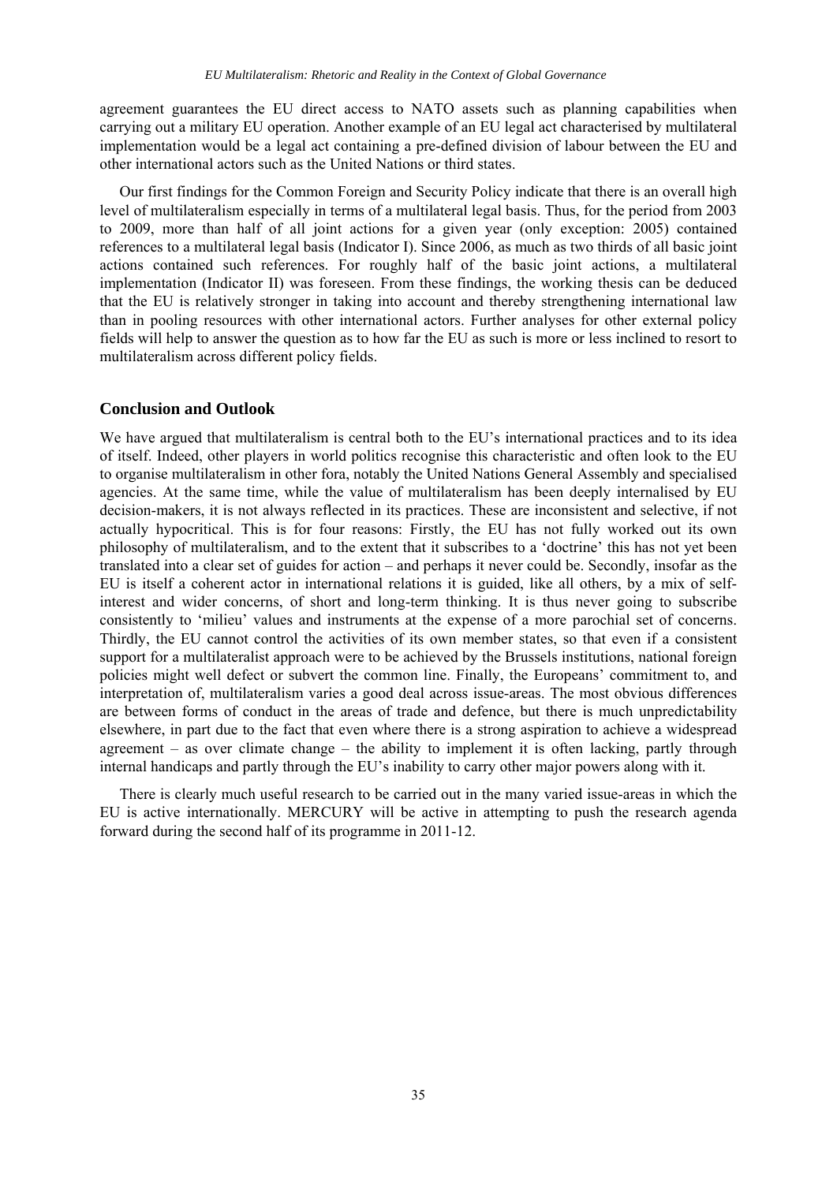agreement guarantees the EU direct access to NATO assets such as planning capabilities when carrying out a military EU operation. Another example of an EU legal act characterised by multilateral implementation would be a legal act containing a pre-defined division of labour between the EU and other international actors such as the United Nations or third states.

Our first findings for the Common Foreign and Security Policy indicate that there is an overall high level of multilateralism especially in terms of a multilateral legal basis. Thus, for the period from 2003 to 2009, more than half of all joint actions for a given year (only exception: 2005) contained references to a multilateral legal basis (Indicator I). Since 2006, as much as two thirds of all basic joint actions contained such references. For roughly half of the basic joint actions, a multilateral implementation (Indicator II) was foreseen. From these findings, the working thesis can be deduced that the EU is relatively stronger in taking into account and thereby strengthening international law than in pooling resources with other international actors. Further analyses for other external policy fields will help to answer the question as to how far the EU as such is more or less inclined to resort to multilateralism across different policy fields.

## Conclusion and Outlook

We have argued that multilateralism is central both to the EU's international practices and to its idea of itself. Indeed, other players in world politics recognise this characteristic and often look to the EU to organise multilateralism in other fora, notably the United Nations General Assembly and specialised agencies. At the same time, while the value of multilateralism has been deeply internalised by EU decision-makers, it is not always reflected in its practices. These are inconsistent and selective, if not actually hypocritical. This is for four reasons: Firstly, the EU has not fully worked out its own philosophy of multilateralism, and to the extent that it subscribes to a 'doctrine' this has not yet been translated into a clear set of guides for action – and perhaps it never could be. Secondly, insofar as the EU is itself a coherent actor in international relations it is guided, like all others, by a mix of self-interest and wider concerns, of short and long-term thinking. It is thus never going to subscribe consistently to 'milieu' values and instruments at the expense of a more parochial set of concerns. Thirdly, the EU cannot control the activities of its own member states, so that even if a consistent support for a multilateralist approach were to be achieved by the Brussels institutions, national foreign policies might well defect or subvert the common line. Finally, the Europeans' commitment to, and interpretation of, multilateralism varies a good deal across issue-areas. The most obvious differences are between forms of conduct in the areas of trade and defence, but there is much unpredictability elsewhere, in part due to the fact that even where there is a strong aspiration to achieve a widespread agreement – as over climate change – the ability to implement it is often lacking, partly through internal handicaps and partly through the EU's inability to carry other major powers along with it.

There is clearly much useful research to be carried out in the many varied issue-areas in which the EU is active internationally. MERCURY will be active in attempting to push the research agenda forward during the second half of its programme in 2011-12.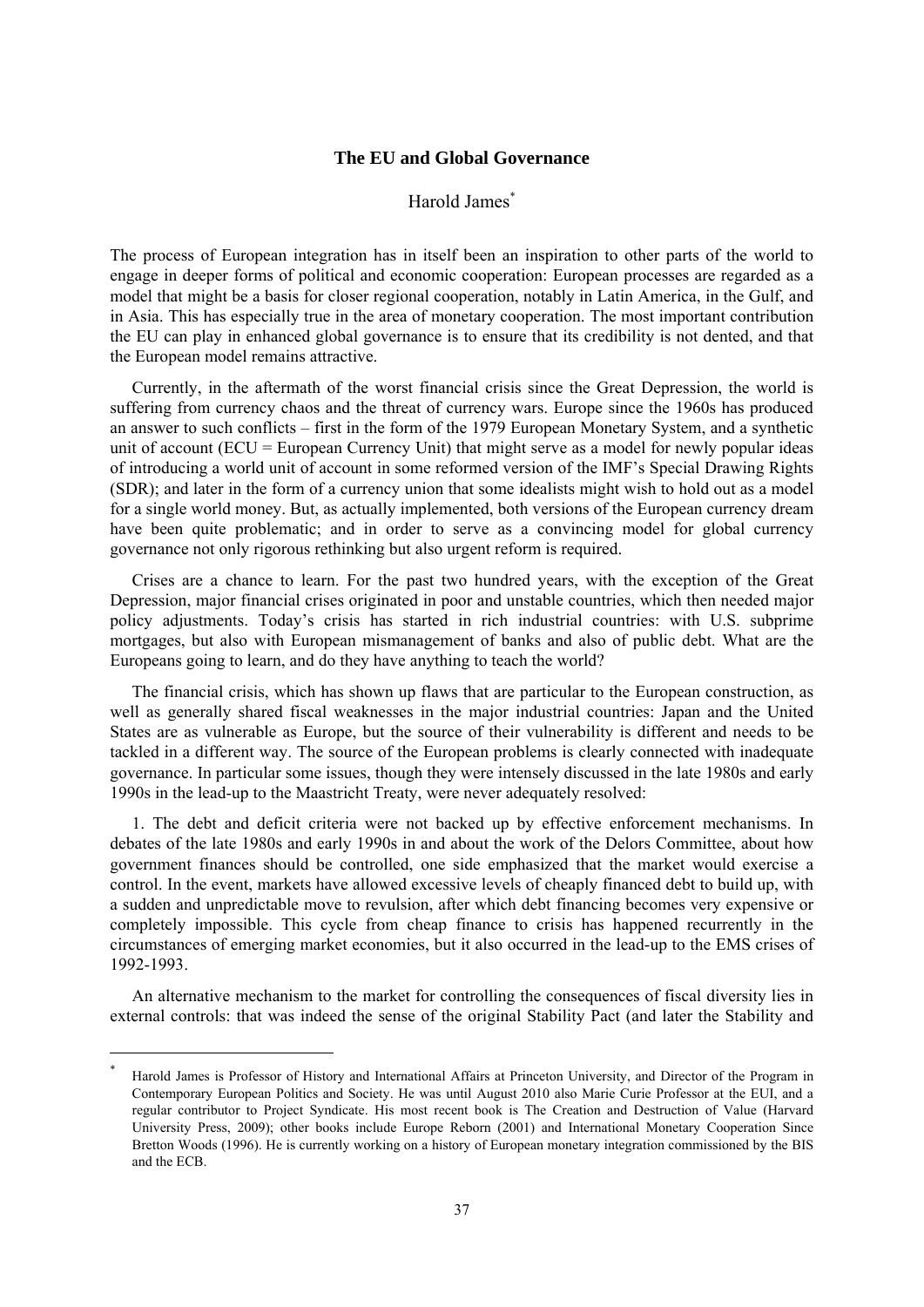## The EU and Global Governance

Harold James*

The process of European integration has in itself been an inspiration to other parts of the world to engage in deeper forms of political and economic cooperation: European processes are regarded as a model that might be a basis for closer regional cooperation, notably in Latin America, in the Gulf, and in Asia. This has especially true in the area of monetary cooperation. The most important contribution the EU can play in enhanced global governance is to ensure that its credibility is not dented, and that the European model remains attractive.

Currently, in the aftermath of the worst financial crisis since the Great Depression, the world is suffering from currency chaos and the threat of currency wars. Europe since the 1960s has produced an answer to such conflicts – first in the form of the 1979 European Monetary System, and a synthetic unit of account (ECU = European Currency Unit) that might serve as a model for newly popular ideas of introducing a world unit of account in some reformed version of the IMF's Special Drawing Rights (SDR); and later in the form of a currency union that some idealists might wish to hold out as a model for a single world money. But, as actually implemented, both versions of the European currency dream have been quite problematic; and in order to serve as a convincing model for global currency governance not only rigorous rethinking but also urgent reform is required.

Crises are a chance to learn. For the past two hundred years, with the exception of the Great Depression, major financial crises originated in poor and unstable countries, which then needed major policy adjustments. Today's crisis has started in rich industrial countries: with U.S. subprime mortgages, but also with European mismanagement of banks and also of public debt. What are the Europeans going to learn, and do they have anything to teach the world?

The financial crisis, which has shown up flaws that are particular to the European construction, as well as generally shared fiscal weaknesses in the major industrial countries: Japan and the United States are as vulnerable as Europe, but the source of their vulnerability is different and needs to be tackled in a different way. The source of the European problems is clearly connected with inadequate governance. In particular some issues, though they were intensely discussed in the late 1980s and early 1990s in the lead-up to the Maastricht Treaty, were never adequately resolved:

1. The debt and deficit criteria were not backed up by effective enforcement mechanisms. In debates of the late 1980s and early 1990s in and about the work of the Delors Committee, about how government finances should be controlled, one side emphasized that the market would exercise a control. In the event, markets have allowed excessive levels of cheaply financed debt to build up, with a sudden and unpredictable move to revulsion, after which debt financing becomes very expensive or completely impossible. This cycle from cheap finance to crisis has happened recurrently in the circumstances of emerging market economies, but it also occurred in the lead-up to the EMS crises of 1992-1993.

An alternative mechanism to the market for controlling the consequences of fiscal diversity lies in external controls: that was indeed the sense of the original Stability Pact (and later the Stability and

---

* Harold James is Professor of History and International Affairs at Princeton University, and Director of the Program in Contemporary European Politics and Society. He was until August 2010 also Marie Curie Professor at the EUI, and a regular contributor to Project Syndicate. His most recent book is The Creation and Destruction of Value (Harvard University Press, 2009); other books include Europe Reborn (2001) and International Monetary Cooperation Since Bretton Woods (1996). He is currently working on a history of European monetary integration commissioned by the BIS and the ECB.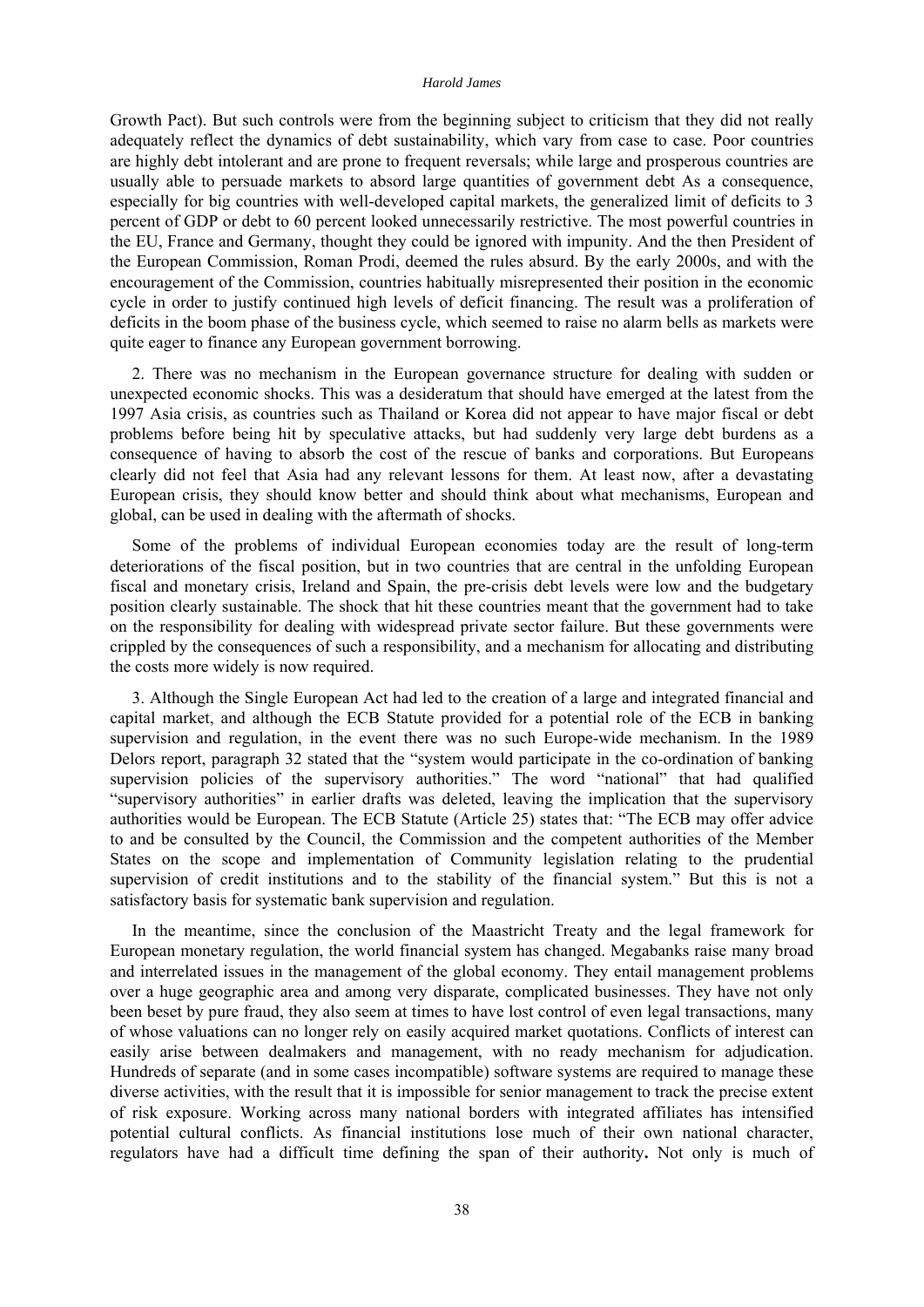Growth Pact). But such controls were from the beginning subject to criticism that they did not really adequately reflect the dynamics of debt sustainability, which vary from case to case. Poor countries are highly debt intolerant and are prone to frequent reversals; while large and prosperous countries are usually able to persuade markets to absord large quantities of government debt As a consequence, especially for big countries with well-developed capital markets, the generalized limit of deficits to 3 percent of GDP or debt to 60 percent looked unnecessarily restrictive. The most powerful countries in the EU, France and Germany, thought they could be ignored with impunity. And the then President of the European Commission, Roman Prodi, deemed the rules absurd. By the early 2000s, and with the encouragement of the Commission, countries habitually misrepresented their position in the economic cycle in order to justify continued high levels of deficit financing. The result was a proliferation of deficits in the boom phase of the business cycle, which seemed to raise no alarm bells as markets were quite eager to finance any European government borrowing.

2. There was no mechanism in the European governance structure for dealing with sudden or unexpected economic shocks. This was a desideratum that should have emerged at the latest from the 1997 Asia crisis, as countries such as Thailand or Korea did not appear to have major fiscal or debt problems before being hit by speculative attacks, but had suddenly very large debt burdens as a consequence of having to absorb the cost of the rescue of banks and corporations. But Europeans clearly did not feel that Asia had any relevant lessons for them. At least now, after a devastating European crisis, they should know better and should think about what mechanisms, European and global, can be used in dealing with the aftermath of shocks.

Some of the problems of individual European economies today are the result of long-term deteriorations of the fiscal position, but in two countries that are central in the unfolding European fiscal and monetary crisis, Ireland and Spain, the pre-crisis debt levels were low and the budgetary position clearly sustainable. The shock that hit these countries meant that the government had to take on the responsibility for dealing with widespread private sector failure. But these governments were crippled by the consequences of such a responsibility, and a mechanism for allocating and distributing the costs more widely is now required.

3. Although the Single European Act had led to the creation of a large and integrated financial and capital market, and although the ECB Statute provided for a potential role of the ECB in banking supervision and regulation, in the event there was no such Europe-wide mechanism. In the 1989 Delors report, paragraph 32 stated that the "system would participate in the co-ordination of banking supervision policies of the supervisory authorities." The word "national" that had qualified "supervisory authorities" in earlier drafts was deleted, leaving the implication that the supervisory authorities would be European. The ECB Statute (Article 25) states that: "The ECB may offer advice to and be consulted by the Council, the Commission and the competent authorities of the Member States on the scope and implementation of Community legislation relating to the prudential supervision of credit institutions and to the stability of the financial system." But this is not a satisfactory basis for systematic bank supervision and regulation.

In the meantime, since the conclusion of the Maastricht Treaty and the legal framework for European monetary regulation, the world financial system has changed. Megabanks raise many broad and interrelated issues in the management of the global economy. They entail management problems over a huge geographic area and among very disparate, complicated businesses. They have not only been beset by pure fraud, they also seem at times to have lost control of even legal transactions, many of whose valuations can no longer rely on easily acquired market quotations. Conflicts of interest can easily arise between dealmakers and management, with no ready mechanism for adjudication. Hundreds of separate (and in some cases incompatible) software systems are required to manage these diverse activities, with the result that it is impossible for senior management to track the precise extent of risk exposure. Working across many national borders with integrated affiliates has intensified potential cultural conflicts. As financial institutions lose much of their own national character, regulators have had a difficult time defining the span of their authority**.** Not only is much of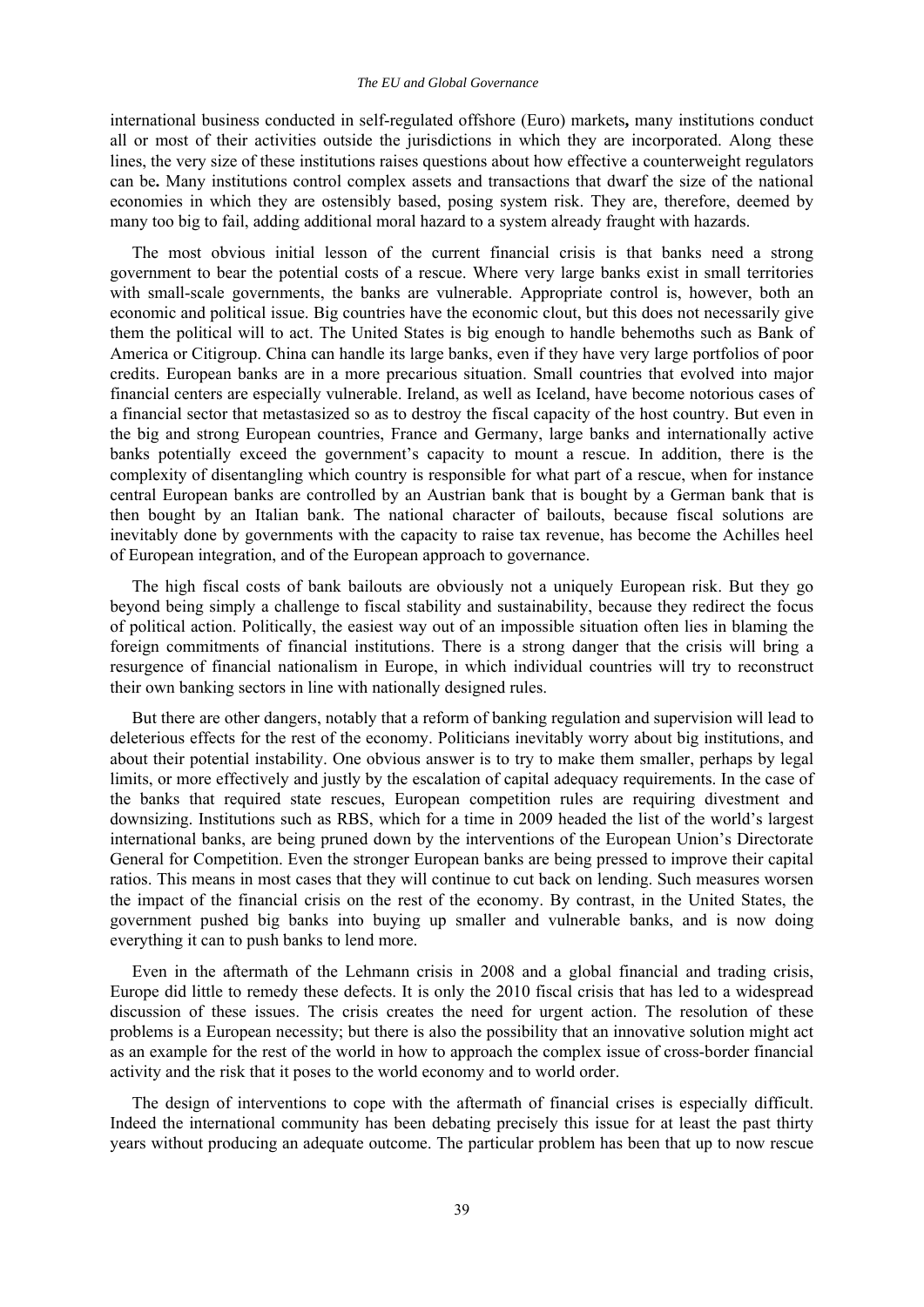international business conducted in self-regulated offshore (Euro) markets**,** many institutions conduct all or most of their activities outside the jurisdictions in which they are incorporated. Along these lines, the very size of these institutions raises questions about how effective a counterweight regulators can be**.** Many institutions control complex assets and transactions that dwarf the size of the national economies in which they are ostensibly based, posing system risk. They are, therefore, deemed by many too big to fail, adding additional moral hazard to a system already fraught with hazards.

The most obvious initial lesson of the current financial crisis is that banks need a strong government to bear the potential costs of a rescue. Where very large banks exist in small territories with small-scale governments, the banks are vulnerable. Appropriate control is, however, both an economic and political issue. Big countries have the economic clout, but this does not necessarily give them the political will to act. The United States is big enough to handle behemoths such as Bank of America or Citigroup. China can handle its large banks, even if they have very large portfolios of poor credits. European banks are in a more precarious situation. Small countries that evolved into major financial centers are especially vulnerable. Ireland, as well as Iceland, have become notorious cases of a financial sector that metastasized so as to destroy the fiscal capacity of the host country. But even in the big and strong European countries, France and Germany, large banks and internationally active banks potentially exceed the government's capacity to mount a rescue. In addition, there is the complexity of disentangling which country is responsible for what part of a rescue, when for instance central European banks are controlled by an Austrian bank that is bought by a German bank that is then bought by an Italian bank. The national character of bailouts, because fiscal solutions are inevitably done by governments with the capacity to raise tax revenue, has become the Achilles heel of European integration, and of the European approach to governance.

The high fiscal costs of bank bailouts are obviously not a uniquely European risk. But they go beyond being simply a challenge to fiscal stability and sustainability, because they redirect the focus of political action. Politically, the easiest way out of an impossible situation often lies in blaming the foreign commitments of financial institutions. There is a strong danger that the crisis will bring a resurgence of financial nationalism in Europe, in which individual countries will try to reconstruct their own banking sectors in line with nationally designed rules.

But there are other dangers, notably that a reform of banking regulation and supervision will lead to deleterious effects for the rest of the economy. Politicians inevitably worry about big institutions, and about their potential instability. One obvious answer is to try to make them smaller, perhaps by legal limits, or more effectively and justly by the escalation of capital adequacy requirements. In the case of the banks that required state rescues, European competition rules are requiring divestment and downsizing. Institutions such as RBS, which for a time in 2009 headed the list of the world's largest international banks, are being pruned down by the interventions of the European Union's Directorate General for Competition. Even the stronger European banks are being pressed to improve their capital ratios. This means in most cases that they will continue to cut back on lending. Such measures worsen the impact of the financial crisis on the rest of the economy. By contrast, in the United States, the government pushed big banks into buying up smaller and vulnerable banks, and is now doing everything it can to push banks to lend more.

Even in the aftermath of the Lehmann crisis in 2008 and a global financial and trading crisis, Europe did little to remedy these defects. It is only the 2010 fiscal crisis that has led to a widespread discussion of these issues. The crisis creates the need for urgent action. The resolution of these problems is a European necessity; but there is also the possibility that an innovative solution might act as an example for the rest of the world in how to approach the complex issue of cross-border financial activity and the risk that it poses to the world economy and to world order.

The design of interventions to cope with the aftermath of financial crises is especially difficult. Indeed the international community has been debating precisely this issue for at least the past thirty years without producing an adequate outcome. The particular problem has been that up to now rescue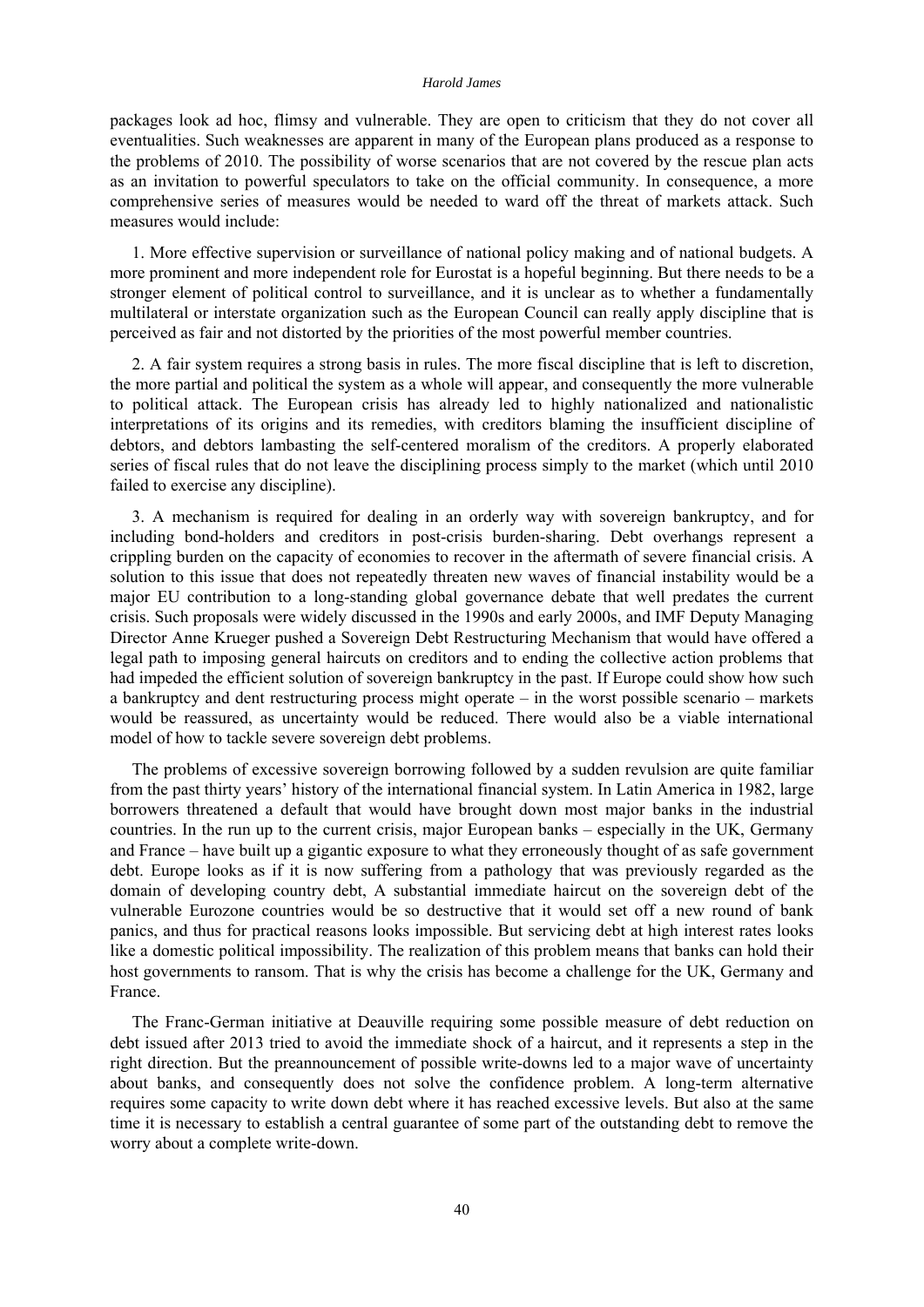packages look ad hoc, flimsy and vulnerable. They are open to criticism that they do not cover all eventualities. Such weaknesses are apparent in many of the European plans produced as a response to the problems of 2010. The possibility of worse scenarios that are not covered by the rescue plan acts as an invitation to powerful speculators to take on the official community. In consequence, a more comprehensive series of measures would be needed to ward off the threat of markets attack. Such measures would include:

1. More effective supervision or surveillance of national policy making and of national budgets. A more prominent and more independent role for Eurostat is a hopeful beginning. But there needs to be a stronger element of political control to surveillance, and it is unclear as to whether a fundamentally multilateral or interstate organization such as the European Council can really apply discipline that is perceived as fair and not distorted by the priorities of the most powerful member countries.

2. A fair system requires a strong basis in rules. The more fiscal discipline that is left to discretion, the more partial and political the system as a whole will appear, and consequently the more vulnerable to political attack. The European crisis has already led to highly nationalized and nationalistic interpretations of its origins and its remedies, with creditors blaming the insufficient discipline of debtors, and debtors lambasting the self-centered moralism of the creditors. A properly elaborated series of fiscal rules that do not leave the disciplining process simply to the market (which until 2010 failed to exercise any discipline).

3. A mechanism is required for dealing in an orderly way with sovereign bankruptcy, and for including bond-holders and creditors in post-crisis burden-sharing. Debt overhangs represent a crippling burden on the capacity of economies to recover in the aftermath of severe financial crisis. A solution to this issue that does not repeatedly threaten new waves of financial instability would be a major EU contribution to a long-standing global governance debate that well predates the current crisis. Such proposals were widely discussed in the 1990s and early 2000s, and IMF Deputy Managing Director Anne Krueger pushed a Sovereign Debt Restructuring Mechanism that would have offered a legal path to imposing general haircuts on creditors and to ending the collective action problems that had impeded the efficient solution of sovereign bankruptcy in the past. If Europe could show how such a bankruptcy and dent restructuring process might operate – in the worst possible scenario – markets would be reassured, as uncertainty would be reduced. There would also be a viable international model of how to tackle severe sovereign debt problems.

The problems of excessive sovereign borrowing followed by a sudden revulsion are quite familiar from the past thirty years' history of the international financial system. In Latin America in 1982, large borrowers threatened a default that would have brought down most major banks in the industrial countries. In the run up to the current crisis, major European banks – especially in the UK, Germany and France – have built up a gigantic exposure to what they erroneously thought of as safe government debt. Europe looks as if it is now suffering from a pathology that was previously regarded as the domain of developing country debt, A substantial immediate haircut on the sovereign debt of the vulnerable Eurozone countries would be so destructive that it would set off a new round of bank panics, and thus for practical reasons looks impossible. But servicing debt at high interest rates looks like a domestic political impossibility. The realization of this problem means that banks can hold their host governments to ransom. That is why the crisis has become a challenge for the UK, Germany and France.

The Franc-German initiative at Deauville requiring some possible measure of debt reduction on debt issued after 2013 tried to avoid the immediate shock of a haircut, and it represents a step in the right direction. But the preannouncement of possible write-downs led to a major wave of uncertainty about banks, and consequently does not solve the confidence problem. A long-term alternative requires some capacity to write down debt where it has reached excessive levels. But also at the same time it is necessary to establish a central guarantee of some part of the outstanding debt to remove the worry about a complete write-down.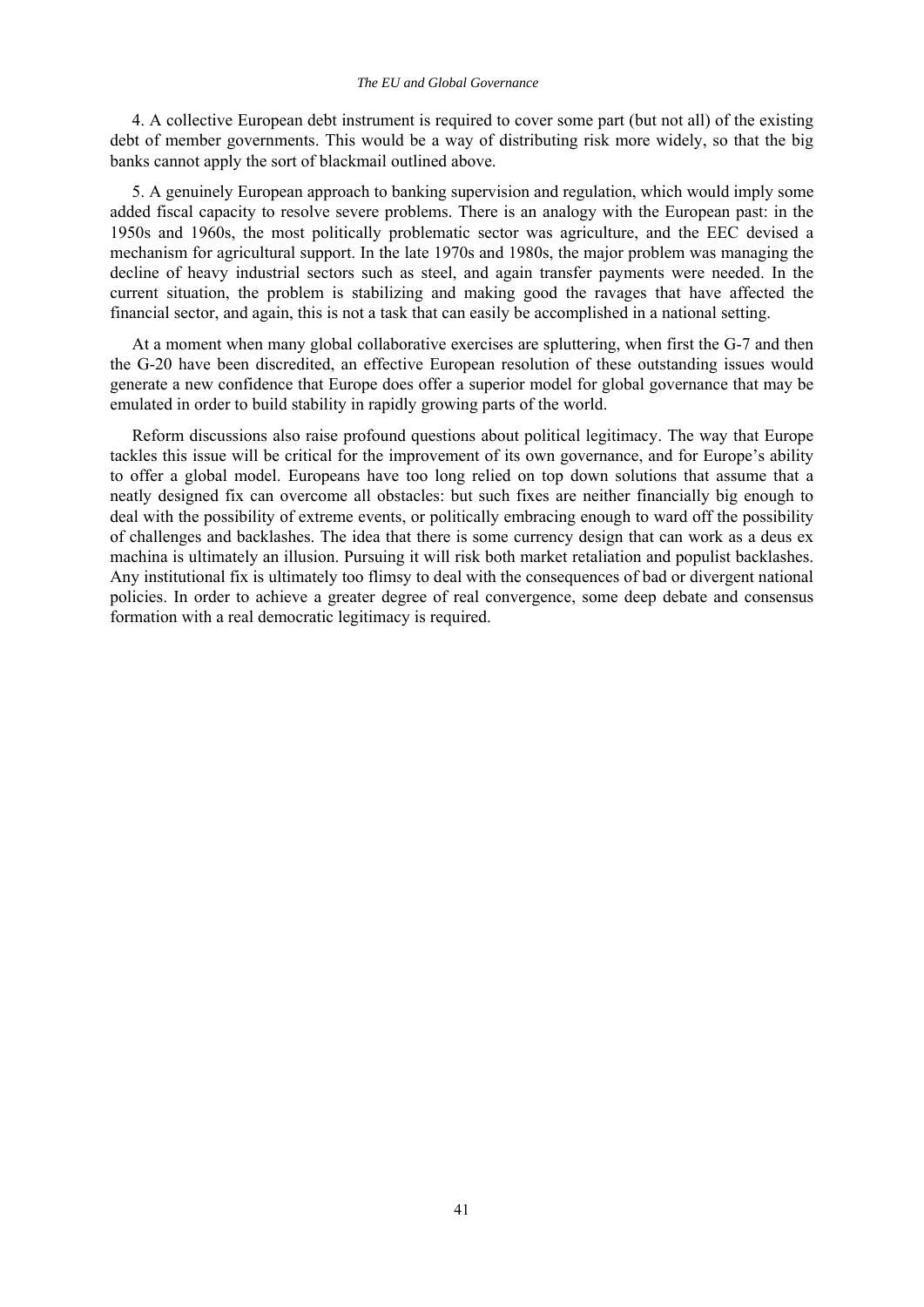4. A collective European debt instrument is required to cover some part (but not all) of the existing debt of member governments. This would be a way of distributing risk more widely, so that the big banks cannot apply the sort of blackmail outlined above.

5. A genuinely European approach to banking supervision and regulation, which would imply some added fiscal capacity to resolve severe problems. There is an analogy with the European past: in the 1950s and 1960s, the most politically problematic sector was agriculture, and the EEC devised a mechanism for agricultural support. In the late 1970s and 1980s, the major problem was managing the decline of heavy industrial sectors such as steel, and again transfer payments were needed. In the current situation, the problem is stabilizing and making good the ravages that have affected the financial sector, and again, this is not a task that can easily be accomplished in a national setting.

At a moment when many global collaborative exercises are spluttering, when first the G-7 and then the G-20 have been discredited, an effective European resolution of these outstanding issues would generate a new confidence that Europe does offer a superior model for global governance that may be emulated in order to build stability in rapidly growing parts of the world.

Reform discussions also raise profound questions about political legitimacy. The way that Europe tackles this issue will be critical for the improvement of its own governance, and for Europe's ability to offer a global model. Europeans have too long relied on top down solutions that assume that a neatly designed fix can overcome all obstacles: but such fixes are neither financially big enough to deal with the possibility of extreme events, or politically embracing enough to ward off the possibility of challenges and backlashes. The idea that there is some currency design that can work as a deus ex machina is ultimately an illusion. Pursuing it will risk both market retaliation and populist backlashes. Any institutional fix is ultimately too flimsy to deal with the consequences of bad or divergent national policies. In order to achieve a greater degree of real convergence, some deep debate and consensus formation with a real democratic legitimacy is required.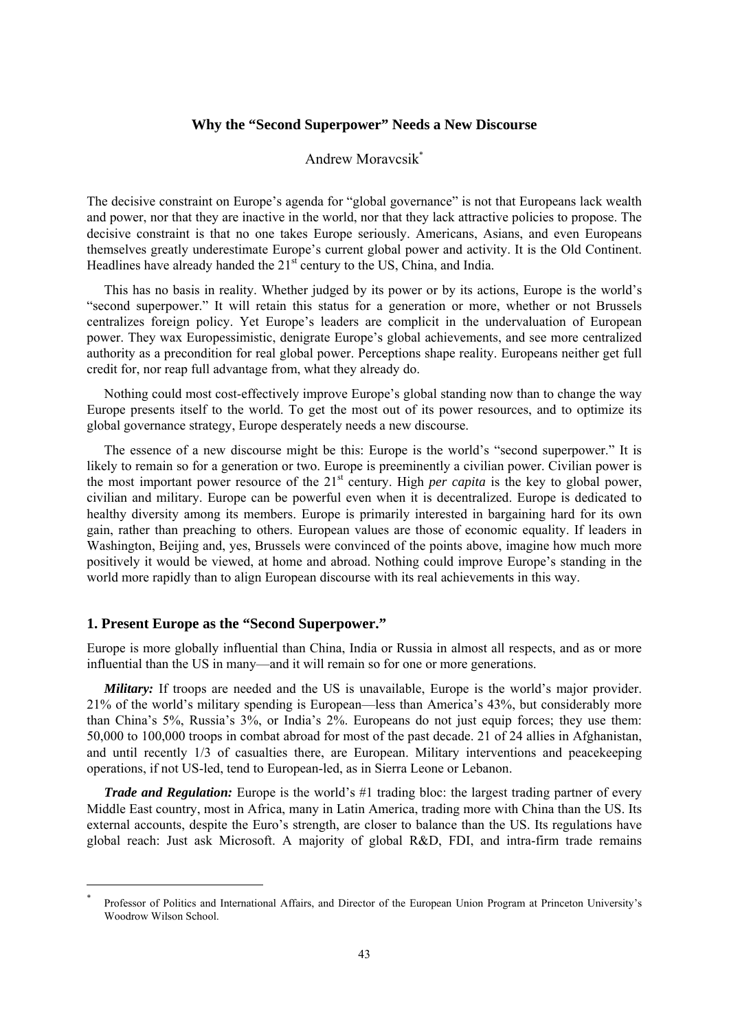# Why the "Second Superpower" Needs a New Discourse

Andrew Moravcsik[*]

The decisive constraint on Europe's agenda for "global governance" is not that Europeans lack wealth and power, nor that they are inactive in the world, nor that they lack attractive policies to propose. The decisive constraint is that no one takes Europe seriously. Americans, Asians, and even Europeans themselves greatly underestimate Europe's current global power and activity. It is the Old Continent. Headlines have already handed the 21st century to the US, China, and India.

This has no basis in reality. Whether judged by its power or by its actions, Europe is the world's "second superpower." It will retain this status for a generation or more, whether or not Brussels centralizes foreign policy. Yet Europe's leaders are complicit in the undervaluation of European power. They wax Europessimistic, denigrate Europe's global achievements, and see more centralized authority as a precondition for real global power. Perceptions shape reality. Europeans neither get full credit for, nor reap full advantage from, what they already do.

Nothing could most cost-effectively improve Europe's global standing now than to change the way Europe presents itself to the world. To get the most out of its power resources, and to optimize its global governance strategy, Europe desperately needs a new discourse.

The essence of a new discourse might be this: Europe is the world's "second superpower." It is likely to remain so for a generation or two. Europe is preeminently a civilian power. Civilian power is the most important power resource of the 21st century. High *per capita* is the key to global power, civilian and military. Europe can be powerful even when it is decentralized. Europe is dedicated to healthy diversity among its members. Europe is primarily interested in bargaining hard for its own gain, rather than preaching to others. European values are those of economic equality. If leaders in Washington, Beijing and, yes, Brussels were convinced of the points above, imagine how much more positively it would be viewed, at home and abroad. Nothing could improve Europe's standing in the world more rapidly than to align European discourse with its real achievements in this way.

## 1. Present Europe as the "Second Superpower."

Europe is more globally influential than China, India or Russia in almost all respects, and as or more influential than the US in many—and it will remain so for one or more generations.

***Military:*** If troops are needed and the US is unavailable, Europe is the world's major provider. 21% of the world's military spending is European—less than America's 43%, but considerably more than China's 5%, Russia's 3%, or India's 2%. Europeans do not just equip forces; they use them: 50,000 to 100,000 troops in combat abroad for most of the past decade. 21 of 24 allies in Afghanistan, and until recently 1/3 of casualties there, are European. Military interventions and peacekeeping operations, if not US-led, tend to European-led, as in Sierra Leone or Lebanon.

***Trade and Regulation:*** Europe is the world's #1 trading bloc: the largest trading partner of every Middle East country, most in Africa, many in Latin America, trading more with China than the US. Its external accounts, despite the Euro's strength, are closer to balance than the US. Its regulations have global reach: Just ask Microsoft. A majority of global R&D, FDI, and intra-firm trade remains

[*] Professor of Politics and International Affairs, and Director of the European Union Program at Princeton University's Woodrow Wilson School.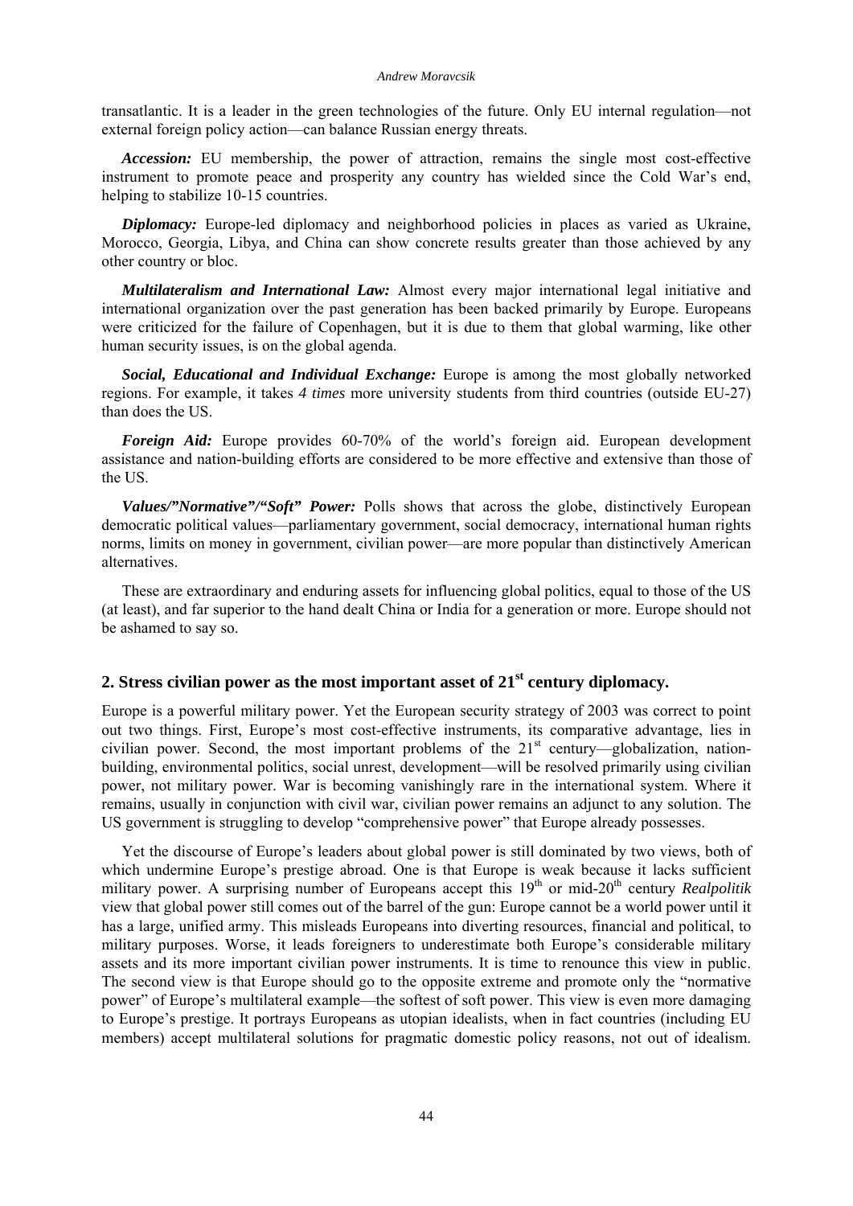transatlantic. It is a leader in the green technologies of the future. Only EU internal regulation—not external foreign policy action—can balance Russian energy threats.

***Accession:*** EU membership, the power of attraction, remains the single most cost-effective instrument to promote peace and prosperity any country has wielded since the Cold War's end, helping to stabilize 10-15 countries.

***Diplomacy:*** Europe-led diplomacy and neighborhood policies in places as varied as Ukraine, Morocco, Georgia, Libya, and China can show concrete results greater than those achieved by any other country or bloc.

***Multilateralism and International Law:*** Almost every major international legal initiative and international organization over the past generation has been backed primarily by Europe. Europeans were criticized for the failure of Copenhagen, but it is due to them that global warming, like other human security issues, is on the global agenda.

***Social, Educational and Individual Exchange:*** Europe is among the most globally networked regions. For example, it takes *4 times* more university students from third countries (outside EU-27) than does the US.

***Foreign Aid:*** Europe provides 60-70% of the world's foreign aid. European development assistance and nation-building efforts are considered to be more effective and extensive than those of the US.

***Values/"Normative"/"Soft" Power:*** Polls shows that across the globe, distinctively European democratic political values—parliamentary government, social democracy, international human rights norms, limits on money in government, civilian power—are more popular than distinctively American alternatives.

These are extraordinary and enduring assets for influencing global politics, equal to those of the US (at least), and far superior to the hand dealt China or India for a generation or more. Europe should not be ashamed to say so.

## 2. Stress civilian power as the most important asset of 21st century diplomacy.

Europe is a powerful military power. Yet the European security strategy of 2003 was correct to point out two things. First, Europe's most cost-effective instruments, its comparative advantage, lies in civilian power. Second, the most important problems of the 21st century—globalization, nation-building, environmental politics, social unrest, development—will be resolved primarily using civilian power, not military power. War is becoming vanishingly rare in the international system. Where it remains, usually in conjunction with civil war, civilian power remains an adjunct to any solution. The US government is struggling to develop "comprehensive power" that Europe already possesses.

Yet the discourse of Europe's leaders about global power is still dominated by two views, both of which undermine Europe's prestige abroad. One is that Europe is weak because it lacks sufficient military power. A surprising number of Europeans accept this 19th or mid-20th century *Realpolitik* view that global power still comes out of the barrel of the gun: Europe cannot be a world power until it has a large, unified army. This misleads Europeans into diverting resources, financial and political, to military purposes. Worse, it leads foreigners to underestimate both Europe's considerable military assets and its more important civilian power instruments. It is time to renounce this view in public. The second view is that Europe should go to the opposite extreme and promote only the "normative power" of Europe's multilateral example—the softest of soft power. This view is even more damaging to Europe's prestige. It portrays Europeans as utopian idealists, when in fact countries (including EU members) accept multilateral solutions for pragmatic domestic policy reasons, not out of idealism.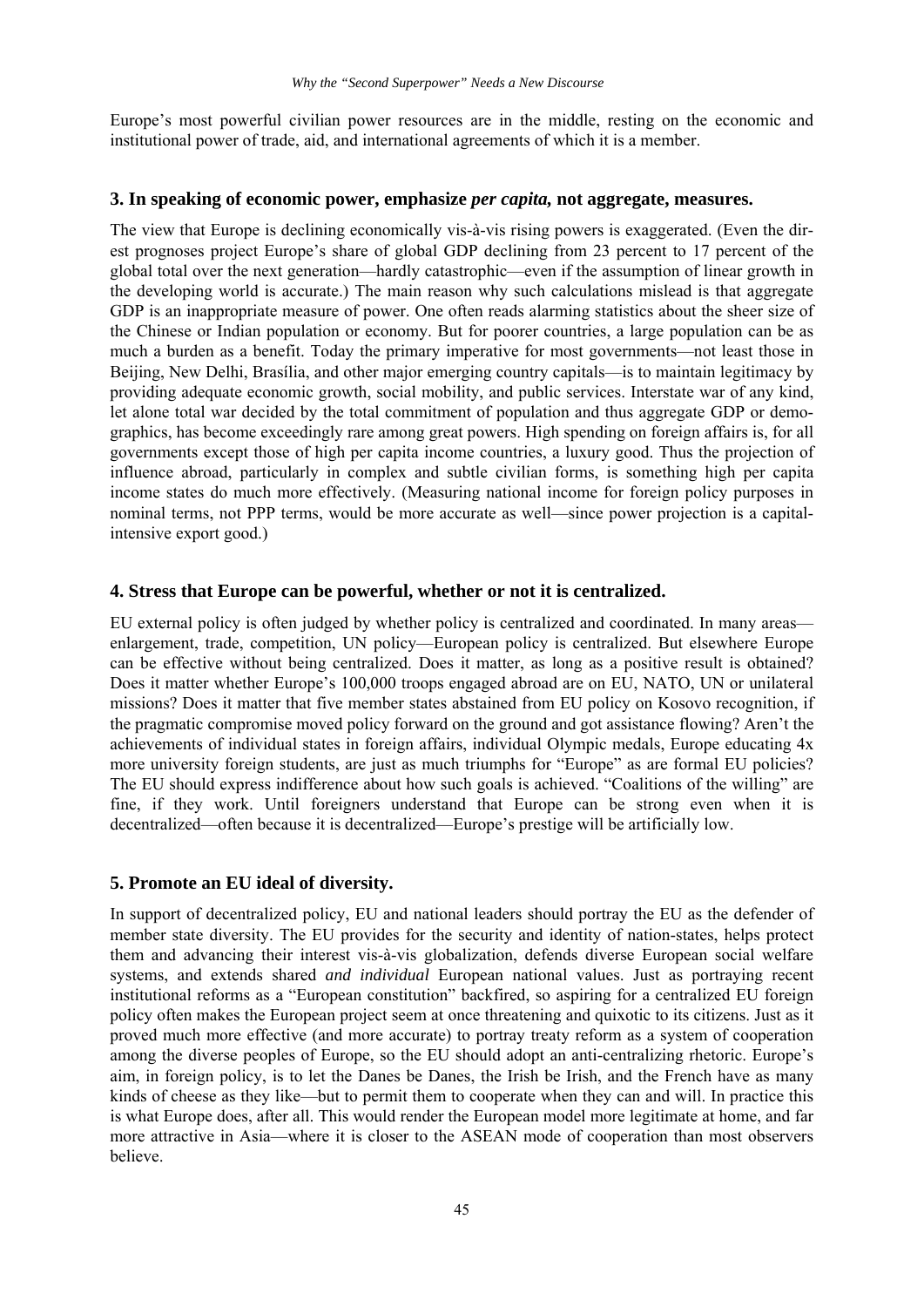Europe's most powerful civilian power resources are in the middle, resting on the economic and institutional power of trade, aid, and international agreements of which it is a member.

### 3. In speaking of economic power, emphasize *per capita,* not aggregate, measures.

The view that Europe is declining economically vis-à-vis rising powers is exaggerated. (Even the direst prognoses project Europe's share of global GDP declining from 23 percent to 17 percent of the global total over the next generation—hardly catastrophic—even if the assumption of linear growth in the developing world is accurate.) The main reason why such calculations mislead is that aggregate GDP is an inappropriate measure of power. One often reads alarming statistics about the sheer size of the Chinese or Indian population or economy. But for poorer countries, a large population can be as much a burden as a benefit. Today the primary imperative for most governments—not least those in Beijing, New Delhi, Brasília, and other major emerging country capitals—is to maintain legitimacy by providing adequate economic growth, social mobility, and public services. Interstate war of any kind, let alone total war decided by the total commitment of population and thus aggregate GDP or demographics, has become exceedingly rare among great powers. High spending on foreign affairs is, for all governments except those of high per capita income countries, a luxury good. Thus the projection of influence abroad, particularly in complex and subtle civilian forms, is something high per capita income states do much more effectively. (Measuring national income for foreign policy purposes in nominal terms, not PPP terms, would be more accurate as well—since power projection is a capital-intensive export good.)

### 4. Stress that Europe can be powerful, whether or not it is centralized.

EU external policy is often judged by whether policy is centralized and coordinated. In many areas—enlargement, trade, competition, UN policy—European policy is centralized. But elsewhere Europe can be effective without being centralized. Does it matter, as long as a positive result is obtained? Does it matter whether Europe's 100,000 troops engaged abroad are on EU, NATO, UN or unilateral missions? Does it matter that five member states abstained from EU policy on Kosovo recognition, if the pragmatic compromise moved policy forward on the ground and got assistance flowing? Aren't the achievements of individual states in foreign affairs, individual Olympic medals, Europe educating 4x more university foreign students, are just as much triumphs for "Europe" as are formal EU policies? The EU should express indifference about how such goals is achieved. "Coalitions of the willing" are fine, if they work. Until foreigners understand that Europe can be strong even when it is decentralized—often because it is decentralized—Europe's prestige will be artificially low.

### 5. Promote an EU ideal of diversity.

In support of decentralized policy, EU and national leaders should portray the EU as the defender of member state diversity. The EU provides for the security and identity of nation-states, helps protect them and advancing their interest vis-à-vis globalization, defends diverse European social welfare systems, and extends shared *and individual* European national values. Just as portraying recent institutional reforms as a "European constitution" backfired, so aspiring for a centralized EU foreign policy often makes the European project seem at once threatening and quixotic to its citizens. Just as it proved much more effective (and more accurate) to portray treaty reform as a system of cooperation among the diverse peoples of Europe, so the EU should adopt an anti-centralizing rhetoric. Europe's aim, in foreign policy, is to let the Danes be Danes, the Irish be Irish, and the French have as many kinds of cheese as they like—but to permit them to cooperate when they can and will. In practice this is what Europe does, after all. This would render the European model more legitimate at home, and far more attractive in Asia—where it is closer to the ASEAN mode of cooperation than most observers believe.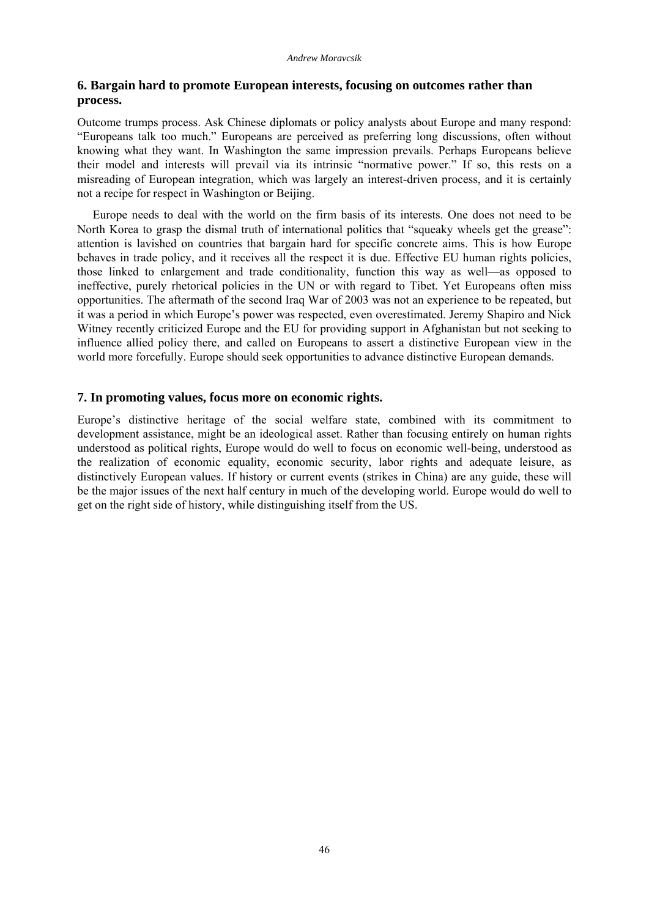### 6. Bargain hard to promote European interests, focusing on outcomes rather than process.

Outcome trumps process. Ask Chinese diplomats or policy analysts about Europe and many respond: "Europeans talk too much." Europeans are perceived as preferring long discussions, often without knowing what they want. In Washington the same impression prevails. Perhaps Europeans believe their model and interests will prevail via its intrinsic "normative power." If so, this rests on a misreading of European integration, which was largely an interest-driven process, and it is certainly not a recipe for respect in Washington or Beijing.

Europe needs to deal with the world on the firm basis of its interests. One does not need to be North Korea to grasp the dismal truth of international politics that "squeaky wheels get the grease": attention is lavished on countries that bargain hard for specific concrete aims. This is how Europe behaves in trade policy, and it receives all the respect it is due. Effective EU human rights policies, those linked to enlargement and trade conditionality, function this way as well—as opposed to ineffective, purely rhetorical policies in the UN or with regard to Tibet. Yet Europeans often miss opportunities. The aftermath of the second Iraq War of 2003 was not an experience to be repeated, but it was a period in which Europe's power was respected, even overestimated. Jeremy Shapiro and Nick Witney recently criticized Europe and the EU for providing support in Afghanistan but not seeking to influence allied policy there, and called on Europeans to assert a distinctive European view in the world more forcefully. Europe should seek opportunities to advance distinctive European demands.

### 7. In promoting values, focus more on economic rights.

Europe's distinctive heritage of the social welfare state, combined with its commitment to development assistance, might be an ideological asset. Rather than focusing entirely on human rights understood as political rights, Europe would do well to focus on economic well-being, understood as the realization of economic equality, economic security, labor rights and adequate leisure, as distinctively European values. If history or current events (strikes in China) are any guide, these will be the major issues of the next half century in much of the developing world. Europe would do well to get on the right side of history, while distinguishing itself from the US.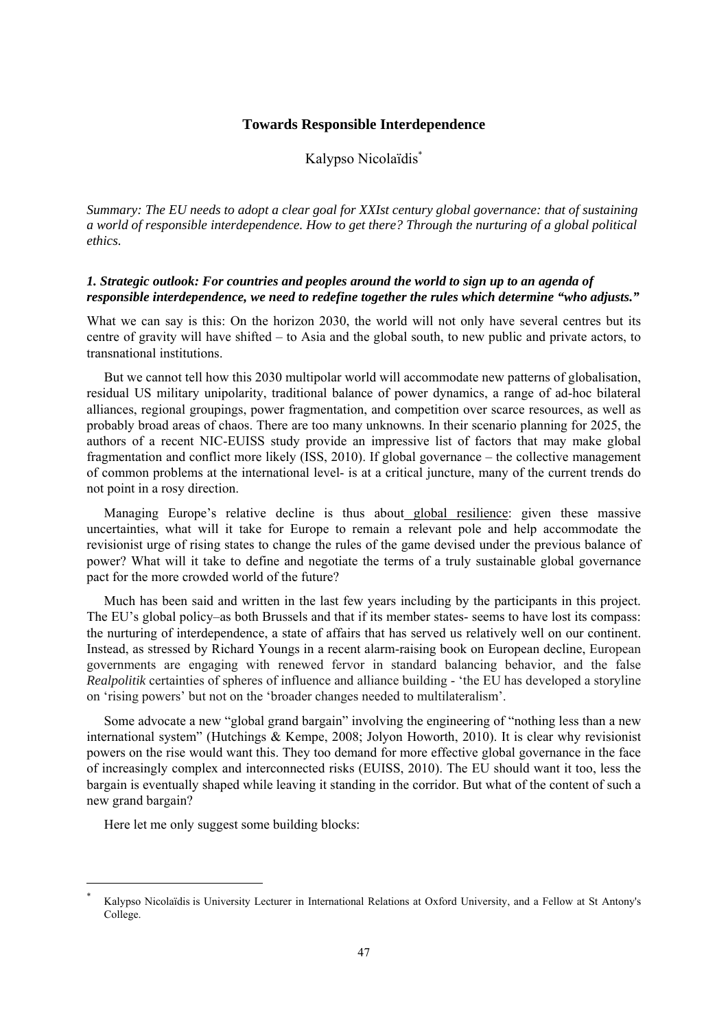## Towards Responsible Interdependence

Kalypso Nicolaïdis[*]

*Summary: The EU needs to adopt a clear goal for XXIst century global governance: that of sustaining a world of responsible interdependence. How to get there? Through the nurturing of a global political ethics.*

### *1. Strategic outlook: For countries and peoples around the world to sign up to an agenda of responsible interdependence, we need to redefine together the rules which determine "who adjusts."*

What we can say is this: On the horizon 2030, the world will not only have several centres but its centre of gravity will have shifted – to Asia and the global south, to new public and private actors, to transnational institutions.

But we cannot tell how this 2030 multipolar world will accommodate new patterns of globalisation, residual US military unipolarity, traditional balance of power dynamics, a range of ad-hoc bilateral alliances, regional groupings, power fragmentation, and competition over scarce resources, as well as probably broad areas of chaos. There are too many unknowns. In their scenario planning for 2025, the authors of a recent NIC-EUISS study provide an impressive list of factors that may make global fragmentation and conflict more likely (ISS, 2010). If global governance – the collective management of common problems at the international level- is at a critical juncture, many of the current trends do not point in a rosy direction.

Managing Europe's relative decline is thus about global resilience: given these massive uncertainties, what will it take for Europe to remain a relevant pole and help accommodate the revisionist urge of rising states to change the rules of the game devised under the previous balance of power? What will it take to define and negotiate the terms of a truly sustainable global governance pact for the more crowded world of the future?

Much has been said and written in the last few years including by the participants in this project. The EU's global policy–as both Brussels and that if its member states- seems to have lost its compass: the nurturing of interdependence, a state of affairs that has served us relatively well on our continent. Instead, as stressed by Richard Youngs in a recent alarm-raising book on European decline, European governments are engaging with renewed fervor in standard balancing behavior, and the false *Realpolitik* certainties of spheres of influence and alliance building - 'the EU has developed a storyline on 'rising powers' but not on the 'broader changes needed to multilateralism'.

Some advocate a new "global grand bargain" involving the engineering of "nothing less than a new international system" (Hutchings & Kempe, 2008; Jolyon Howorth, 2010). It is clear why revisionist powers on the rise would want this. They too demand for more effective global governance in the face of increasingly complex and interconnected risks (EUISS, 2010). The EU should want it too, less the bargain is eventually shaped while leaving it standing in the corridor. But what of the content of such a new grand bargain?

Here let me only suggest some building blocks:

[*] Kalypso Nicolaïdis is University Lecturer in International Relations at Oxford University, and a Fellow at St Antony's College.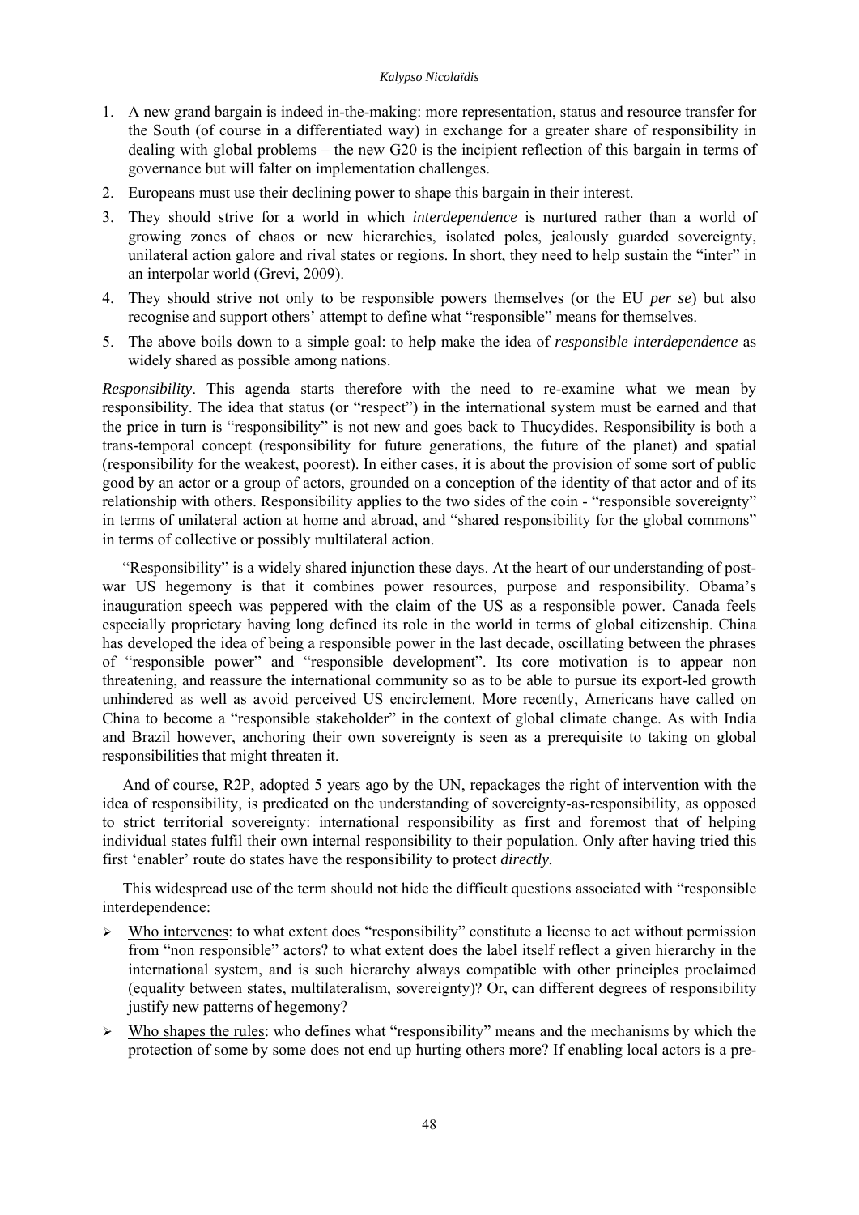1. A new grand bargain is indeed in-the-making: more representation, status and resource transfer for the South (of course in a differentiated way) in exchange for a greater share of responsibility in dealing with global problems – the new G20 is the incipient reflection of this bargain in terms of governance but will falter on implementation challenges.
2. Europeans must use their declining power to shape this bargain in their interest.
3. They should strive for a world in which *interdependence* is nurtured rather than a world of growing zones of chaos or new hierarchies, isolated poles, jealously guarded sovereignty, unilateral action galore and rival states or regions. In short, they need to help sustain the "inter" in an interpolar world (Grevi, 2009).
4. They should strive not only to be responsible powers themselves (or the EU *per se*) but also recognise and support others' attempt to define what "responsible" means for themselves.
5. The above boils down to a simple goal: to help make the idea of *responsible interdependence* as widely shared as possible among nations.

*Responsibility*. This agenda starts therefore with the need to re-examine what we mean by responsibility. The idea that status (or "respect") in the international system must be earned and that the price in turn is "responsibility" is not new and goes back to Thucydides. Responsibility is both a trans-temporal concept (responsibility for future generations, the future of the planet) and spatial (responsibility for the weakest, poorest). In either cases, it is about the provision of some sort of public good by an actor or a group of actors, grounded on a conception of the identity of that actor and of its relationship with others. Responsibility applies to the two sides of the coin - "responsible sovereignty" in terms of unilateral action at home and abroad, and "shared responsibility for the global commons" in terms of collective or possibly multilateral action.

"Responsibility" is a widely shared injunction these days. At the heart of our understanding of post-war US hegemony is that it combines power resources, purpose and responsibility. Obama's inauguration speech was peppered with the claim of the US as a responsible power. Canada feels especially proprietary having long defined its role in the world in terms of global citizenship. China has developed the idea of being a responsible power in the last decade, oscillating between the phrases of "responsible power" and "responsible development". Its core motivation is to appear non threatening, and reassure the international community so as to be able to pursue its export-led growth unhindered as well as avoid perceived US encirclement. More recently, Americans have called on China to become a "responsible stakeholder" in the context of global climate change. As with India and Brazil however, anchoring their own sovereignty is seen as a prerequisite to taking on global responsibilities that might threaten it.

And of course, R2P, adopted 5 years ago by the UN, repackages the right of intervention with the idea of responsibility, is predicated on the understanding of sovereignty-as-responsibility, as opposed to strict territorial sovereignty: international responsibility as first and foremost that of helping individual states fulfil their own internal responsibility to their population. Only after having tried this first 'enabler' route do states have the responsibility to protect *directly.*

This widespread use of the term should not hide the difficult questions associated with "responsible interdependence:

- Who intervenes: to what extent does "responsibility" constitute a license to act without permission from "non responsible" actors? to what extent does the label itself reflect a given hierarchy in the international system, and is such hierarchy always compatible with other principles proclaimed (equality between states, multilateralism, sovereignty)? Or, can different degrees of responsibility justify new patterns of hegemony?
- Who shapes the rules: who defines what "responsibility" means and the mechanisms by which the protection of some by some does not end up hurting others more? If enabling local actors is a pre-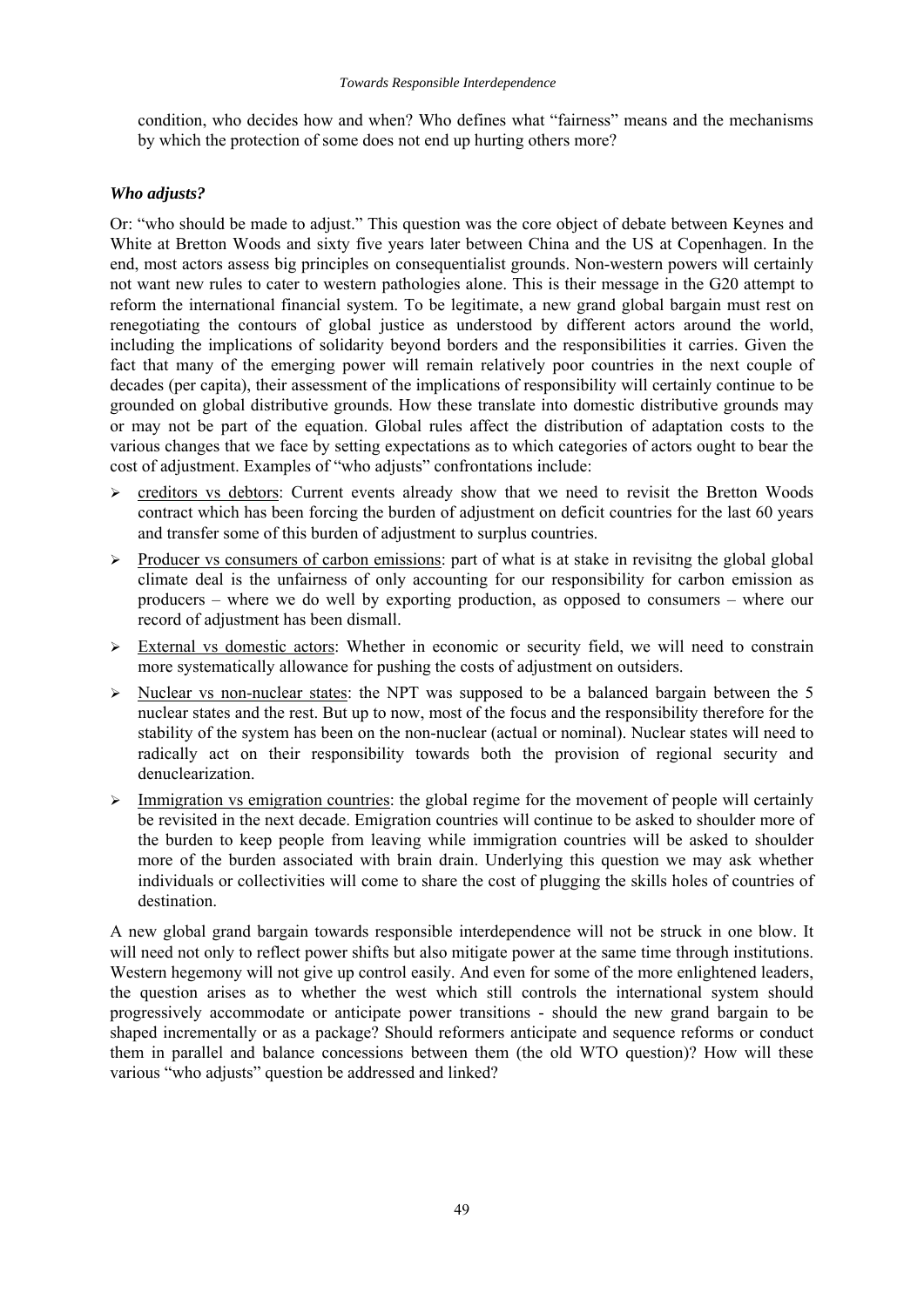condition, who decides how and when? Who defines what "fairness" means and the mechanisms by which the protection of some does not end up hurting others more?

### *Who adjusts?*

Or: "who should be made to adjust." This question was the core object of debate between Keynes and White at Bretton Woods and sixty five years later between China and the US at Copenhagen. In the end, most actors assess big principles on consequentialist grounds. Non-western powers will certainly not want new rules to cater to western pathologies alone. This is their message in the G20 attempt to reform the international financial system. To be legitimate, a new grand global bargain must rest on renegotiating the contours of global justice as understood by different actors around the world, including the implications of solidarity beyond borders and the responsibilities it carries. Given the fact that many of the emerging power will remain relatively poor countries in the next couple of decades (per capita), their assessment of the implications of responsibility will certainly continue to be grounded on global distributive grounds. How these translate into domestic distributive grounds may or may not be part of the equation. Global rules affect the distribution of adaptation costs to the various changes that we face by setting expectations as to which categories of actors ought to bear the cost of adjustment. Examples of "who adjusts" confrontations include:

- <u>creditors vs debtors</u>: Current events already show that we need to revisit the Bretton Woods contract which has been forcing the burden of adjustment on deficit countries for the last 60 years and transfer some of this burden of adjustment to surplus countries.
- <u>Producer vs consumers of carbon emissions</u>: part of what is at stake in revisitng the global global climate deal is the unfairness of only accounting for our responsibility for carbon emission as producers – where we do well by exporting production, as opposed to consumers – where our record of adjustment has been dismall.
- <u>External vs domestic actors</u>: Whether in economic or security field, we will need to constrain more systematically allowance for pushing the costs of adjustment on outsiders.
- <u>Nuclear vs non-nuclear states</u>: the NPT was supposed to be a balanced bargain between the 5 nuclear states and the rest. But up to now, most of the focus and the responsibility therefore for the stability of the system has been on the non-nuclear (actual or nominal). Nuclear states will need to radically act on their responsibility towards both the provision of regional security and denuclearization.
- <u>Immigration vs emigration countries</u>: the global regime for the movement of people will certainly be revisited in the next decade. Emigration countries will continue to be asked to shoulder more of the burden to keep people from leaving while immigration countries will be asked to shoulder more of the burden associated with brain drain. Underlying this question we may ask whether individuals or collectivities will come to share the cost of plugging the skills holes of countries of destination.

A new global grand bargain towards responsible interdependence will not be struck in one blow. It will need not only to reflect power shifts but also mitigate power at the same time through institutions. Western hegemony will not give up control easily. And even for some of the more enlightened leaders, the question arises as to whether the west which still controls the international system should progressively accommodate or anticipate power transitions - should the new grand bargain to be shaped incrementally or as a package? Should reformers anticipate and sequence reforms or conduct them in parallel and balance concessions between them (the old WTO question)? How will these various "who adjusts" question be addressed and linked?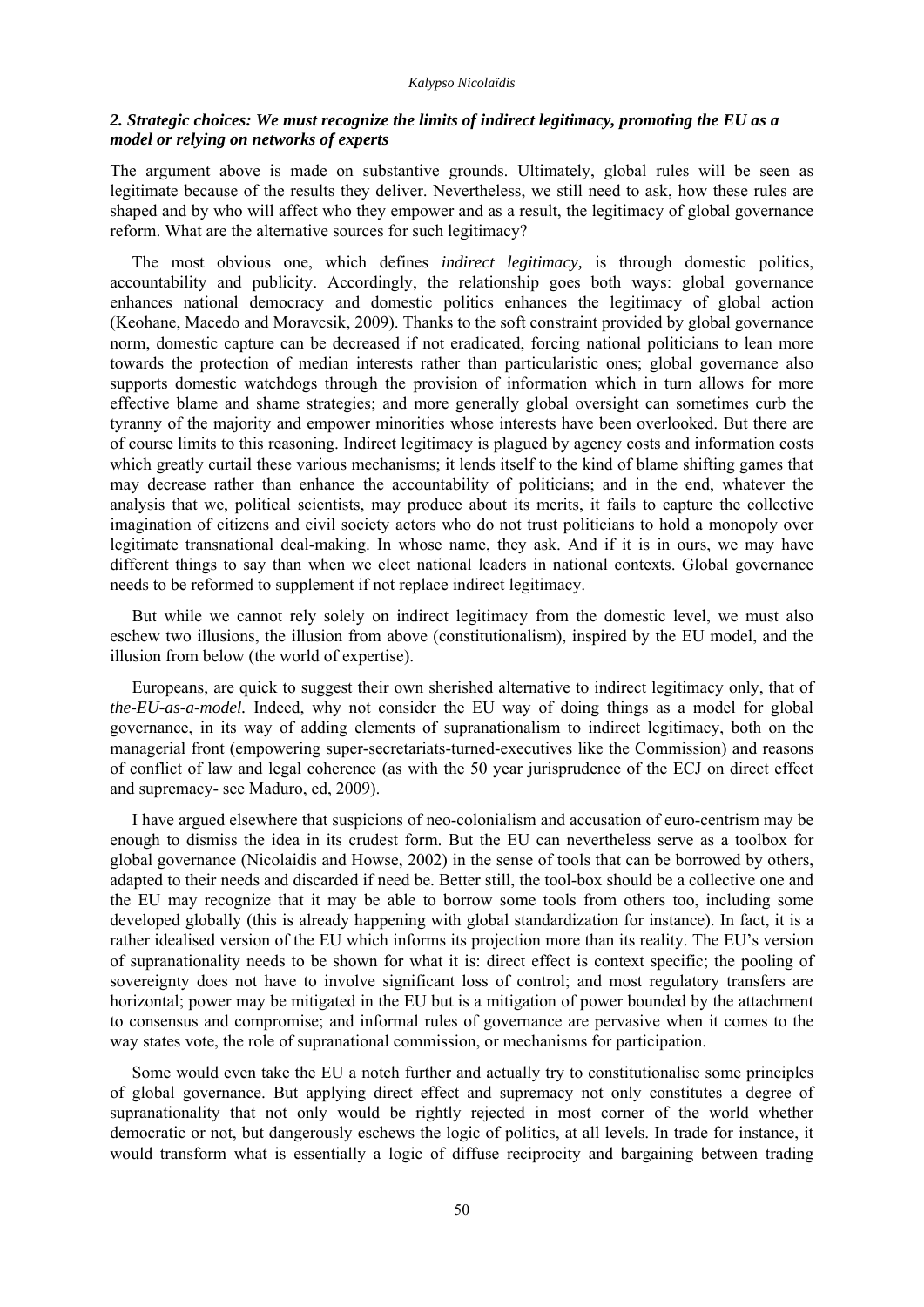### *2. Strategic choices: We must recognize the limits of indirect legitimacy, promoting the EU as a model or relying on networks of experts*

The argument above is made on substantive grounds. Ultimately, global rules will be seen as legitimate because of the results they deliver. Nevertheless, we still need to ask, how these rules are shaped and by who will affect who they empower and as a result, the legitimacy of global governance reform. What are the alternative sources for such legitimacy?

The most obvious one, which defines *indirect legitimacy,* is through domestic politics, accountability and publicity. Accordingly, the relationship goes both ways: global governance enhances national democracy and domestic politics enhances the legitimacy of global action (Keohane, Macedo and Moravcsik, 2009). Thanks to the soft constraint provided by global governance norm, domestic capture can be decreased if not eradicated, forcing national politicians to lean more towards the protection of median interests rather than particularistic ones; global governance also supports domestic watchdogs through the provision of information which in turn allows for more effective blame and shame strategies; and more generally global oversight can sometimes curb the tyranny of the majority and empower minorities whose interests have been overlooked. But there are of course limits to this reasoning. Indirect legitimacy is plagued by agency costs and information costs which greatly curtail these various mechanisms; it lends itself to the kind of blame shifting games that may decrease rather than enhance the accountability of politicians; and in the end, whatever the analysis that we, political scientists, may produce about its merits, it fails to capture the collective imagination of citizens and civil society actors who do not trust politicians to hold a monopoly over legitimate transnational deal-making. In whose name, they ask. And if it is in ours, we may have different things to say than when we elect national leaders in national contexts. Global governance needs to be reformed to supplement if not replace indirect legitimacy.

But while we cannot rely solely on indirect legitimacy from the domestic level, we must also eschew two illusions, the illusion from above (constitutionalism), inspired by the EU model, and the illusion from below (the world of expertise).

Europeans, are quick to suggest their own sherished alternative to indirect legitimacy only, that of *the-EU-as-a-model.* Indeed, why not consider the EU way of doing things as a model for global governance, in its way of adding elements of supranationalism to indirect legitimacy, both on the managerial front (empowering super-secretariats-turned-executives like the Commission) and reasons of conflict of law and legal coherence (as with the 50 year jurisprudence of the ECJ on direct effect and supremacy- see Maduro, ed, 2009).

I have argued elsewhere that suspicions of neo-colonialism and accusation of euro-centrism may be enough to dismiss the idea in its crudest form. But the EU can nevertheless serve as a toolbox for global governance (Nicolaidis and Howse, 2002) in the sense of tools that can be borrowed by others, adapted to their needs and discarded if need be. Better still, the tool-box should be a collective one and the EU may recognize that it may be able to borrow some tools from others too, including some developed globally (this is already happening with global standardization for instance). In fact, it is a rather idealised version of the EU which informs its projection more than its reality. The EU's version of supranationality needs to be shown for what it is: direct effect is context specific; the pooling of sovereignty does not have to involve significant loss of control; and most regulatory transfers are horizontal; power may be mitigated in the EU but is a mitigation of power bounded by the attachment to consensus and compromise; and informal rules of governance are pervasive when it comes to the way states vote, the role of supranational commission, or mechanisms for participation.

Some would even take the EU a notch further and actually try to constitutionalise some principles of global governance. But applying direct effect and supremacy not only constitutes a degree of supranationality that not only would be rightly rejected in most corner of the world whether democratic or not, but dangerously eschews the logic of politics, at all levels. In trade for instance, it would transform what is essentially a logic of diffuse reciprocity and bargaining between trading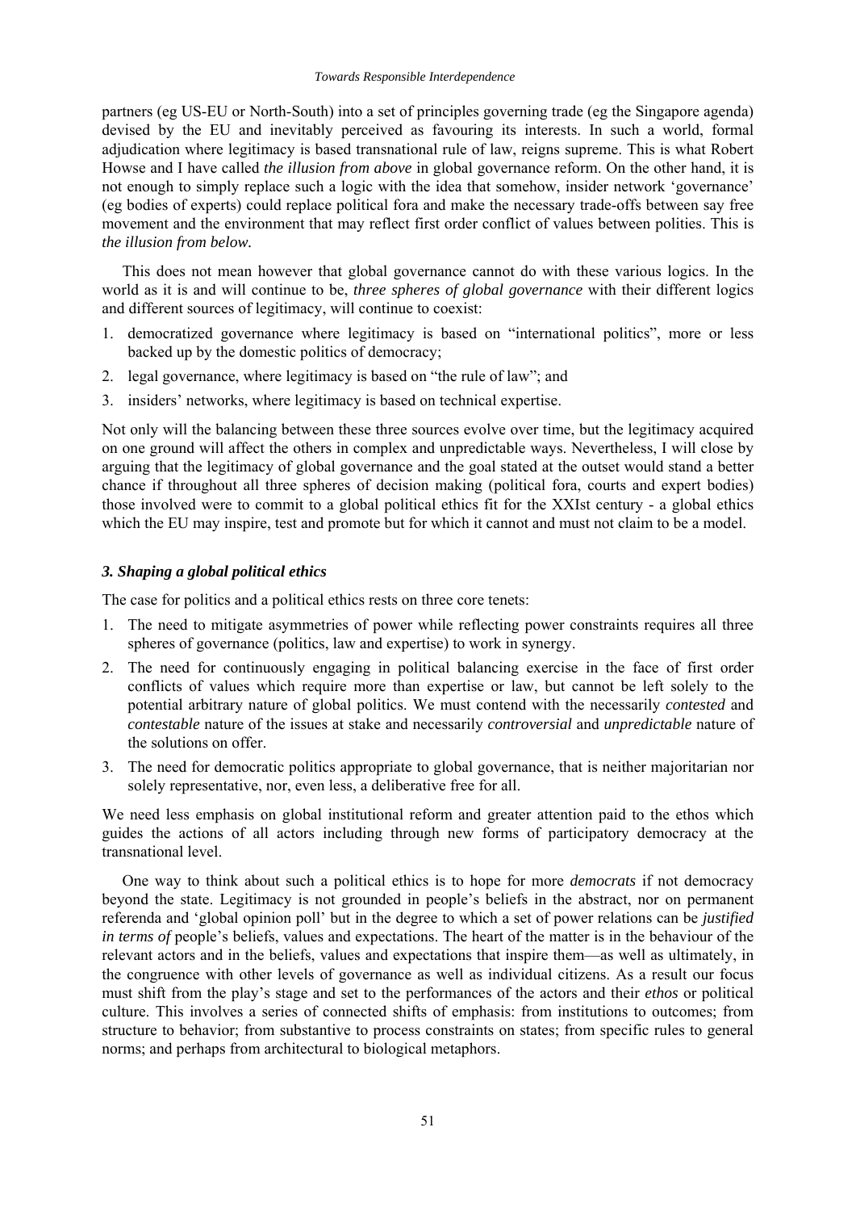partners (eg US-EU or North-South) into a set of principles governing trade (eg the Singapore agenda) devised by the EU and inevitably perceived as favouring its interests. In such a world, formal adjudication where legitimacy is based transnational rule of law, reigns supreme. This is what Robert Howse and I have called *the illusion from above* in global governance reform. On the other hand, it is not enough to simply replace such a logic with the idea that somehow, insider network 'governance' (eg bodies of experts) could replace political fora and make the necessary trade-offs between say free movement and the environment that may reflect first order conflict of values between polities. This is *the illusion from below.*

This does not mean however that global governance cannot do with these various logics. In the world as it is and will continue to be, *three spheres of global governance* with their different logics and different sources of legitimacy, will continue to coexist:

1. democratized governance where legitimacy is based on "international politics", more or less backed up by the domestic politics of democracy;
2. legal governance, where legitimacy is based on "the rule of law"; and
3. insiders' networks, where legitimacy is based on technical expertise.

Not only will the balancing between these three sources evolve over time, but the legitimacy acquired on one ground will affect the others in complex and unpredictable ways. Nevertheless, I will close by arguing that the legitimacy of global governance and the goal stated at the outset would stand a better chance if throughout all three spheres of decision making (political fora, courts and expert bodies) those involved were to commit to a global political ethics fit for the XXIst century - a global ethics which the EU may inspire, test and promote but for which it cannot and must not claim to be a model.

### *3. Shaping a global political ethics*

The case for politics and a political ethics rests on three core tenets:

1. The need to mitigate asymmetries of power while reflecting power constraints requires all three spheres of governance (politics, law and expertise) to work in synergy.
2. The need for continuously engaging in political balancing exercise in the face of first order conflicts of values which require more than expertise or law, but cannot be left solely to the potential arbitrary nature of global politics. We must contend with the necessarily *contested* and *contestable* nature of the issues at stake and necessarily *controversial* and *unpredictable* nature of the solutions on offer.
3. The need for democratic politics appropriate to global governance, that is neither majoritarian nor solely representative, nor, even less, a deliberative free for all.

We need less emphasis on global institutional reform and greater attention paid to the ethos which guides the actions of all actors including through new forms of participatory democracy at the transnational level.

One way to think about such a political ethics is to hope for more *democrats* if not democracy beyond the state. Legitimacy is not grounded in people's beliefs in the abstract, nor on permanent referenda and 'global opinion poll' but in the degree to which a set of power relations can be *justified in terms of* people's beliefs, values and expectations. The heart of the matter is in the behaviour of the relevant actors and in the beliefs, values and expectations that inspire them—as well as ultimately, in the congruence with other levels of governance as well as individual citizens. As a result our focus must shift from the play's stage and set to the performances of the actors and their *ethos* or political culture. This involves a series of connected shifts of emphasis: from institutions to outcomes; from structure to behavior; from substantive to process constraints on states; from specific rules to general norms; and perhaps from architectural to biological metaphors.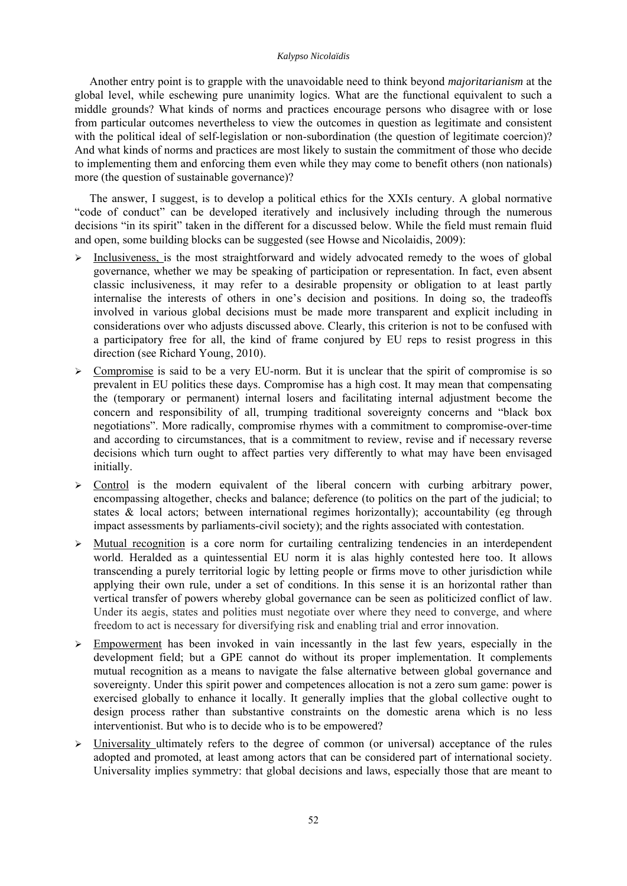Another entry point is to grapple with the unavoidable need to think beyond *majoritarianism* at the global level, while eschewing pure unanimity logics. What are the functional equivalent to such a middle grounds? What kinds of norms and practices encourage persons who disagree with or lose from particular outcomes nevertheless to view the outcomes in question as legitimate and consistent with the political ideal of self-legislation or non-subordination (the question of legitimate coercion)? And what kinds of norms and practices are most likely to sustain the commitment of those who decide to implementing them and enforcing them even while they may come to benefit others (non nationals) more (the question of sustainable governance)?

The answer, I suggest, is to develop a political ethics for the XXIs century. A global normative "code of conduct" can be developed iteratively and inclusively including through the numerous decisions "in its spirit" taken in the different for a discussed below. While the field must remain fluid and open, some building blocks can be suggested (see Howse and Nicolaidis, 2009):

- Inclusiveness, is the most straightforward and widely advocated remedy to the woes of global governance, whether we may be speaking of participation or representation. In fact, even absent classic inclusiveness, it may refer to a desirable propensity or obligation to at least partly internalise the interests of others in one's decision and positions. In doing so, the tradeoffs involved in various global decisions must be made more transparent and explicit including in considerations over who adjusts discussed above. Clearly, this criterion is not to be confused with a participatory free for all, the kind of frame conjured by EU reps to resist progress in this direction (see Richard Young, 2010).
- Compromise is said to be a very EU-norm. But it is unclear that the spirit of compromise is so prevalent in EU politics these days. Compromise has a high cost. It may mean that compensating the (temporary or permanent) internal losers and facilitating internal adjustment become the concern and responsibility of all, trumping traditional sovereignty concerns and "black box negotiations". More radically, compromise rhymes with a commitment to compromise-over-time and according to circumstances, that is a commitment to review, revise and if necessary reverse decisions which turn ought to affect parties very differently to what may have been envisaged initially.
- Control is the modern equivalent of the liberal concern with curbing arbitrary power, encompassing altogether, checks and balance; deference (to politics on the part of the judicial; to states & local actors; between international regimes horizontally); accountability (eg through impact assessments by parliaments-civil society); and the rights associated with contestation.
- Mutual recognition is a core norm for curtailing centralizing tendencies in an interdependent world. Heralded as a quintessential EU norm it is alas highly contested here too. It allows transcending a purely territorial logic by letting people or firms move to other jurisdiction while applying their own rule, under a set of conditions. In this sense it is an horizontal rather than vertical transfer of powers whereby global governance can be seen as politicized conflict of law. Under its aegis, states and polities must negotiate over where they need to converge, and where freedom to act is necessary for diversifying risk and enabling trial and error innovation.
- Empowerment has been invoked in vain incessantly in the last few years, especially in the development field; but a GPE cannot do without its proper implementation. It complements mutual recognition as a means to navigate the false alternative between global governance and sovereignty. Under this spirit power and competences allocation is not a zero sum game: power is exercised globally to enhance it locally. It generally implies that the global collective ought to design process rather than substantive constraints on the domestic arena which is no less interventionist. But who is to decide who is to be empowered?
- Universality ultimately refers to the degree of common (or universal) acceptance of the rules adopted and promoted, at least among actors that can be considered part of international society. Universality implies symmetry: that global decisions and laws, especially those that are meant to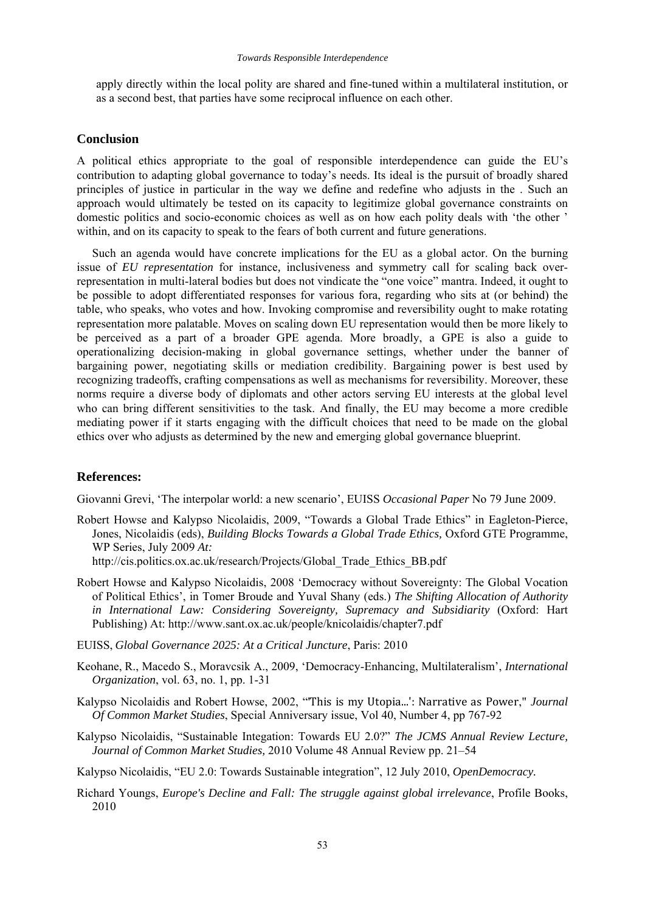apply directly within the local polity are shared and fine-tuned within a multilateral institution, or as a second best, that parties have some reciprocal influence on each other.

## Conclusion

A political ethics appropriate to the goal of responsible interdependence can guide the EU's contribution to adapting global governance to today's needs. Its ideal is the pursuit of broadly shared principles of justice in particular in the way we define and redefine who adjusts in the . Such an approach would ultimately be tested on its capacity to legitimize global governance constraints on domestic politics and socio-economic choices as well as on how each polity deals with 'the other ' within, and on its capacity to speak to the fears of both current and future generations.

Such an agenda would have concrete implications for the EU as a global actor. On the burning issue of *EU representation* for instance, inclusiveness and symmetry call for scaling back over-representation in multi-lateral bodies but does not vindicate the "one voice" mantra. Indeed, it ought to be possible to adopt differentiated responses for various fora, regarding who sits at (or behind) the table, who speaks, who votes and how. Invoking compromise and reversibility ought to make rotating representation more palatable. Moves on scaling down EU representation would then be more likely to be perceived as a part of a broader GPE agenda. More broadly, a GPE is also a guide to operationalizing decision-making in global governance settings, whether under the banner of bargaining power, negotiating skills or mediation credibility. Bargaining power is best used by recognizing tradeoffs, crafting compensations as well as mechanisms for reversibility. Moreover, these norms require a diverse body of diplomats and other actors serving EU interests at the global level who can bring different sensitivities to the task. And finally, the EU may become a more credible mediating power if it starts engaging with the difficult choices that need to be made on the global ethics over who adjusts as determined by the new and emerging global governance blueprint.

## References:

Giovanni Grevi, 'The interpolar world: a new scenario', EUISS *Occasional Paper* No 79 June 2009.

Robert Howse and Kalypso Nicolaidis, 2009, "Towards a Global Trade Ethics" in Eagleton-Pierce, Jones, Nicolaidis (eds), *Building Blocks Towards a Global Trade Ethics,* Oxford GTE Programme, WP Series, July 2009 *At:* http://cis.politics.ox.ac.uk/research/Projects/Global_Trade_Ethics_BB.pdf

Robert Howse and Kalypso Nicolaidis, 2008 'Democracy without Sovereignty: The Global Vocation of Political Ethics', in Tomer Broude and Yuval Shany (eds.) *The Shifting Allocation of Authority in International Law: Considering Sovereignty, Supremacy and Subsidiarity* (Oxford: Hart Publishing) At: http://www.sant.ox.ac.uk/people/knicolaidis/chapter7.pdf

EUISS, *Global Governance 2025: At a Critical Juncture*, Paris: 2010

Keohane, R., Macedo S., Moravcsik A., 2009, 'Democracy-Enhancing, Multilateralism', *International Organization*, vol. 63, no. 1, pp. 1-31

Kalypso Nicolaidis and Robert Howse, 2002, "'This is my Utopia…': Narrative as Power," *Journal Of Common Market Studies*, Special Anniversary issue, Vol 40, Number 4, pp 767-92

Kalypso Nicolaidis, "Sustainable Integration: Towards EU 2.0?" *The JCMS Annual Review Lecture, Journal of Common Market Studies,* 2010 Volume 48 Annual Review pp. 21–54

Kalypso Nicolaidis, "EU 2.0: Towards Sustainable integration", 12 July 2010, *OpenDemocracy.*

Richard Youngs, *Europe's Decline and Fall: The struggle against global irrelevance*, Profile Books, 2010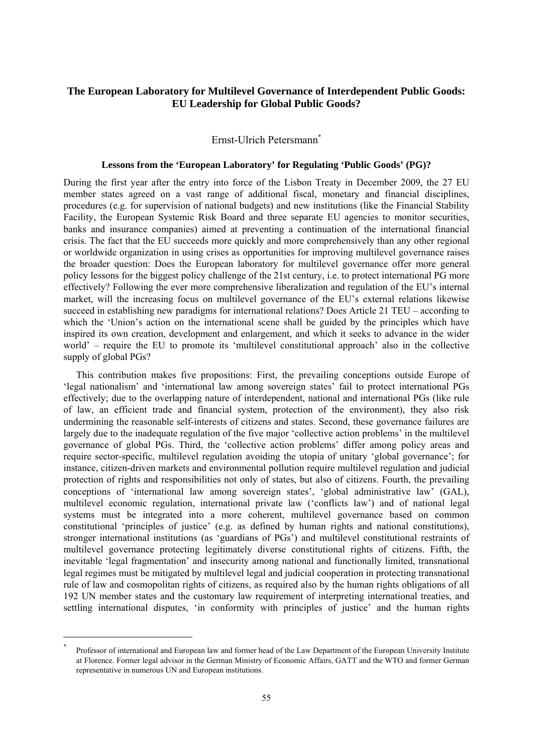# The European Laboratory for Multilevel Governance of Interdependent Public Goods: EU Leadership for Global Public Goods?

Ernst-Ulrich Petersmann[*]

### Lessons from the 'European Laboratory' for Regulating 'Public Goods' (PG)?

During the first year after the entry into force of the Lisbon Treaty in December 2009, the 27 EU member states agreed on a vast range of additional fiscal, monetary and financial disciplines, procedures (e.g. for supervision of national budgets) and new institutions (like the Financial Stability Facility, the European Systemic Risk Board and three separate EU agencies to monitor securities, banks and insurance companies) aimed at preventing a continuation of the international financial crisis. The fact that the EU succeeds more quickly and more comprehensively than any other regional or worldwide organization in using crises as opportunities for improving multilevel governance raises the broader question: Does the European laboratory for multilevel governance offer more general policy lessons for the biggest policy challenge of the 21st century, i.e. to protect international PG more effectively? Following the ever more comprehensive liberalization and regulation of the EU's internal market, will the increasing focus on multilevel governance of the EU's external relations likewise succeed in establishing new paradigms for international relations? Does Article 21 TEU – according to which the 'Union's action on the international scene shall be guided by the principles which have inspired its own creation, development and enlargement, and which it seeks to advance in the wider world' – require the EU to promote its 'multilevel constitutional approach' also in the collective supply of global PGs?

This contribution makes five propositions: First, the prevailing conceptions outside Europe of 'legal nationalism' and 'international law among sovereign states' fail to protect international PGs effectively; due to the overlapping nature of interdependent, national and international PGs (like rule of law, an efficient trade and financial system, protection of the environment), they also risk undermining the reasonable self-interests of citizens and states. Second, these governance failures are largely due to the inadequate regulation of the five major 'collective action problems' in the multilevel governance of global PGs. Third, the 'collective action problems' differ among policy areas and require sector-specific, multilevel regulation avoiding the utopia of unitary 'global governance'; for instance, citizen-driven markets and environmental pollution require multilevel regulation and judicial protection of rights and responsibilities not only of states, but also of citizens. Fourth, the prevailing conceptions of 'international law among sovereign states', 'global administrative law' (GAL), multilevel economic regulation, international private law ('conflicts law') and of national legal systems must be integrated into a more coherent, multilevel governance based on common constitutional 'principles of justice' (e.g. as defined by human rights and national constitutions), stronger international institutions (as 'guardians of PGs') and multilevel constitutional restraints of multilevel governance protecting legitimately diverse constitutional rights of citizens. Fifth, the inevitable 'legal fragmentation' and insecurity among national and functionally limited, transnational legal regimes must be mitigated by multilevel legal and judicial cooperation in protecting transnational rule of law and cosmopolitan rights of citizens, as required also by the human rights obligations of all 192 UN member states and the customary law requirement of interpreting international treaties, and settling international disputes, 'in conformity with principles of justice' and the human rights

---

[*] Professor of international and European law and former head of the Law Department of the European University Institute at Florence. Former legal advisor in the German Ministry of Economic Affairs, GATT and the WTO and former German representative in numerous UN and European institutions.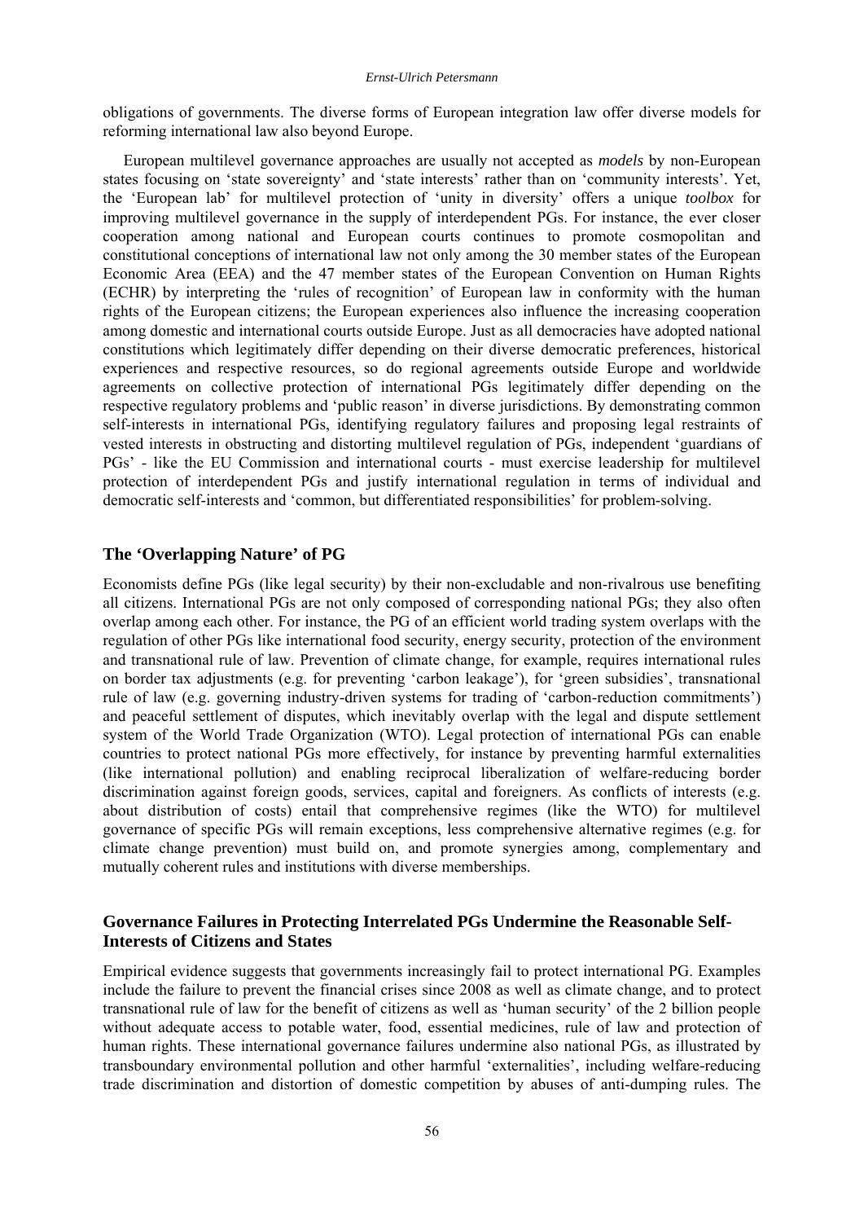obligations of governments. The diverse forms of European integration law offer diverse models for reforming international law also beyond Europe.

European multilevel governance approaches are usually not accepted as *models* by non-European states focusing on 'state sovereignty' and 'state interests' rather than on 'community interests'. Yet, the 'European lab' for multilevel protection of 'unity in diversity' offers a unique *toolbox* for improving multilevel governance in the supply of interdependent PGs. For instance, the ever closer cooperation among national and European courts continues to promote cosmopolitan and constitutional conceptions of international law not only among the 30 member states of the European Economic Area (EEA) and the 47 member states of the European Convention on Human Rights (ECHR) by interpreting the 'rules of recognition' of European law in conformity with the human rights of the European citizens; the European experiences also influence the increasing cooperation among domestic and international courts outside Europe. Just as all democracies have adopted national constitutions which legitimately differ depending on their diverse democratic preferences, historical experiences and respective resources, so do regional agreements outside Europe and worldwide agreements on collective protection of international PGs legitimately differ depending on the respective regulatory problems and 'public reason' in diverse jurisdictions. By demonstrating common self-interests in international PGs, identifying regulatory failures and proposing legal restraints of vested interests in obstructing and distorting multilevel regulation of PGs, independent 'guardians of PGs' - like the EU Commission and international courts - must exercise leadership for multilevel protection of interdependent PGs and justify international regulation in terms of individual and democratic self-interests and 'common, but differentiated responsibilities' for problem-solving.

## The 'Overlapping Nature' of PG

Economists define PGs (like legal security) by their non-excludable and non-rivalrous use benefiting all citizens. International PGs are not only composed of corresponding national PGs; they also often overlap among each other. For instance, the PG of an efficient world trading system overlaps with the regulation of other PGs like international food security, energy security, protection of the environment and transnational rule of law. Prevention of climate change, for example, requires international rules on border tax adjustments (e.g. for preventing 'carbon leakage'), for 'green subsidies', transnational rule of law (e.g. governing industry-driven systems for trading of 'carbon-reduction commitments') and peaceful settlement of disputes, which inevitably overlap with the legal and dispute settlement system of the World Trade Organization (WTO). Legal protection of international PGs can enable countries to protect national PGs more effectively, for instance by preventing harmful externalities (like international pollution) and enabling reciprocal liberalization of welfare-reducing border discrimination against foreign goods, services, capital and foreigners. As conflicts of interests (e.g. about distribution of costs) entail that comprehensive regimes (like the WTO) for multilevel governance of specific PGs will remain exceptions, less comprehensive alternative regimes (e.g. for climate change prevention) must build on, and promote synergies among, complementary and mutually coherent rules and institutions with diverse memberships.

## Governance Failures in Protecting Interrelated PGs Undermine the Reasonable Self-Interests of Citizens and States

Empirical evidence suggests that governments increasingly fail to protect international PG. Examples include the failure to prevent the financial crises since 2008 as well as climate change, and to protect transnational rule of law for the benefit of citizens as well as 'human security' of the 2 billion people without adequate access to potable water, food, essential medicines, rule of law and protection of human rights. These international governance failures undermine also national PGs, as illustrated by transboundary environmental pollution and other harmful 'externalities', including welfare-reducing trade discrimination and distortion of domestic competition by abuses of anti-dumping rules. The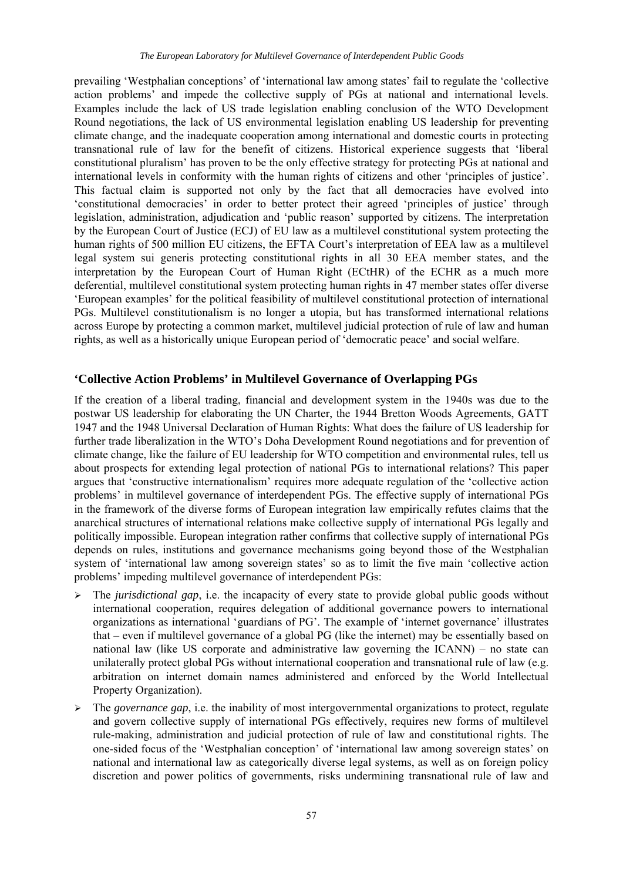prevailing 'Westphalian conceptions' of 'international law among states' fail to regulate the 'collective action problems' and impede the collective supply of PGs at national and international levels. Examples include the lack of US trade legislation enabling conclusion of the WTO Development Round negotiations, the lack of US environmental legislation enabling US leadership for preventing climate change, and the inadequate cooperation among international and domestic courts in protecting transnational rule of law for the benefit of citizens. Historical experience suggests that 'liberal constitutional pluralism' has proven to be the only effective strategy for protecting PGs at national and international levels in conformity with the human rights of citizens and other 'principles of justice'. This factual claim is supported not only by the fact that all democracies have evolved into 'constitutional democracies' in order to better protect their agreed 'principles of justice' through legislation, administration, adjudication and 'public reason' supported by citizens. The interpretation by the European Court of Justice (ECJ) of EU law as a multilevel constitutional system protecting the human rights of 500 million EU citizens, the EFTA Court's interpretation of EEA law as a multilevel legal system sui generis protecting constitutional rights in all 30 EEA member states, and the interpretation by the European Court of Human Right (ECtHR) of the ECHR as a much more deferential, multilevel constitutional system protecting human rights in 47 member states offer diverse 'European examples' for the political feasibility of multilevel constitutional protection of international PGs. Multilevel constitutionalism is no longer a utopia, but has transformed international relations across Europe by protecting a common market, multilevel judicial protection of rule of law and human rights, as well as a historically unique European period of 'democratic peace' and social welfare.

## 'Collective Action Problems' in Multilevel Governance of Overlapping PGs

If the creation of a liberal trading, financial and development system in the 1940s was due to the postwar US leadership for elaborating the UN Charter, the 1944 Bretton Woods Agreements, GATT 1947 and the 1948 Universal Declaration of Human Rights: What does the failure of US leadership for further trade liberalization in the WTO's Doha Development Round negotiations and for prevention of climate change, like the failure of EU leadership for WTO competition and environmental rules, tell us about prospects for extending legal protection of national PGs to international relations? This paper argues that 'constructive internationalism' requires more adequate regulation of the 'collective action problems' in multilevel governance of interdependent PGs. The effective supply of international PGs in the framework of the diverse forms of European integration law empirically refutes claims that the anarchical structures of international relations make collective supply of international PGs legally and politically impossible. European integration rather confirms that collective supply of international PGs depends on rules, institutions and governance mechanisms going beyond those of the Westphalian system of 'international law among sovereign states' so as to limit the five main 'collective action problems' impeding multilevel governance of interdependent PGs:

- The *jurisdictional gap*, i.e. the incapacity of every state to provide global public goods without international cooperation, requires delegation of additional governance powers to international organizations as international 'guardians of PG'. The example of 'internet governance' illustrates that – even if multilevel governance of a global PG (like the internet) may be essentially based on national law (like US corporate and administrative law governing the ICANN) – no state can unilaterally protect global PGs without international cooperation and transnational rule of law (e.g. arbitration on internet domain names administered and enforced by the World Intellectual Property Organization).
- The *governance gap*, i.e. the inability of most intergovernmental organizations to protect, regulate and govern collective supply of international PGs effectively, requires new forms of multilevel rule-making, administration and judicial protection of rule of law and constitutional rights. The one-sided focus of the 'Westphalian conception' of 'international law among sovereign states' on national and international law as categorically diverse legal systems, as well as on foreign policy discretion and power politics of governments, risks undermining transnational rule of law and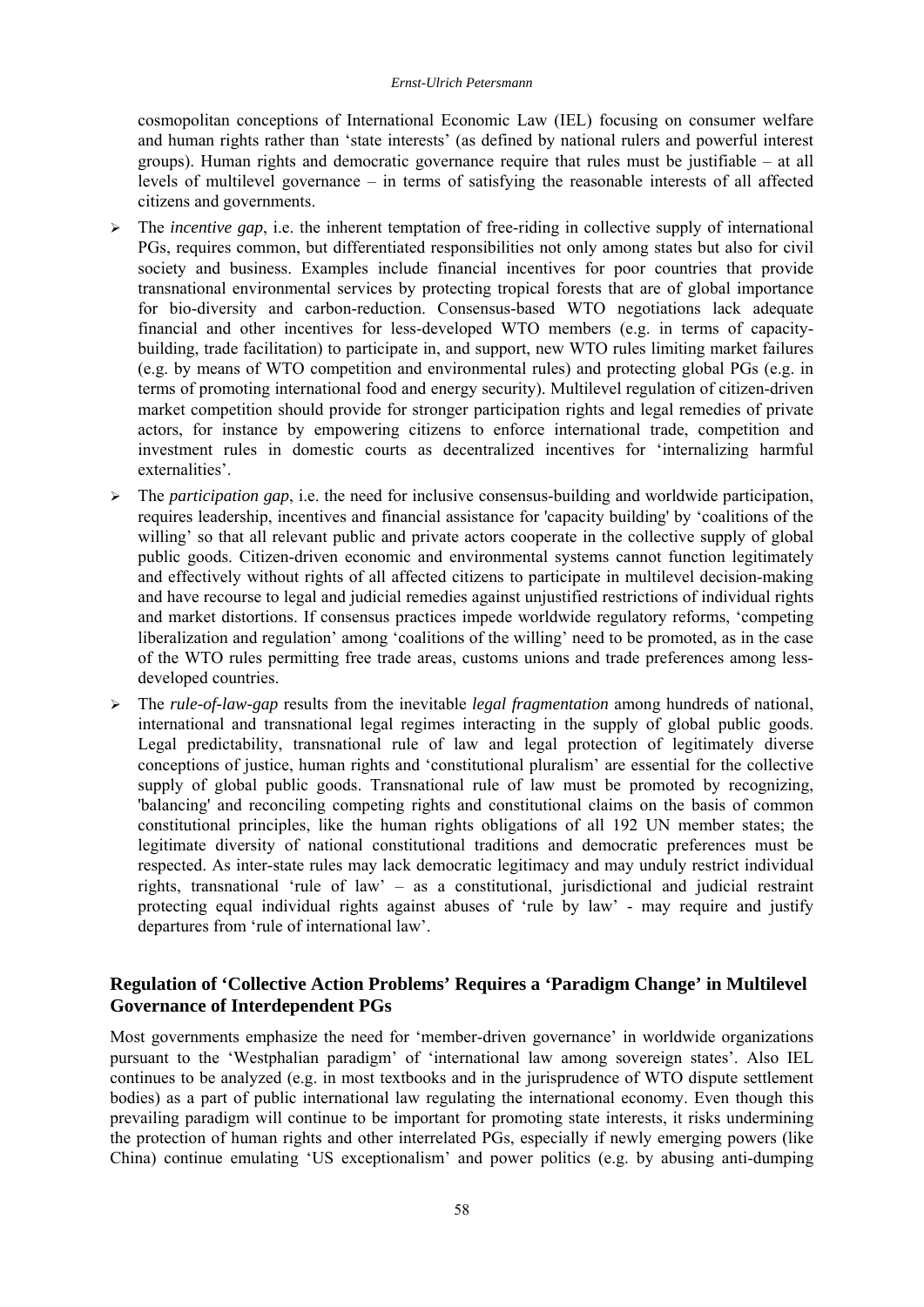cosmopolitan conceptions of International Economic Law (IEL) focusing on consumer welfare and human rights rather than 'state interests' (as defined by national rulers and powerful interest groups). Human rights and democratic governance require that rules must be justifiable – at all levels of multilevel governance – in terms of satisfying the reasonable interests of all affected citizens and governments.

- The *incentive gap*, i.e. the inherent temptation of free-riding in collective supply of international PGs, requires common, but differentiated responsibilities not only among states but also for civil society and business. Examples include financial incentives for poor countries that provide transnational environmental services by protecting tropical forests that are of global importance for bio-diversity and carbon-reduction. Consensus-based WTO negotiations lack adequate financial and other incentives for less-developed WTO members (e.g. in terms of capacity-building, trade facilitation) to participate in, and support, new WTO rules limiting market failures (e.g. by means of WTO competition and environmental rules) and protecting global PGs (e.g. in terms of promoting international food and energy security). Multilevel regulation of citizen-driven market competition should provide for stronger participation rights and legal remedies of private actors, for instance by empowering citizens to enforce international trade, competition and investment rules in domestic courts as decentralized incentives for 'internalizing harmful externalities'.
- The *participation gap*, i.e. the need for inclusive consensus-building and worldwide participation, requires leadership, incentives and financial assistance for 'capacity building' by 'coalitions of the willing' so that all relevant public and private actors cooperate in the collective supply of global public goods. Citizen-driven economic and environmental systems cannot function legitimately and effectively without rights of all affected citizens to participate in multilevel decision-making and have recourse to legal and judicial remedies against unjustified restrictions of individual rights and market distortions. If consensus practices impede worldwide regulatory reforms, 'competing liberalization and regulation' among 'coalitions of the willing' need to be promoted, as in the case of the WTO rules permitting free trade areas, customs unions and trade preferences among less-developed countries.
- The *rule-of-law-gap* results from the inevitable *legal fragmentation* among hundreds of national, international and transnational legal regimes interacting in the supply of global public goods. Legal predictability, transnational rule of law and legal protection of legitimately diverse conceptions of justice, human rights and 'constitutional pluralism' are essential for the collective supply of global public goods. Transnational rule of law must be promoted by recognizing, 'balancing' and reconciling competing rights and constitutional claims on the basis of common constitutional principles, like the human rights obligations of all 192 UN member states; the legitimate diversity of national constitutional traditions and democratic preferences must be respected. As inter-state rules may lack democratic legitimacy and may unduly restrict individual rights, transnational 'rule of law' – as a constitutional, jurisdictional and judicial restraint protecting equal individual rights against abuses of 'rule by law' - may require and justify departures from 'rule of international law'.

## Regulation of 'Collective Action Problems' Requires a 'Paradigm Change' in Multilevel Governance of Interdependent PGs

Most governments emphasize the need for 'member-driven governance' in worldwide organizations pursuant to the 'Westphalian paradigm' of 'international law among sovereign states'. Also IEL continues to be analyzed (e.g. in most textbooks and in the jurisprudence of WTO dispute settlement bodies) as a part of public international law regulating the international economy. Even though this prevailing paradigm will continue to be important for promoting state interests, it risks undermining the protection of human rights and other interrelated PGs, especially if newly emerging powers (like China) continue emulating 'US exceptionalism' and power politics (e.g. by abusing anti-dumping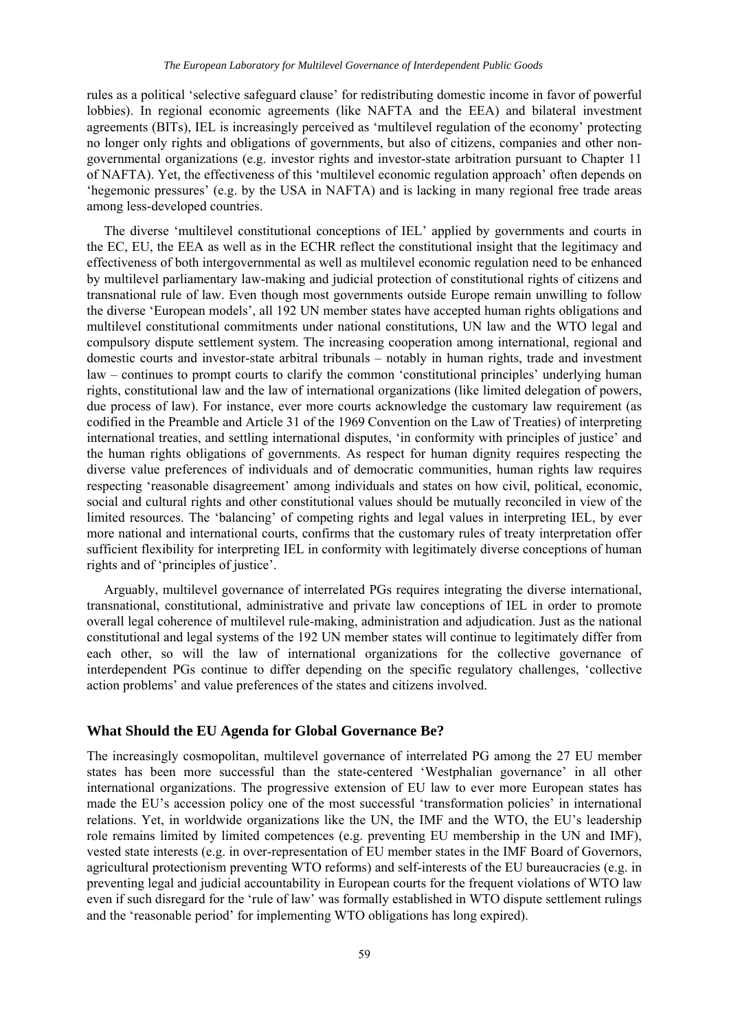rules as a political 'selective safeguard clause' for redistributing domestic income in favor of powerful lobbies). In regional economic agreements (like NAFTA and the EEA) and bilateral investment agreements (BITs), IEL is increasingly perceived as 'multilevel regulation of the economy' protecting no longer only rights and obligations of governments, but also of citizens, companies and other non-governmental organizations (e.g. investor rights and investor-state arbitration pursuant to Chapter 11 of NAFTA). Yet, the effectiveness of this 'multilevel economic regulation approach' often depends on 'hegemonic pressures' (e.g. by the USA in NAFTA) and is lacking in many regional free trade areas among less-developed countries.

The diverse 'multilevel constitutional conceptions of IEL' applied by governments and courts in the EC, EU, the EEA as well as in the ECHR reflect the constitutional insight that the legitimacy and effectiveness of both intergovernmental as well as multilevel economic regulation need to be enhanced by multilevel parliamentary law-making and judicial protection of constitutional rights of citizens and transnational rule of law. Even though most governments outside Europe remain unwilling to follow the diverse 'European models', all 192 UN member states have accepted human rights obligations and multilevel constitutional commitments under national constitutions, UN law and the WTO legal and compulsory dispute settlement system. The increasing cooperation among international, regional and domestic courts and investor-state arbitral tribunals – notably in human rights, trade and investment law – continues to prompt courts to clarify the common 'constitutional principles' underlying human rights, constitutional law and the law of international organizations (like limited delegation of powers, due process of law). For instance, ever more courts acknowledge the customary law requirement (as codified in the Preamble and Article 31 of the 1969 Convention on the Law of Treaties) of interpreting international treaties, and settling international disputes, 'in conformity with principles of justice' and the human rights obligations of governments. As respect for human dignity requires respecting the diverse value preferences of individuals and of democratic communities, human rights law requires respecting 'reasonable disagreement' among individuals and states on how civil, political, economic, social and cultural rights and other constitutional values should be mutually reconciled in view of the limited resources. The 'balancing' of competing rights and legal values in interpreting IEL, by ever more national and international courts, confirms that the customary rules of treaty interpretation offer sufficient flexibility for interpreting IEL in conformity with legitimately diverse conceptions of human rights and of 'principles of justice'.

Arguably, multilevel governance of interrelated PGs requires integrating the diverse international, transnational, constitutional, administrative and private law conceptions of IEL in order to promote overall legal coherence of multilevel rule-making, administration and adjudication. Just as the national constitutional and legal systems of the 192 UN member states will continue to legitimately differ from each other, so will the law of international organizations for the collective governance of interdependent PGs continue to differ depending on the specific regulatory challenges, 'collective action problems' and value preferences of the states and citizens involved.

### What Should the EU Agenda for Global Governance Be?

The increasingly cosmopolitan, multilevel governance of interrelated PG among the 27 EU member states has been more successful than the state-centered 'Westphalian governance' in all other international organizations. The progressive extension of EU law to ever more European states has made the EU's accession policy one of the most successful 'transformation policies' in international relations. Yet, in worldwide organizations like the UN, the IMF and the WTO, the EU's leadership role remains limited by limited competences (e.g. preventing EU membership in the UN and IMF), vested state interests (e.g. in over-representation of EU member states in the IMF Board of Governors, agricultural protectionism preventing WTO reforms) and self-interests of the EU bureaucracies (e.g. in preventing legal and judicial accountability in European courts for the frequent violations of WTO law even if such disregard for the 'rule of law' was formally established in WTO dispute settlement rulings and the 'reasonable period' for implementing WTO obligations has long expired).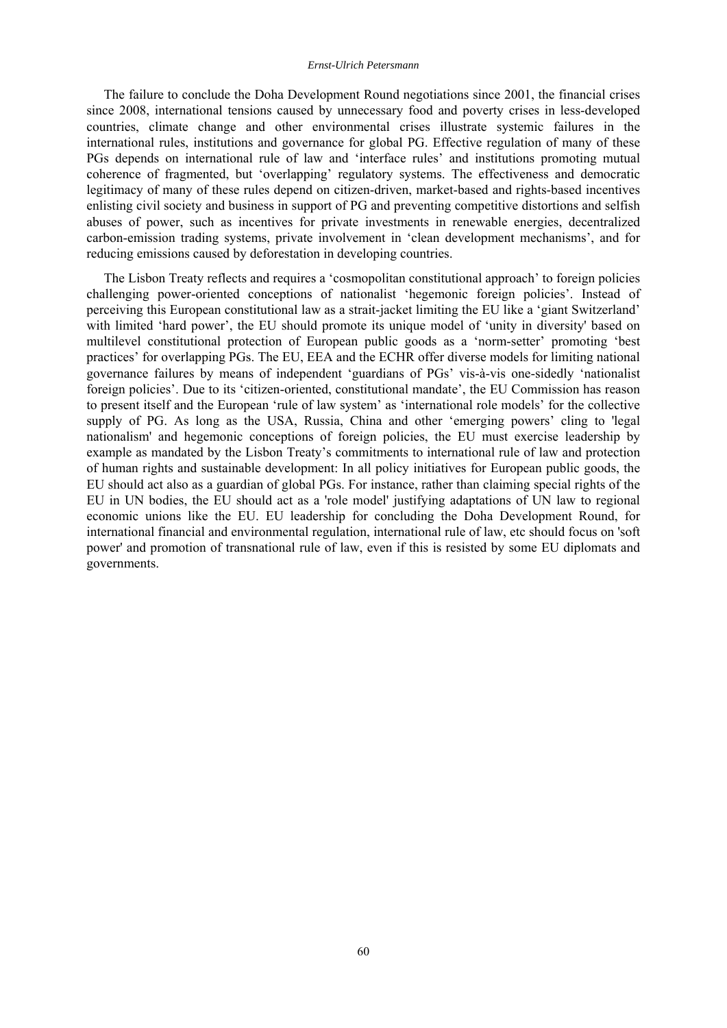The failure to conclude the Doha Development Round negotiations since 2001, the financial crises since 2008, international tensions caused by unnecessary food and poverty crises in less-developed countries, climate change and other environmental crises illustrate systemic failures in the international rules, institutions and governance for global PG. Effective regulation of many of these PGs depends on international rule of law and 'interface rules' and institutions promoting mutual coherence of fragmented, but 'overlapping' regulatory systems. The effectiveness and democratic legitimacy of many of these rules depend on citizen-driven, market-based and rights-based incentives enlisting civil society and business in support of PG and preventing competitive distortions and selfish abuses of power, such as incentives for private investments in renewable energies, decentralized carbon-emission trading systems, private involvement in 'clean development mechanisms', and for reducing emissions caused by deforestation in developing countries.

The Lisbon Treaty reflects and requires a 'cosmopolitan constitutional approach' to foreign policies challenging power-oriented conceptions of nationalist 'hegemonic foreign policies'. Instead of perceiving this European constitutional law as a strait-jacket limiting the EU like a 'giant Switzerland' with limited 'hard power', the EU should promote its unique model of 'unity in diversity' based on multilevel constitutional protection of European public goods as a 'norm-setter' promoting 'best practices' for overlapping PGs. The EU, EEA and the ECHR offer diverse models for limiting national governance failures by means of independent 'guardians of PGs' vis-à-vis one-sidedly 'nationalist foreign policies'. Due to its 'citizen-oriented, constitutional mandate', the EU Commission has reason to present itself and the European 'rule of law system' as 'international role models' for the collective supply of PG. As long as the USA, Russia, China and other 'emerging powers' cling to 'legal nationalism' and hegemonic conceptions of foreign policies, the EU must exercise leadership by example as mandated by the Lisbon Treaty's commitments to international rule of law and protection of human rights and sustainable development: In all policy initiatives for European public goods, the EU should act also as a guardian of global PGs. For instance, rather than claiming special rights of the EU in UN bodies, the EU should act as a 'role model' justifying adaptations of UN law to regional economic unions like the EU. EU leadership for concluding the Doha Development Round, for international financial and environmental regulation, international rule of law, etc should focus on 'soft power' and promotion of transnational rule of law, even if this is resisted by some EU diplomats and governments.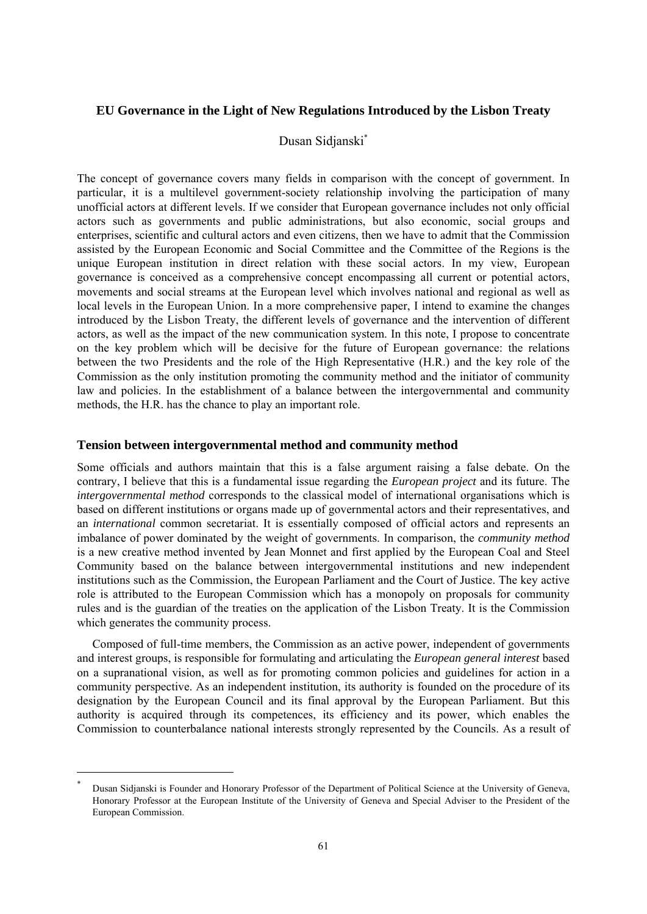## EU Governance in the Light of New Regulations Introduced by the Lisbon Treaty

Dusan Sidjanski[*]

The concept of governance covers many fields in comparison with the concept of government. In particular, it is a multilevel government-society relationship involving the participation of many unofficial actors at different levels. If we consider that European governance includes not only official actors such as governments and public administrations, but also economic, social groups and enterprises, scientific and cultural actors and even citizens, then we have to admit that the Commission assisted by the European Economic and Social Committee and the Committee of the Regions is the unique European institution in direct relation with these social actors. In my view, European governance is conceived as a comprehensive concept encompassing all current or potential actors, movements and social streams at the European level which involves national and regional as well as local levels in the European Union. In a more comprehensive paper, I intend to examine the changes introduced by the Lisbon Treaty, the different levels of governance and the intervention of different actors, as well as the impact of the new communication system. In this note, I propose to concentrate on the key problem which will be decisive for the future of European governance: the relations between the two Presidents and the role of the High Representative (H.R.) and the key role of the Commission as the only institution promoting the community method and the initiator of community law and policies. In the establishment of a balance between the intergovernmental and community methods, the H.R. has the chance to play an important role.

### Tension between intergovernmental method and community method

Some officials and authors maintain that this is a false argument raising a false debate. On the contrary, I believe that this is a fundamental issue regarding the *European project* and its future. The *intergovernmental method* corresponds to the classical model of international organisations which is based on different institutions or organs made up of governmental actors and their representatives, and an *international* common secretariat. It is essentially composed of official actors and represents an imbalance of power dominated by the weight of governments. In comparison, the *community method* is a new creative method invented by Jean Monnet and first applied by the European Coal and Steel Community based on the balance between intergovernmental institutions and new independent institutions such as the Commission, the European Parliament and the Court of Justice. The key active role is attributed to the European Commission which has a monopoly on proposals for community rules and is the guardian of the treaties on the application of the Lisbon Treaty. It is the Commission which generates the community process.

Composed of full-time members, the Commission as an active power, independent of governments and interest groups, is responsible for formulating and articulating the *European general interest* based on a supranational vision, as well as for promoting common policies and guidelines for action in a community perspective. As an independent institution, its authority is founded on the procedure of its designation by the European Council and its final approval by the European Parliament. But this authority is acquired through its competences, its efficiency and its power, which enables the Commission to counterbalance national interests strongly represented by the Councils. As a result of

[*] Dusan Sidjanski is Founder and Honorary Professor of the Department of Political Science at the University of Geneva, Honorary Professor at the European Institute of the University of Geneva and Special Adviser to the President of the European Commission.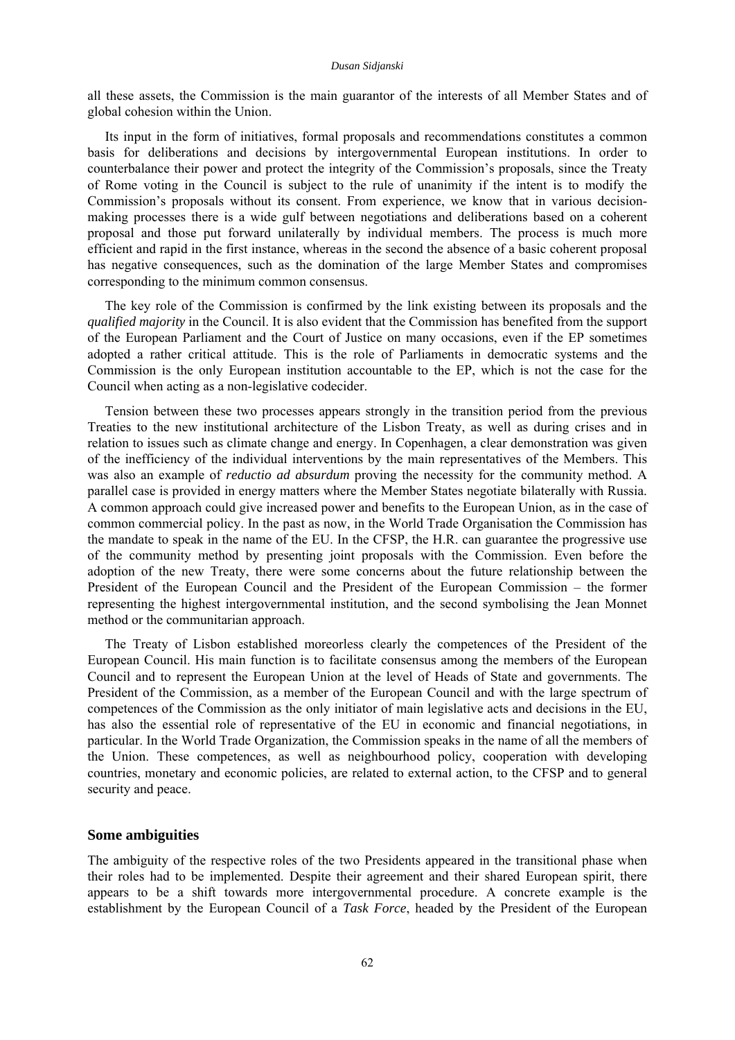all these assets, the Commission is the main guarantor of the interests of all Member States and of global cohesion within the Union.

Its input in the form of initiatives, formal proposals and recommendations constitutes a common basis for deliberations and decisions by intergovernmental European institutions. In order to counterbalance their power and protect the integrity of the Commission's proposals, since the Treaty of Rome voting in the Council is subject to the rule of unanimity if the intent is to modify the Commission's proposals without its consent. From experience, we know that in various decision-making processes there is a wide gulf between negotiations and deliberations based on a coherent proposal and those put forward unilaterally by individual members. The process is much more efficient and rapid in the first instance, whereas in the second the absence of a basic coherent proposal has negative consequences, such as the domination of the large Member States and compromises corresponding to the minimum common consensus.

The key role of the Commission is confirmed by the link existing between its proposals and the *qualified majority* in the Council. It is also evident that the Commission has benefited from the support of the European Parliament and the Court of Justice on many occasions, even if the EP sometimes adopted a rather critical attitude. This is the role of Parliaments in democratic systems and the Commission is the only European institution accountable to the EP, which is not the case for the Council when acting as a non-legislative codecider.

Tension between these two processes appears strongly in the transition period from the previous Treaties to the new institutional architecture of the Lisbon Treaty, as well as during crises and in relation to issues such as climate change and energy. In Copenhagen, a clear demonstration was given of the inefficiency of the individual interventions by the main representatives of the Members. This was also an example of *reductio ad absurdum* proving the necessity for the community method. A parallel case is provided in energy matters where the Member States negotiate bilaterally with Russia. A common approach could give increased power and benefits to the European Union, as in the case of common commercial policy. In the past as now, in the World Trade Organisation the Commission has the mandate to speak in the name of the EU. In the CFSP, the H.R. can guarantee the progressive use of the community method by presenting joint proposals with the Commission. Even before the adoption of the new Treaty, there were some concerns about the future relationship between the President of the European Council and the President of the European Commission – the former representing the highest intergovernmental institution, and the second symbolising the Jean Monnet method or the communitarian approach.

The Treaty of Lisbon established moreorless clearly the competences of the President of the European Council. His main function is to facilitate consensus among the members of the European Council and to represent the European Union at the level of Heads of State and governments. The President of the Commission, as a member of the European Council and with the large spectrum of competences of the Commission as the only initiator of main legislative acts and decisions in the EU, has also the essential role of representative of the EU in economic and financial negotiations, in particular. In the World Trade Organization, the Commission speaks in the name of all the members of the Union. These competences, as well as neighbourhood policy, cooperation with developing countries, monetary and economic policies, are related to external action, to the CFSP and to general security and peace.

## Some ambiguities

The ambiguity of the respective roles of the two Presidents appeared in the transitional phase when their roles had to be implemented. Despite their agreement and their shared European spirit, there appears to be a shift towards more intergovernmental procedure. A concrete example is the establishment by the European Council of a *Task Force*, headed by the President of the European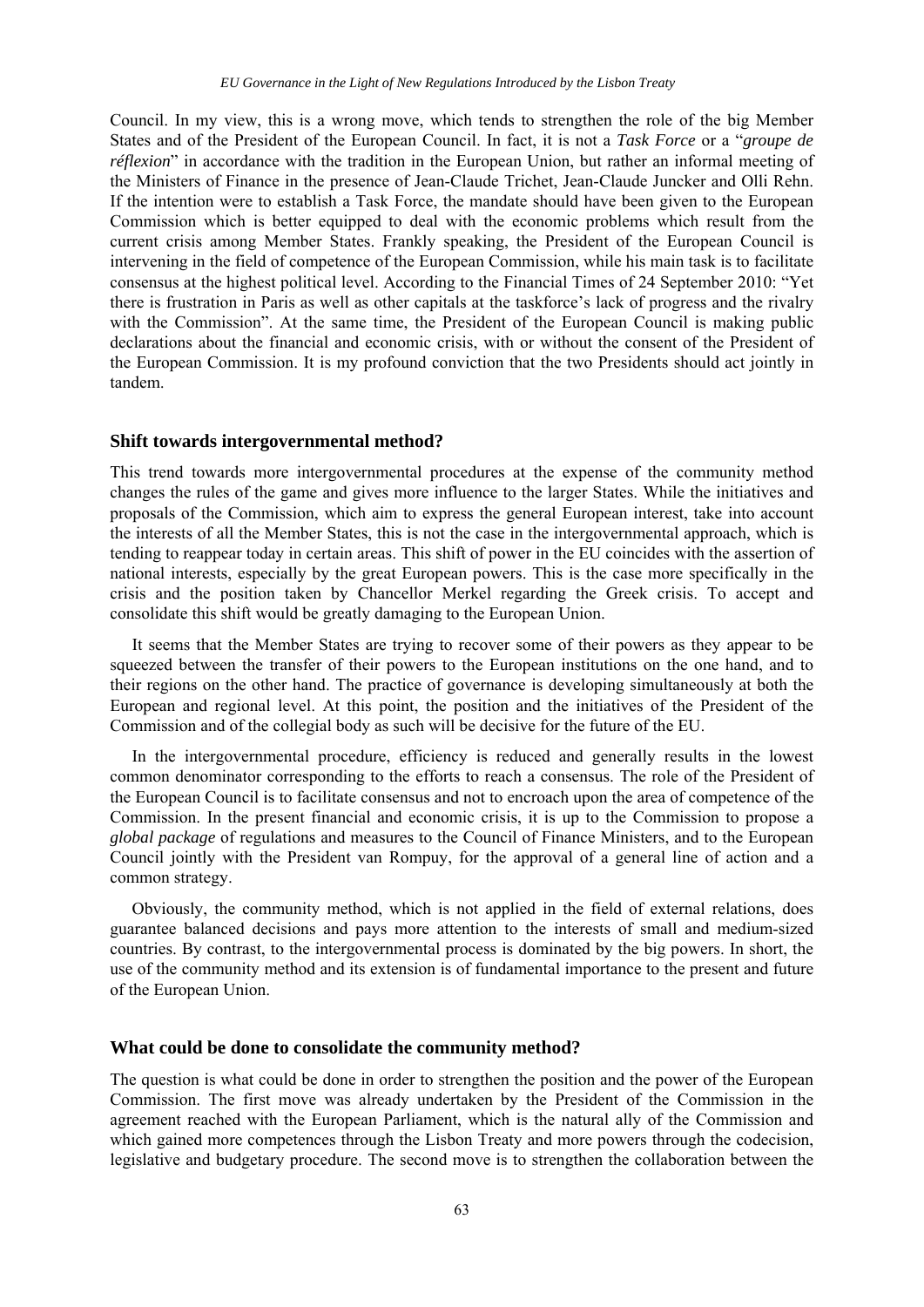Council. In my view, this is a wrong move, which tends to strengthen the role of the big Member States and of the President of the European Council. In fact, it is not a *Task Force* or a "*groupe de réflexion*" in accordance with the tradition in the European Union, but rather an informal meeting of the Ministers of Finance in the presence of Jean-Claude Trichet, Jean-Claude Juncker and Olli Rehn. If the intention were to establish a Task Force, the mandate should have been given to the European Commission which is better equipped to deal with the economic problems which result from the current crisis among Member States. Frankly speaking, the President of the European Council is intervening in the field of competence of the European Commission, while his main task is to facilitate consensus at the highest political level. According to the Financial Times of 24 September 2010: "Yet there is frustration in Paris as well as other capitals at the taskforce's lack of progress and the rivalry with the Commission". At the same time, the President of the European Council is making public declarations about the financial and economic crisis, with or without the consent of the President of the European Commission. It is my profound conviction that the two Presidents should act jointly in tandem.

### Shift towards intergovernmental method?

This trend towards more intergovernmental procedures at the expense of the community method changes the rules of the game and gives more influence to the larger States. While the initiatives and proposals of the Commission, which aim to express the general European interest, take into account the interests of all the Member States, this is not the case in the intergovernmental approach, which is tending to reappear today in certain areas. This shift of power in the EU coincides with the assertion of national interests, especially by the great European powers. This is the case more specifically in the crisis and the position taken by Chancellor Merkel regarding the Greek crisis. To accept and consolidate this shift would be greatly damaging to the European Union.

It seems that the Member States are trying to recover some of their powers as they appear to be squeezed between the transfer of their powers to the European institutions on the one hand, and to their regions on the other hand. The practice of governance is developing simultaneously at both the European and regional level. At this point, the position and the initiatives of the President of the Commission and of the collegial body as such will be decisive for the future of the EU.

In the intergovernmental procedure, efficiency is reduced and generally results in the lowest common denominator corresponding to the efforts to reach a consensus. The role of the President of the European Council is to facilitate consensus and not to encroach upon the area of competence of the Commission. In the present financial and economic crisis, it is up to the Commission to propose a *global package* of regulations and measures to the Council of Finance Ministers, and to the European Council jointly with the President van Rompuy, for the approval of a general line of action and a common strategy.

Obviously, the community method, which is not applied in the field of external relations, does guarantee balanced decisions and pays more attention to the interests of small and medium-sized countries. By contrast, to the intergovernmental process is dominated by the big powers. In short, the use of the community method and its extension is of fundamental importance to the present and future of the European Union.

### What could be done to consolidate the community method?

The question is what could be done in order to strengthen the position and the power of the European Commission. The first move was already undertaken by the President of the Commission in the agreement reached with the European Parliament, which is the natural ally of the Commission and which gained more competences through the Lisbon Treaty and more powers through the codecision, legislative and budgetary procedure. The second move is to strengthen the collaboration between the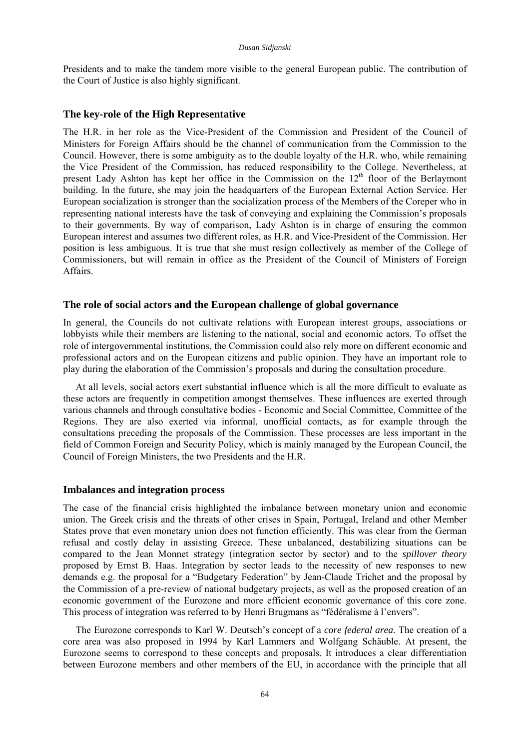Presidents and to make the tandem more visible to the general European public. The contribution of the Court of Justice is also highly significant.

## The key-role of the High Representative

The H.R. in her role as the Vice-President of the Commission and President of the Council of Ministers for Foreign Affairs should be the channel of communication from the Commission to the Council. However, there is some ambiguity as to the double loyalty of the H.R. who, while remaining the Vice President of the Commission, has reduced responsibility to the College. Nevertheless, at present Lady Ashton has kept her office in the Commission on the 12th floor of the Berlaymont building. In the future, she may join the headquarters of the European External Action Service. Her European socialization is stronger than the socialization process of the Members of the Coreper who in representing national interests have the task of conveying and explaining the Commission's proposals to their governments. By way of comparison, Lady Ashton is in charge of ensuring the common European interest and assumes two different roles, as H.R. and Vice-President of the Commission. Her position is less ambiguous. It is true that she must resign collectively as member of the College of Commissioners, but will remain in office as the President of the Council of Ministers of Foreign Affairs.

## The role of social actors and the European challenge of global governance

In general, the Councils do not cultivate relations with European interest groups, associations or lobbyists while their members are listening to the national, social and economic actors. To offset the role of intergovernmental institutions, the Commission could also rely more on different economic and professional actors and on the European citizens and public opinion. They have an important role to play during the elaboration of the Commission's proposals and during the consultation procedure.

At all levels, social actors exert substantial influence which is all the more difficult to evaluate as these actors are frequently in competition amongst themselves. These influences are exerted through various channels and through consultative bodies - Economic and Social Committee, Committee of the Regions. They are also exerted via informal, unofficial contacts, as for example through the consultations preceding the proposals of the Commission. These processes are less important in the field of Common Foreign and Security Policy, which is mainly managed by the European Council, the Council of Foreign Ministers, the two Presidents and the H.R.

## Imbalances and integration process

The case of the financial crisis highlighted the imbalance between monetary union and economic union. The Greek crisis and the threats of other crises in Spain, Portugal, Ireland and other Member States prove that even monetary union does not function efficiently. This was clear from the German refusal and costly delay in assisting Greece. These unbalanced, destabilizing situations can be compared to the Jean Monnet strategy (integration sector by sector) and to the *spillover theory* proposed by Ernst B. Haas. Integration by sector leads to the necessity of new responses to new demands e.g. the proposal for a "Budgetary Federation" by Jean-Claude Trichet and the proposal by the Commission of a pre-review of national budgetary projects, as well as the proposed creation of an economic government of the Eurozone and more efficient economic governance of this core zone. This process of integration was referred to by Henri Brugmans as "fédéralisme à l'envers".

The Eurozone corresponds to Karl W. Deutsch's concept of a *core federal area*. The creation of a core area was also proposed in 1994 by Karl Lammers and Wolfgang Schäuble. At present, the Eurozone seems to correspond to these concepts and proposals. It introduces a clear differentiation between Eurozone members and other members of the EU, in accordance with the principle that all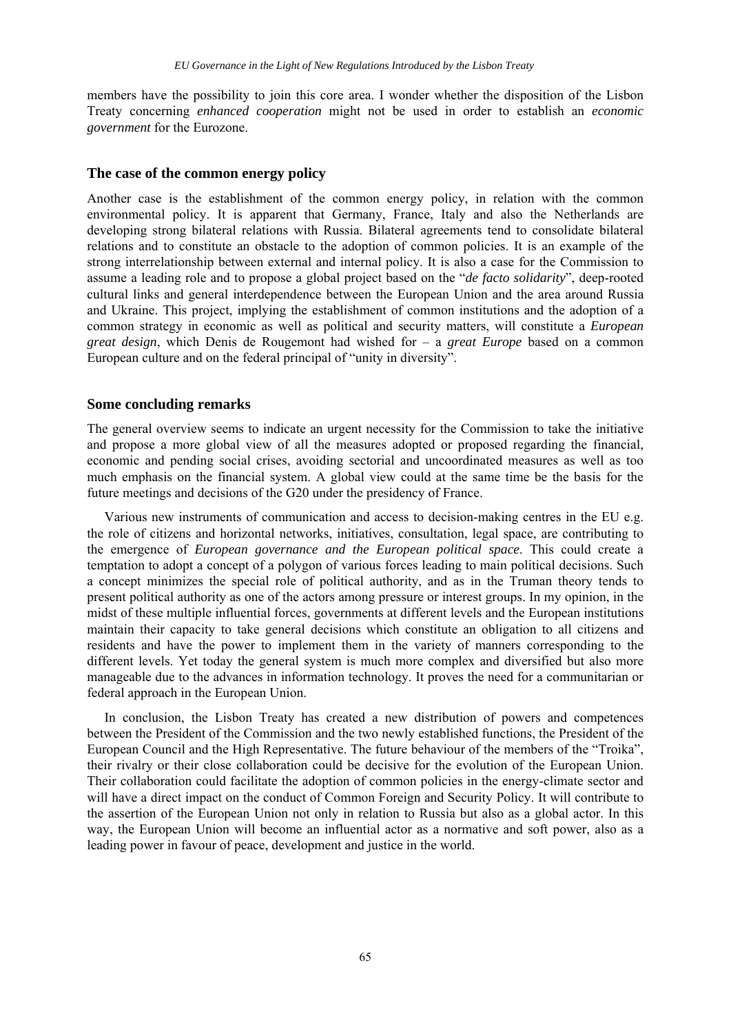members have the possibility to join this core area. I wonder whether the disposition of the Lisbon Treaty concerning *enhanced cooperation* might not be used in order to establish an *economic government* for the Eurozone.

### The case of the common energy policy

Another case is the establishment of the common energy policy, in relation with the common environmental policy. It is apparent that Germany, France, Italy and also the Netherlands are developing strong bilateral relations with Russia. Bilateral agreements tend to consolidate bilateral relations and to constitute an obstacle to the adoption of common policies. It is an example of the strong interrelationship between external and internal policy. It is also a case for the Commission to assume a leading role and to propose a global project based on the "*de facto solidarity*", deep-rooted cultural links and general interdependence between the European Union and the area around Russia and Ukraine. This project, implying the establishment of common institutions and the adoption of a common strategy in economic as well as political and security matters, will constitute a *European great design*, which Denis de Rougemont had wished for – a *great Europe* based on a common European culture and on the federal principal of "unity in diversity".

### Some concluding remarks

The general overview seems to indicate an urgent necessity for the Commission to take the initiative and propose a more global view of all the measures adopted or proposed regarding the financial, economic and pending social crises, avoiding sectorial and uncoordinated measures as well as too much emphasis on the financial system. A global view could at the same time be the basis for the future meetings and decisions of the G20 under the presidency of France.

Various new instruments of communication and access to decision-making centres in the EU e.g. the role of citizens and horizontal networks, initiatives, consultation, legal space, are contributing to the emergence of *European governance and the European political space*. This could create a temptation to adopt a concept of a polygon of various forces leading to main political decisions. Such a concept minimizes the special role of political authority, and as in the Truman theory tends to present political authority as one of the actors among pressure or interest groups. In my opinion, in the midst of these multiple influential forces, governments at different levels and the European institutions maintain their capacity to take general decisions which constitute an obligation to all citizens and residents and have the power to implement them in the variety of manners corresponding to the different levels. Yet today the general system is much more complex and diversified but also more manageable due to the advances in information technology. It proves the need for a communitarian or federal approach in the European Union.

In conclusion, the Lisbon Treaty has created a new distribution of powers and competences between the President of the Commission and the two newly established functions, the President of the European Council and the High Representative. The future behaviour of the members of the "Troika", their rivalry or their close collaboration could be decisive for the evolution of the European Union. Their collaboration could facilitate the adoption of common policies in the energy-climate sector and will have a direct impact on the conduct of Common Foreign and Security Policy. It will contribute to the assertion of the European Union not only in relation to Russia but also as a global actor. In this way, the European Union will become an influential actor as a normative and soft power, also as a leading power in favour of peace, development and justice in the world.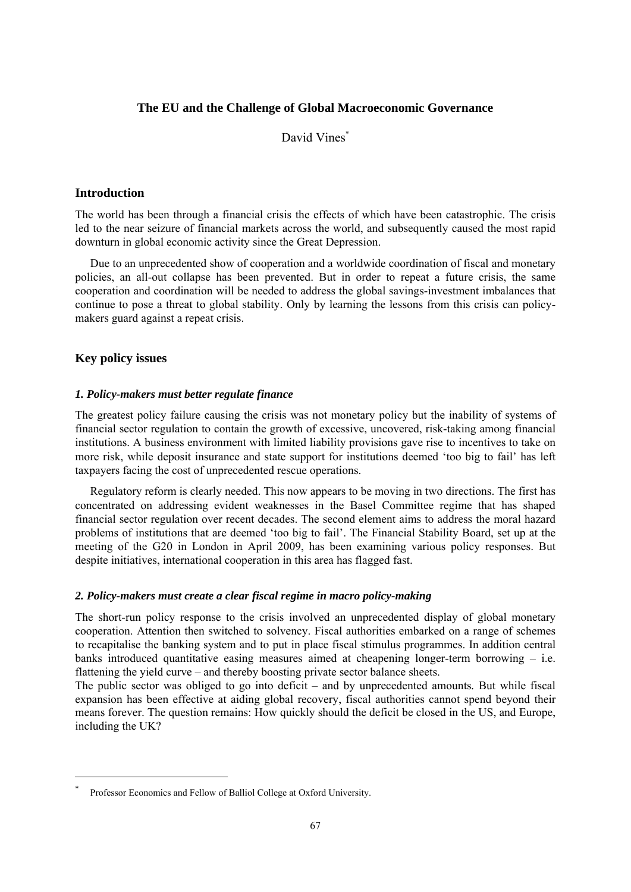# The EU and the Challenge of Global Macroeconomic Governance

David Vines[*]

## Introduction

The world has been through a financial crisis the effects of which have been catastrophic. The crisis led to the near seizure of financial markets across the world, and subsequently caused the most rapid downturn in global economic activity since the Great Depression.

Due to an unprecedented show of cooperation and a worldwide coordination of fiscal and monetary policies, an all-out collapse has been prevented. But in order to repeat a future crisis, the same cooperation and coordination will be needed to address the global savings-investment imbalances that continue to pose a threat to global stability. Only by learning the lessons from this crisis can policy-makers guard against a repeat crisis.

## Key policy issues

### *1. Policy-makers must better regulate finance*

The greatest policy failure causing the crisis was not monetary policy but the inability of systems of financial sector regulation to contain the growth of excessive, uncovered, risk-taking among financial institutions. A business environment with limited liability provisions gave rise to incentives to take on more risk, while deposit insurance and state support for institutions deemed 'too big to fail' has left taxpayers facing the cost of unprecedented rescue operations.

Regulatory reform is clearly needed. This now appears to be moving in two directions. The first has concentrated on addressing evident weaknesses in the Basel Committee regime that has shaped financial sector regulation over recent decades. The second element aims to address the moral hazard problems of institutions that are deemed 'too big to fail'. The Financial Stability Board, set up at the meeting of the G20 in London in April 2009, has been examining various policy responses. But despite initiatives, international cooperation in this area has flagged fast.

### *2. Policy-makers must create a clear fiscal regime in macro policy-making*

The short-run policy response to the crisis involved an unprecedented display of global monetary cooperation. Attention then switched to solvency. Fiscal authorities embarked on a range of schemes to recapitalise the banking system and to put in place fiscal stimulus programmes. In addition central banks introduced quantitative easing measures aimed at cheapening longer-term borrowing – i.e. flattening the yield curve – and thereby boosting private sector balance sheets.

The public sector was obliged to go into deficit – and by unprecedented amounts*.* But while fiscal expansion has been effective at aiding global recovery, fiscal authorities cannot spend beyond their means forever. The question remains: How quickly should the deficit be closed in the US, and Europe, including the UK?

[*] Professor Economics and Fellow of Balliol College at Oxford University.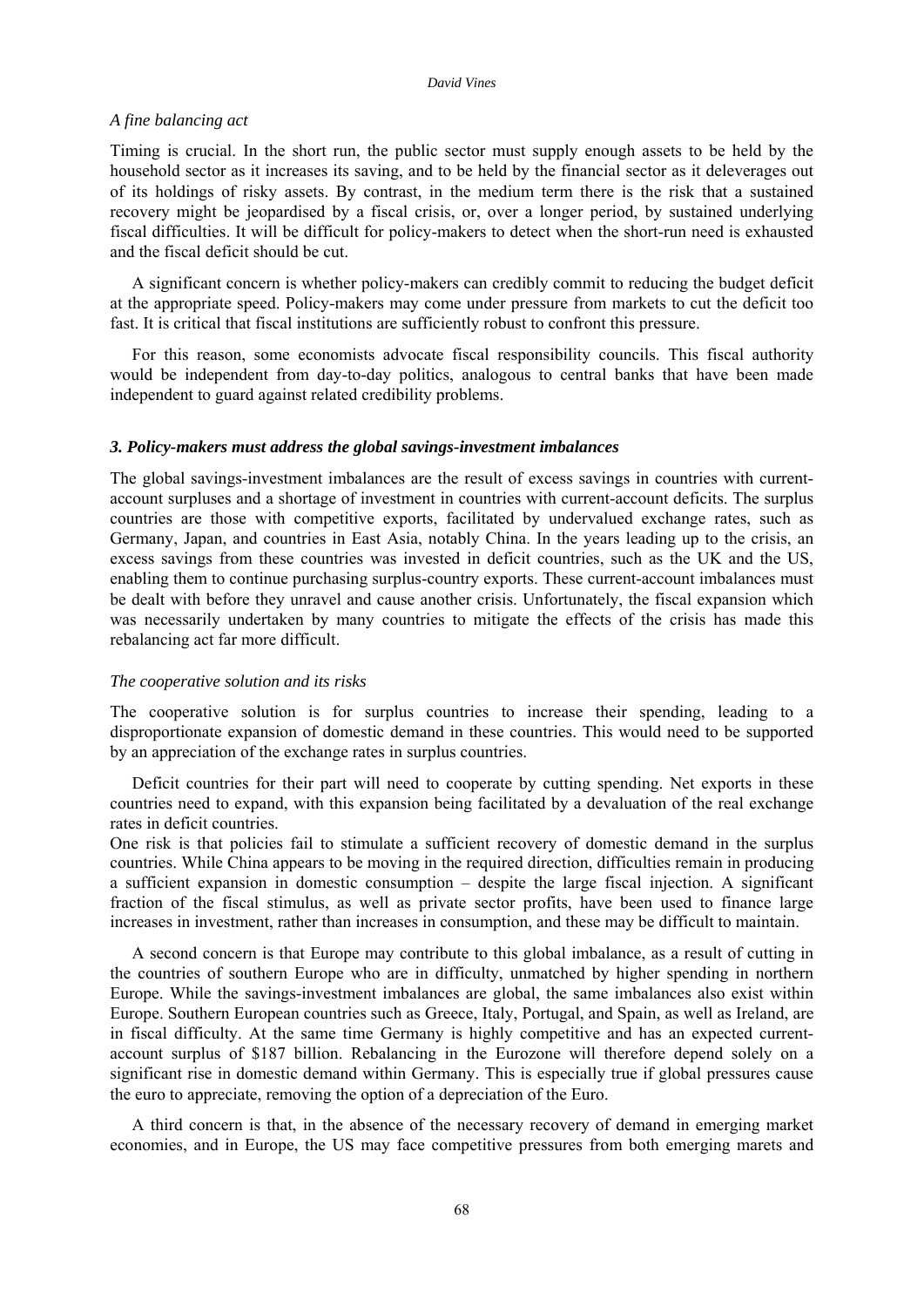### *A fine balancing act*

Timing is crucial. In the short run, the public sector must supply enough assets to be held by the household sector as it increases its saving, and to be held by the financial sector as it deleverages out of its holdings of risky assets. By contrast, in the medium term there is the risk that a sustained recovery might be jeopardised by a fiscal crisis, or, over a longer period, by sustained underlying fiscal difficulties. It will be difficult for policy-makers to detect when the short-run need is exhausted and the fiscal deficit should be cut.

A significant concern is whether policy-makers can credibly commit to reducing the budget deficit at the appropriate speed. Policy-makers may come under pressure from markets to cut the deficit too fast. It is critical that fiscal institutions are sufficiently robust to confront this pressure.

For this reason, some economists advocate fiscal responsibility councils. This fiscal authority would be independent from day-to-day politics, analogous to central banks that have been made independent to guard against related credibility problems.

### ***3. Policy-makers must address the global savings-investment imbalances***

The global savings-investment imbalances are the result of excess savings in countries with current-account surpluses and a shortage of investment in countries with current-account deficits. The surplus countries are those with competitive exports, facilitated by undervalued exchange rates, such as Germany, Japan, and countries in East Asia, notably China. In the years leading up to the crisis, an excess savings from these countries was invested in deficit countries, such as the UK and the US, enabling them to continue purchasing surplus-country exports. These current-account imbalances must be dealt with before they unravel and cause another crisis. Unfortunately, the fiscal expansion which was necessarily undertaken by many countries to mitigate the effects of the crisis has made this rebalancing act far more difficult.

### *The cooperative solution and its risks*

The cooperative solution is for surplus countries to increase their spending, leading to a disproportionate expansion of domestic demand in these countries. This would need to be supported by an appreciation of the exchange rates in surplus countries.

Deficit countries for their part will need to cooperate by cutting spending. Net exports in these countries need to expand, with this expansion being facilitated by a devaluation of the real exchange rates in deficit countries.

One risk is that policies fail to stimulate a sufficient recovery of domestic demand in the surplus countries. While China appears to be moving in the required direction, difficulties remain in producing a sufficient expansion in domestic consumption – despite the large fiscal injection. A significant fraction of the fiscal stimulus, as well as private sector profits, have been used to finance large increases in investment, rather than increases in consumption, and these may be difficult to maintain.

A second concern is that Europe may contribute to this global imbalance, as a result of cutting in the countries of southern Europe who are in difficulty, unmatched by higher spending in northern Europe. While the savings-investment imbalances are global, the same imbalances also exist within Europe. Southern European countries such as Greece, Italy, Portugal, and Spain, as well as Ireland, are in fiscal difficulty. At the same time Germany is highly competitive and has an expected current-account surplus of $187 billion. Rebalancing in the Eurozone will therefore depend solely on a significant rise in domestic demand within Germany. This is especially true if global pressures cause the euro to appreciate, removing the option of a depreciation of the Euro.

A third concern is that, in the absence of the necessary recovery of demand in emerging market economies, and in Europe, the US may face competitive pressures from both emerging marets and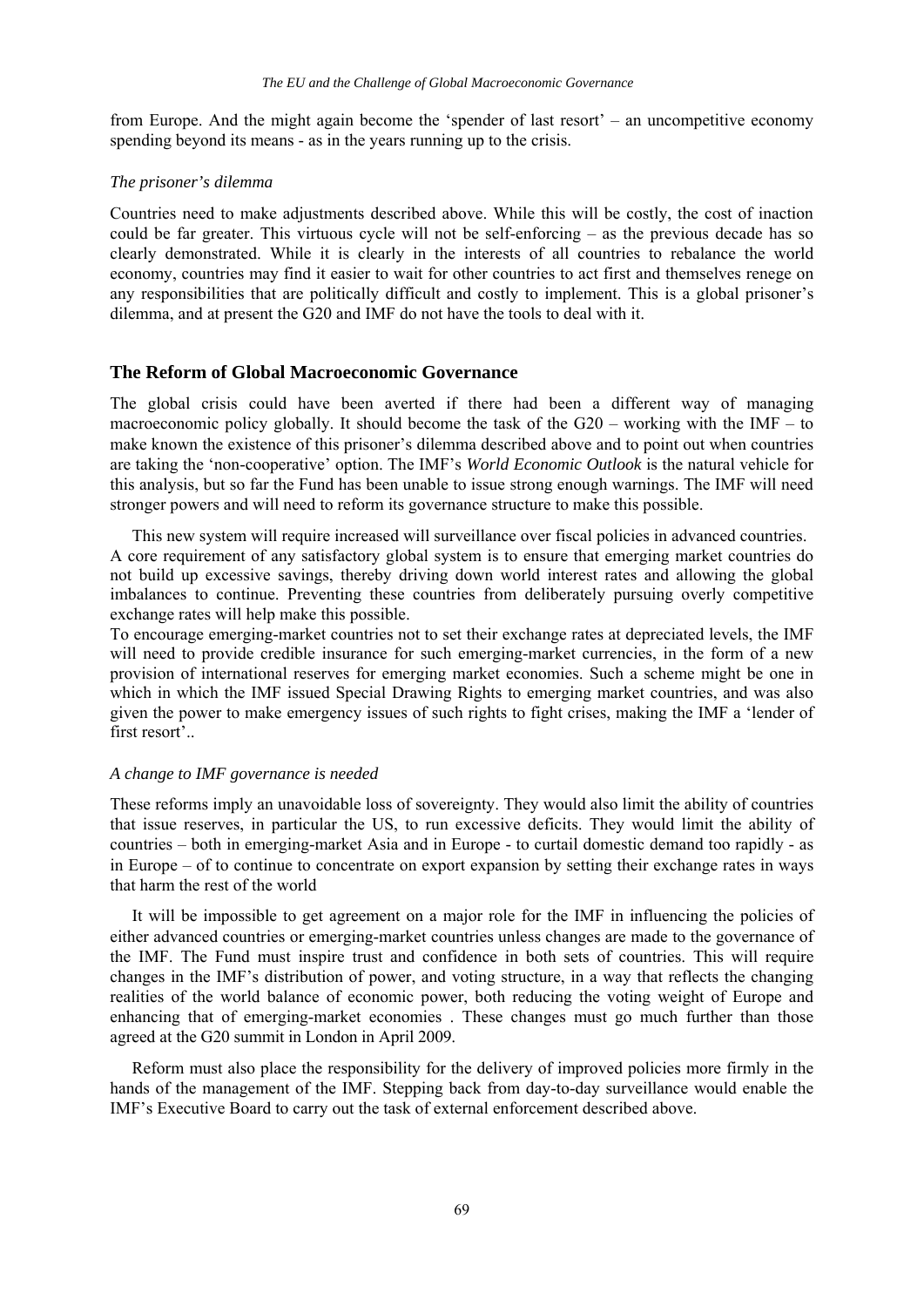from Europe. And the might again become the 'spender of last resort' – an uncompetitive economy spending beyond its means - as in the years running up to the crisis.

*The prisoner's dilemma*

Countries need to make adjustments described above. While this will be costly, the cost of inaction could be far greater. This virtuous cycle will not be self-enforcing – as the previous decade has so clearly demonstrated. While it is clearly in the interests of all countries to rebalance the world economy, countries may find it easier to wait for other countries to act first and themselves renege on any responsibilities that are politically difficult and costly to implement. This is a global prisoner's dilemma, and at present the G20 and IMF do not have the tools to deal with it.

## The Reform of Global Macroeconomic Governance

The global crisis could have been averted if there had been a different way of managing macroeconomic policy globally. It should become the task of the G20 – working with the IMF – to make known the existence of this prisoner's dilemma described above and to point out when countries are taking the 'non-cooperative' option. The IMF's *World Economic Outlook* is the natural vehicle for this analysis, but so far the Fund has been unable to issue strong enough warnings. The IMF will need stronger powers and will need to reform its governance structure to make this possible.

This new system will require increased will surveillance over fiscal policies in advanced countries. A core requirement of any satisfactory global system is to ensure that emerging market countries do not build up excessive savings, thereby driving down world interest rates and allowing the global imbalances to continue. Preventing these countries from deliberately pursuing overly competitive exchange rates will help make this possible.

To encourage emerging-market countries not to set their exchange rates at depreciated levels, the IMF will need to provide credible insurance for such emerging-market currencies, in the form of a new provision of international reserves for emerging market economies. Such a scheme might be one in which in which the IMF issued Special Drawing Rights to emerging market countries, and was also given the power to make emergency issues of such rights to fight crises, making the IMF a 'lender of first resort'..

*A change to IMF governance is needed*

These reforms imply an unavoidable loss of sovereignty. They would also limit the ability of countries that issue reserves, in particular the US, to run excessive deficits. They would limit the ability of countries – both in emerging-market Asia and in Europe - to curtail domestic demand too rapidly - as in Europe – of to continue to concentrate on export expansion by setting their exchange rates in ways that harm the rest of the world

It will be impossible to get agreement on a major role for the IMF in influencing the policies of either advanced countries or emerging-market countries unless changes are made to the governance of the IMF. The Fund must inspire trust and confidence in both sets of countries. This will require changes in the IMF's distribution of power, and voting structure, in a way that reflects the changing realities of the world balance of economic power, both reducing the voting weight of Europe and enhancing that of emerging-market economies . These changes must go much further than those agreed at the G20 summit in London in April 2009.

Reform must also place the responsibility for the delivery of improved policies more firmly in the hands of the management of the IMF. Stepping back from day-to-day surveillance would enable the IMF's Executive Board to carry out the task of external enforcement described above.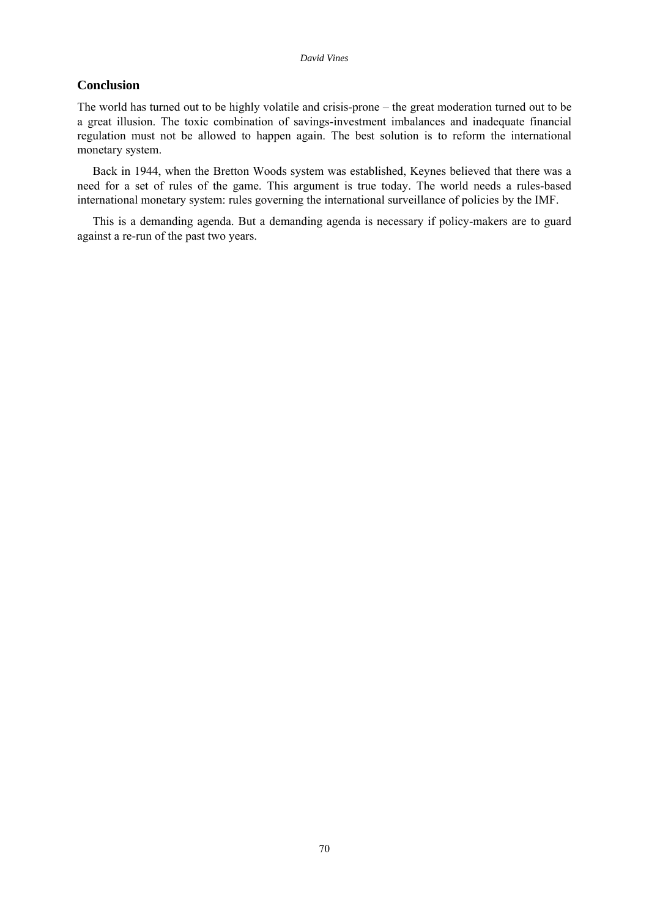## Conclusion

The world has turned out to be highly volatile and crisis-prone – the great moderation turned out to be a great illusion. The toxic combination of savings-investment imbalances and inadequate financial regulation must not be allowed to happen again. The best solution is to reform the international monetary system.

Back in 1944, when the Bretton Woods system was established, Keynes believed that there was a need for a set of rules of the game. This argument is true today. The world needs a rules-based international monetary system: rules governing the international surveillance of policies by the IMF.

This is a demanding agenda. But a demanding agenda is necessary if policy-makers are to guard against a re-run of the past two years.